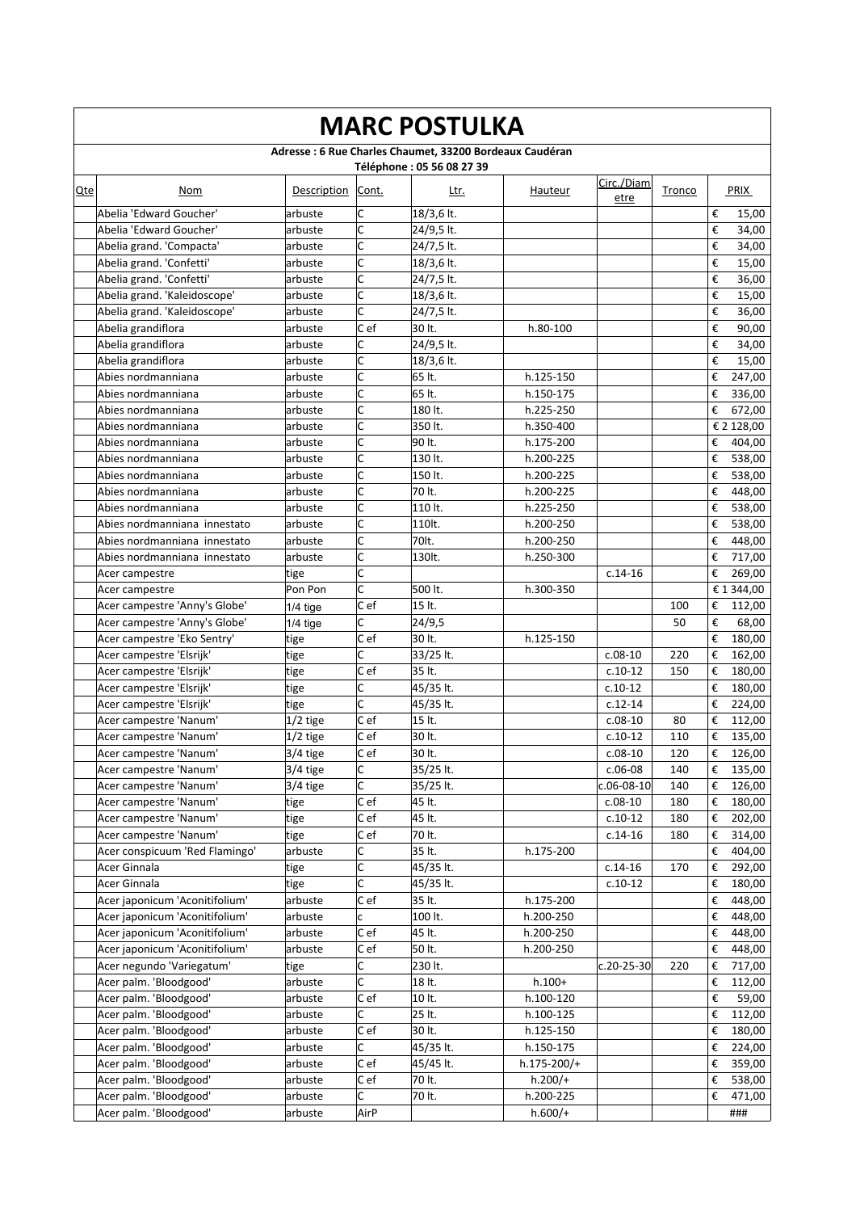# MARC POSTULKA

**Adresse : 6 Rue Charles Chaumet, 33200 Bordeaux Caudéran**
**Téléphone : 05 56 08 27 39**

| Qte | Nom | Description | Cont. | Ltr. | Hauteur | Circ./Diametre | Tronco | PRIX |
|---|---|---|---|---|---|---|---|---|
| | Abelia 'Edward Goucher' | arbuste | C | 18/3,6 lt. | | | | € 15,00 |
| | Abelia 'Edward Goucher' | arbuste | C | 24/9,5 lt. | | | | € 34,00 |
| | Abelia grand. 'Compacta' | arbuste | C | 24/7,5 lt. | | | | € 34,00 |
| | Abelia grand. 'Confetti' | arbuste | C | 18/3,6 lt. | | | | € 15,00 |
| | Abelia grand. 'Confetti' | arbuste | C | 24/7,5 lt. | | | | € 36,00 |
| | Abelia grand. 'Kaleidoscope' | arbuste | C | 18/3,6 lt. | | | | € 15,00 |
| | Abelia grand. 'Kaleidoscope' | arbuste | C | 24/7,5 lt. | | | | € 36,00 |
| | Abelia grandiflora | arbuste | C ef | 30 lt. | h.80-100 | | | € 90,00 |
| | Abelia grandiflora | arbuste | C | 24/9,5 lt. | | | | € 34,00 |
| | Abelia grandiflora | arbuste | C | 18/3,6 lt. | | | | € 15,00 |
| | Abies nordmanniana | arbuste | C | 65 lt. | h.125-150 | | | € 247,00 |
| | Abies nordmanniana | arbuste | C | 65 lt. | h.150-175 | | | € 336,00 |
| | Abies nordmanniana | arbuste | C | 180 lt. | h.225-250 | | | € 672,00 |
| | Abies nordmanniana | arbuste | C | 350 lt. | h.350-400 | | | € 2 128,00 |
| | Abies nordmanniana | arbuste | C | 90 lt. | h.175-200 | | | € 404,00 |
| | Abies nordmanniana | arbuste | C | 130 lt. | h.200-225 | | | € 538,00 |
| | Abies nordmanniana | arbuste | C | 150 lt. | h.200-225 | | | € 538,00 |
| | Abies nordmanniana | arbuste | C | 70 lt. | h.200-225 | | | € 448,00 |
| | Abies nordmanniana | arbuste | C | 110 lt. | h.225-250 | | | € 538,00 |
| | Abies nordmanniana innestato | arbuste | C | 110lt. | h.200-250 | | | € 538,00 |
| | Abies nordmanniana innestato | arbuste | C | 70lt. | h.200-250 | | | € 448,00 |
| | Abies nordmanniana innestato | arbuste | C | 130lt. | h.250-300 | | | € 717,00 |
| | Acer campestre | tige | C | | | c.14-16 | | € 269,00 |
| | Acer campestre | Pon Pon | C | 500 lt. | h.300-350 | | | € 1 344,00 |
| | Acer campestre 'Anny's Globe' | 1/4 tige | C ef | 15 lt. | | | 100 | € 112,00 |
| | Acer campestre 'Anny's Globe' | 1/4 tige | C | 24/9,5 | | | 50 | € 68,00 |
| | Acer campestre 'Eko Sentry' | tige | C ef | 30 lt. | h.125-150 | | | € 180,00 |
| | Acer campestre 'Elsrijk' | tige | C | 33/25 lt. | | c.08-10 | 220 | € 162,00 |
| | Acer campestre 'Elsrijk' | tige | C ef | 35 lt. | | c.10-12 | 150 | € 180,00 |
| | Acer campestre 'Elsrijk' | tige | C | 45/35 lt. | | c.10-12 | | € 180,00 |
| | Acer campestre 'Elsrijk' | tige | C | 45/35 lt. | | c.12-14 | | € 224,00 |
| | Acer campestre 'Nanum' | 1/2 tige | C ef | 15 lt. | | c.08-10 | 80 | € 112,00 |
| | Acer campestre 'Nanum' | 1/2 tige | C ef | 30 lt. | | c.10-12 | 110 | € 135,00 |
| | Acer campestre 'Nanum' | 3/4 tige | C ef | 30 lt. | | c.08-10 | 120 | € 126,00 |
| | Acer campestre 'Nanum' | 3/4 tige | C | 35/25 lt. | | c.06-08 | 140 | € 135,00 |
| | Acer campestre 'Nanum' | 3/4 tige | C | 35/25 lt. | | c.06-08-10 | 140 | € 126,00 |
| | Acer campestre 'Nanum' | tige | C ef | 45 lt. | | c.08-10 | 180 | € 180,00 |
| | Acer campestre 'Nanum' | tige | C ef | 45 lt. | | c.10-12 | 180 | € 202,00 |
| | Acer campestre 'Nanum' | tige | C ef | 70 lt. | | c.14-16 | 180 | € 314,00 |
| | Acer conspicuum 'Red Flamingo' | arbuste | C | 35 lt. | h.175-200 | | | € 404,00 |
| | Acer Ginnala | tige | C | 45/35 lt. | | c.14-16 | 170 | € 292,00 |
| | Acer Ginnala | tige | C | 45/35 lt. | | c.10-12 | | € 180,00 |
| | Acer japonicum 'Aconitifolium' | arbuste | C ef | 35 lt. | h.175-200 | | | € 448,00 |
| | Acer japonicum 'Aconitifolium' | arbuste | c | 100 lt. | h.200-250 | | | € 448,00 |
| | Acer japonicum 'Aconitifolium' | arbuste | C ef | 45 lt. | h.200-250 | | | € 448,00 |
| | Acer japonicum 'Aconitifolium' | arbuste | C ef | 50 lt. | h.200-250 | | | € 448,00 |
| | Acer negundo 'Variegatum' | tige | C | 230 lt. | | c.20-25-30 | 220 | € 717,00 |
| | Acer palm. 'Bloodgood' | arbuste | C | 18 lt. | h.100+ | | | € 112,00 |
| | Acer palm. 'Bloodgood' | arbuste | C ef | 10 lt. | h.100-120 | | | € 59,00 |
| | Acer palm. 'Bloodgood' | arbuste | C | 25 lt. | h.100-125 | | | € 112,00 |
| | Acer palm. 'Bloodgood' | arbuste | C ef | 30 lt. | h.125-150 | | | € 180,00 |
| | Acer palm. 'Bloodgood' | arbuste | C | 45/35 lt. | h.150-175 | | | € 224,00 |
| | Acer palm. 'Bloodgood' | arbuste | C ef | 45/45 lt. | h.175-200/+ | | | € 359,00 |
| | Acer palm. 'Bloodgood' | arbuste | C ef | 70 lt. | h.200/+ | | | € 538,00 |
| | Acer palm. 'Bloodgood' | arbuste | C | 70 lt. | h.200-225 | | | € 471,00 |
| | Acer palm. 'Bloodgood' | arbuste | AirP | | h.600/+ | | | ### |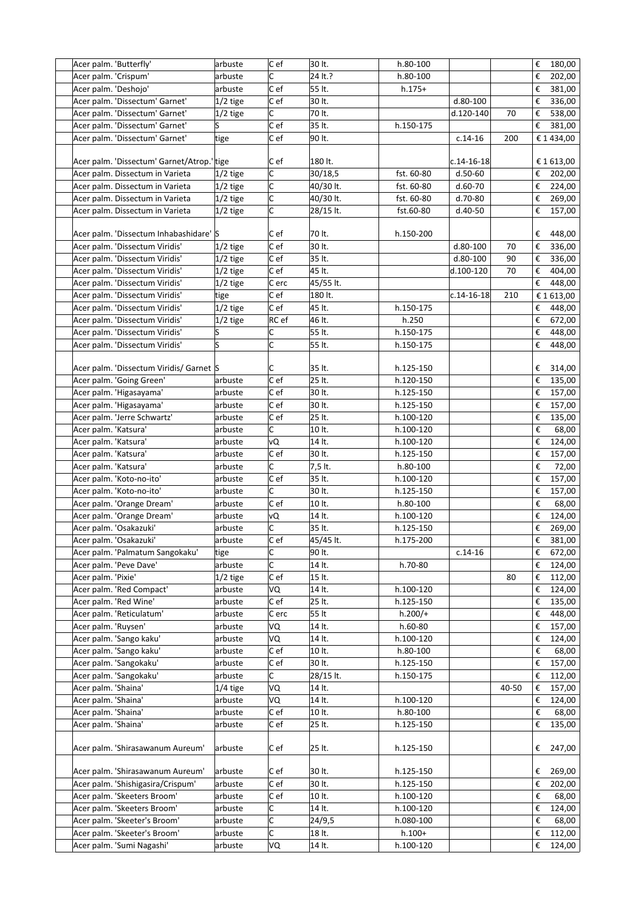| | | | | | | | |
|---|---|---|---|---|---|---|---|
| Acer palm. 'Butterfly' | arbuste | C ef | 30 lt. | h.80-100 | | | € 180,00 |
| Acer palm. 'Crispum' | arbuste | C | 24 lt.? | h.80-100 | | | € 202,00 |
| Acer palm. 'Deshojo' | arbuste | C ef | 55 lt. | h.175+ | | | € 381,00 |
| Acer palm. 'Dissectum' Garnet | 1/2 tige | C ef | 30 lt. | | d.80-100 | | € 336,00 |
| Acer palm. 'Dissectum' Garnet | 1/2 tige | C | 70 lt. | | d.120-140 | 70 | € 538,00 |
| Acer palm. 'Dissectum' Garnet | S | C ef | 35 lt. | h.150-175 | | | € 381,00 |
| Acer palm. 'Dissectum' Garnet | tige | C ef | 90 lt. | | c.14-16 | 200 | € 1 434,00 |
| Acer palm. 'Dissectum' Garnet/Atrop.' | tige | C ef | 180 lt. | | c.14-16-18 | | € 1 613,00 |
| Acer palm. Dissectum in Varieta | 1/2 tige | C | 30/18,5 | fst. 60-80 | d.50-60 | | € 202,00 |
| Acer palm. Dissectum in Varieta | 1/2 tige | C | 40/30 lt. | fst. 60-80 | d.60-70 | | € 224,00 |
| Acer palm. Dissectum in Varieta | 1/2 tige | C | 40/30 lt. | fst. 60-80 | d.70-80 | | € 269,00 |
| Acer palm. Dissectum in Varieta | 1/2 tige | C | 28/15 lt. | fst.60-80 | d.40-50 | | € 157,00 |
| Acer palm. 'Dissectum Inhabashidare' | S | C ef | 70 lt. | h.150-200 | | | € 448,00 |
| Acer palm. 'Dissectum Viridis' | 1/2 tige | C ef | 30 lt. | | d.80-100 | 70 | € 336,00 |
| Acer palm. 'Dissectum Viridis' | 1/2 tige | C ef | 35 lt. | | d.80-100 | 90 | € 336,00 |
| Acer palm. 'Dissectum Viridis' | 1/2 tige | C ef | 45 lt. | | d.100-120 | 70 | € 404,00 |
| Acer palm. 'Dissectum Viridis' | 1/2 tige | C erc | 45/55 lt. | | | | € 448,00 |
| Acer palm. 'Dissectum Viridis' | tige | C ef | 180 lt. | | c.14-16-18 | 210 | € 1 613,00 |
| Acer palm. 'Dissectum Viridis' | 1/2 tige | C ef | 45 lt. | h.150-175 | | | € 448,00 |
| Acer palm. 'Dissectum Viridis' | 1/2 tige | RC ef | 46 lt. | h.250 | | | € 672,00 |
| Acer palm. 'Dissectum Viridis' | S | C | 55 lt. | h.150-175 | | | € 448,00 |
| Acer palm. 'Dissectum Viridis' | S | C | 55 lt. | h.150-175 | | | € 448,00 |
| Acer palm. 'Dissectum Viridis/ Garnet | S | C | 35 lt. | h.125-150 | | | € 314,00 |
| Acer palm. 'Going Green' | arbuste | C ef | 25 lt. | h.120-150 | | | € 135,00 |
| Acer palm. 'Higasayama' | arbuste | C ef | 30 lt. | h.125-150 | | | € 157,00 |
| Acer palm. 'Higasayama' | arbuste | C ef | 30 lt. | h.125-150 | | | € 157,00 |
| Acer palm. 'Jerre Schwartz' | arbuste | C ef | 25 lt. | h.100-120 | | | € 135,00 |
| Acer palm. 'Katsura' | arbuste | C | 10 lt. | h.100-120 | | | € 68,00 |
| Acer palm. 'Katsura' | arbuste | vQ | 14 lt. | h.100-120 | | | € 124,00 |
| Acer palm. 'Katsura' | arbuste | C ef | 30 lt. | h.125-150 | | | € 157,00 |
| Acer palm. 'Katsura' | arbuste | C | 7,5 lt. | h.80-100 | | | € 72,00 |
| Acer palm. 'Koto-no-ito' | arbuste | C ef | 35 lt. | h.100-120 | | | € 157,00 |
| Acer palm. 'Koto-no-ito' | arbuste | C | 30 lt. | h.125-150 | | | € 157,00 |
| Acer palm. 'Orange Dream' | arbuste | C ef | 10 lt. | h.80-100 | | | € 68,00 |
| Acer palm. 'Orange Dream' | arbuste | vQ | 14 lt. | h.100-120 | | | € 124,00 |
| Acer palm. 'Osakazuki' | arbuste | C | 35 lt. | h.125-150 | | | € 269,00 |
| Acer palm. 'Osakazuki' | arbuste | C ef | 45/45 lt. | h.175-200 | | | € 381,00 |
| Acer palm. 'Palmatum Sangokaku' | tige | C | 90 lt. | | c.14-16 | | € 672,00 |
| Acer palm. 'Peve Dave' | arbuste | C | 14 lt. | h.70-80 | | | € 124,00 |
| Acer palm. 'Pixie' | 1/2 tige | C ef | 15 lt. | | | 80 | € 112,00 |
| Acer palm. 'Red Compact' | arbuste | VQ | 14 lt. | h.100-120 | | | € 124,00 |
| Acer palm. 'Red Wine' | arbuste | C ef | 25 lt. | h.125-150 | | | € 135,00 |
| Acer palm. 'Reticulatum' | arbuste | C erc | 55 lt | h.200/+ | | | € 448,00 |
| Acer palm. 'Ruysen' | arbuste | VQ | 14 lt. | h.60-80 | | | € 157,00 |
| Acer palm. 'Sango kaku' | arbuste | VQ | 14 lt. | h.100-120 | | | € 124,00 |
| Acer palm. 'Sango kaku' | arbuste | C ef | 10 lt. | h.80-100 | | | € 68,00 |
| Acer palm. 'Sangokaku' | arbuste | C ef | 30 lt. | h.125-150 | | | € 157,00 |
| Acer palm. 'Sangokaku' | arbuste | C | 28/15 lt. | h.150-175 | | | € 112,00 |
| Acer palm. 'Shaina' | 1/4 tige | VQ | 14 lt. | | | 40-50 | € 157,00 |
| Acer palm. 'Shaina' | arbuste | VQ | 14 lt. | h.100-120 | | | € 124,00 |
| Acer palm. 'Shaina' | arbuste | C ef | 10 lt. | h.80-100 | | | € 68,00 |
| Acer palm. 'Shaina' | arbuste | C ef | 25 lt. | h.125-150 | | | € 135,00 |
| Acer palm. 'Shirasawanum Aureum' | arbuste | C ef | 25 lt. | h.125-150 | | | € 247,00 |
| Acer palm. 'Shirasawanum Aureum' | arbuste | C ef | 30 lt. | h.125-150 | | | € 269,00 |
| Acer palm. 'Shishigasira/Crispum' | arbuste | C ef | 30 lt. | h.125-150 | | | € 202,00 |
| Acer palm. 'Skeeters Broom' | arbuste | C ef | 10 lt. | h.100-120 | | | € 68,00 |
| Acer palm. 'Skeeters Broom' | arbuste | C | 14 lt. | h.100-120 | | | € 124,00 |
| Acer palm. 'Skeeter's Broom' | arbuste | C | 24/9,5 | h.080-100 | | | € 68,00 |
| Acer palm. 'Skeeter's Broom' | arbuste | C | 18 lt. | h.100+ | | | € 112,00 |
| Acer palm. 'Sumi Nagashi' | arbuste | VQ | 14 lt. | h.100-120 | | | € 124,00 |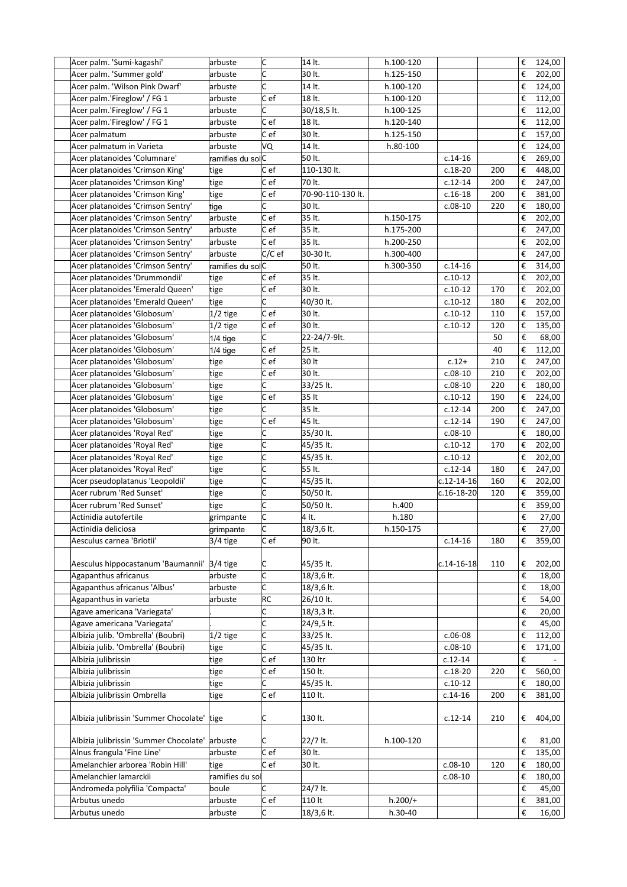| | | | | | | | | |
|---|---|---|---|---|---|---|---|---|
| Acer palm. 'Sumi-kagashi' | arbuste | C | 14 lt. | h.100-120 | | | € | 124,00 |
| Acer palm. 'Summer gold' | arbuste | C | 30 lt. | h.125-150 | | | € | 202,00 |
| Acer palm. 'Wilson Pink Dwarf' | arbuste | C | 14 lt. | h.100-120 | | | € | 124,00 |
| Acer palm.'Fireglow' / FG 1 | arbuste | C ef | 18 lt. | h.100-120 | | | € | 112,00 |
| Acer palm.'Fireglow' / FG 1 | arbuste | C | 30/18,5 lt. | h.100-125 | | | € | 112,00 |
| Acer palm.'Fireglow' / FG 1 | arbuste | C ef | 18 lt. | h.120-140 | | | € | 112,00 |
| Acer palmatum | arbuste | C ef | 30 lt. | h.125-150 | | | € | 157,00 |
| Acer palmatum in Varieta | arbuste | VQ | 14 lt. | h.80-100 | | | € | 124,00 |
| Acer platanoides 'Columnare' | ramifies du sol | C | 50 lt. | | c.14-16 | | € | 269,00 |
| Acer platanoides 'Crimson King' | tige | C ef | 110-130 lt. | | c.18-20 | 200 | € | 448,00 |
| Acer platanoides 'Crimson King' | tige | C ef | 70 lt. | | c.12-14 | 200 | € | 247,00 |
| Acer platanoides 'Crimson King' | tige | C ef | 70-90-110-130 lt. | | c.16-18 | 200 | € | 381,00 |
| Acer platanoides 'Crimson Sentry' | tige | C | 30 lt. | | c.08-10 | 220 | € | 180,00 |
| Acer platanoides 'Crimson Sentry' | arbuste | C ef | 35 lt. | h.150-175 | | | € | 202,00 |
| Acer platanoides 'Crimson Sentry' | arbuste | C ef | 35 lt. | h.175-200 | | | € | 247,00 |
| Acer platanoides 'Crimson Sentry' | arbuste | C ef | 35 lt. | h.200-250 | | | € | 202,00 |
| Acer platanoides 'Crimson Sentry' | arbuste | C/C ef | 30-30 lt. | h.300-400 | | | € | 247,00 |
| Acer platanoides 'Crimson Sentry' | ramifies du sol | C | 50 lt. | h.300-350 | c.14-16 | | € | 314,00 |
| Acer platanoides 'Drummondii' | tige | C ef | 35 lt. | | c.10-12 | | € | 202,00 |
| Acer platanoides 'Emerald Queen' | tige | C ef | 30 lt. | | c.10-12 | 170 | € | 202,00 |
| Acer platanoides 'Emerald Queen' | tige | C | 40/30 lt. | | c.10-12 | 180 | € | 202,00 |
| Acer platanoides 'Globosum' | 1/2 tige | C ef | 30 lt. | | c.10-12 | 110 | € | 157,00 |
| Acer platanoides 'Globosum' | 1/2 tige | C ef | 30 lt. | | c.10-12 | 120 | € | 135,00 |
| Acer platanoides 'Globosum' | 1/4 tige | C | 22-24/7-9lt. | | | 50 | € | 68,00 |
| Acer platanoides 'Globosum' | 1/4 tige | C ef | 25 lt. | | | 40 | € | 112,00 |
| Acer platanoides 'Globosum' | tige | C ef | 30 lt | | c.12+ | 210 | € | 247,00 |
| Acer platanoides 'Globosum' | tige | C ef | 30 lt. | | c.08-10 | 210 | € | 202,00 |
| Acer platanoides 'Globosum' | tige | C | 33/25 lt. | | c.08-10 | 220 | € | 180,00 |
| Acer platanoides 'Globosum' | tige | C ef | 35 lt | | c.10-12 | 190 | € | 224,00 |
| Acer platanoides 'Globosum' | tige | C | 35 lt. | | c.12-14 | 200 | € | 247,00 |
| Acer platanoides 'Globosum' | tige | C ef | 45 lt. | | c.12-14 | 190 | € | 247,00 |
| Acer platanoides 'Royal Red' | tige | C | 35/30 lt. | | c.08-10 | | € | 180,00 |
| Acer platanoides 'Royal Red' | tige | C | 45/35 lt. | | c.10-12 | 170 | € | 202,00 |
| Acer platanoides 'Royal Red' | tige | C | 45/35 lt. | | c.10-12 | | € | 202,00 |
| Acer platanoides 'Royal Red' | tige | C | 55 lt. | | c.12-14 | 180 | € | 247,00 |
| Acer pseudoplatanus 'Leopoldii' | tige | C | 45/35 lt. | | c.12-14-16 | 160 | € | 202,00 |
| Acer rubrum 'Red Sunset' | tige | C | 50/50 lt. | | c.16-18-20 | 120 | € | 359,00 |
| Acer rubrum 'Red Sunset' | tige | C | 50/50 lt. | h.400 | | | € | 359,00 |
| Actinidia autofertile | grimpante | C | 4 lt. | h.180 | | | € | 27,00 |
| Actinidia deliciosa | grimpante | C | 18/3,6 lt. | h.150-175 | | | € | 27,00 |
| Aesculus carnea 'Briotii' | 3/4 tige | C ef | 90 lt. | | c.14-16 | 180 | € | 359,00 |
| Aesculus hippocastanum 'Baumannii' | 3/4 tige | C | 45/35 lt. | | c.14-16-18 | 110 | € | 202,00 |
| Agapanthus africanus | arbuste | C | 18/3,6 lt. | | | | € | 18,00 |
| Agapanthus africanus 'Albus' | arbuste | C | 18/3,6 lt. | | | | € | 18,00 |
| Agapanthus in varieta | arbuste | RC | 26/10 lt. | | | | € | 54,00 |
| Agave americana 'Variegata' | . | C | 18/3,3 lt. | | | | € | 20,00 |
| Agave americana 'Variegata' | . | C | 24/9,5 lt. | | | | € | 45,00 |
| Albizia julib. 'Ombrella' (Boubri) | 1/2 tige | C | 33/25 lt. | | c.06-08 | | € | 112,00 |
| Albizia julib. 'Ombrella' (Boubri) | tige | C | 45/35 lt. | | c.08-10 | | € | 171,00 |
| Albizia julibrissin | tige | C ef | 130 ltr | | c.12-14 | | € | - |
| Albizia julibrissin | tige | C ef | 150 lt. | | c.18-20 | 220 | € | 560,00 |
| Albizia julibrissin | tige | C | 45/35 lt. | | c.10-12 | | € | 180,00 |
| Albizia julibrissin Ombrella | tige | C ef | 110 lt. | | c.14-16 | 200 | € | 381,00 |
| Albizia julibrissin 'Summer Chocolate' | tige | C | 130 lt. | | c.12-14 | 210 | € | 404,00 |
| Albizia julibrissin 'Summer Chocolate' | arbuste | C | 22/7 lt. | h.100-120 | | | € | 81,00 |
| Alnus frangula 'Fine Line' | arbuste | C ef | 30 lt. | | | | € | 135,00 |
| Amelanchier arborea 'Robin Hill' | tige | C ef | 30 lt. | | c.08-10 | 120 | € | 180,00 |
| Amelanchier lamarckii | ramifies du sol | | | | c.08-10 | | € | 180,00 |
| Andromeda polyfilia 'Compacta' | boule | C | 24/7 lt. | | | | € | 45,00 |
| Arbutus unedo | arbuste | C ef | 110 lt | h.200/+ | | | € | 381,00 |
| Arbutus unedo | arbuste | C | 18/3,6 lt. | h.30-40 | | | € | 16,00 |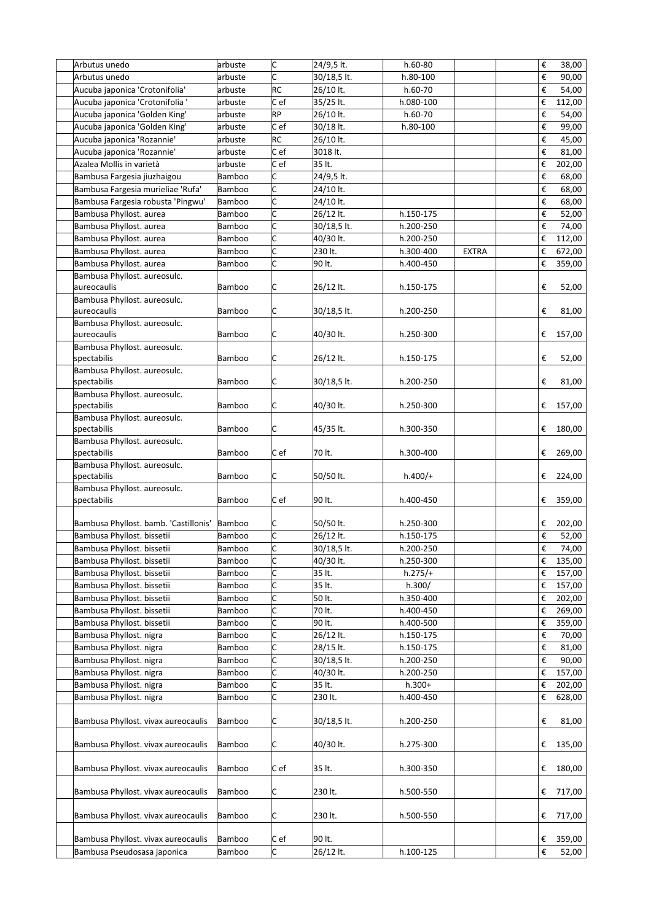| | | | | | | | | |
|---|---|---|---|---|---|---|---|---|
| | Arbutus unedo | arbuste | C | 24/9,5 lt. | h.60-80 | | | € 38,00 |
| | Arbutus unedo | arbuste | C | 30/18,5 lt. | h.80-100 | | | € 90,00 |
| | Aucuba japonica 'Crotonifolia' | arbuste | RC | 26/10 lt. | h.60-70 | | | € 54,00 |
| | Aucuba japonica 'Crotonifolia ' | arbuste | C ef | 35/25 lt. | h.080-100 | | | € 112,00 |
| | Aucuba japonica 'Golden King' | arbuste | RP | 26/10 lt. | h.60-70 | | | € 54,00 |
| | Aucuba japonica 'Golden King' | arbuste | C ef | 30/18 lt. | h.80-100 | | | € 99,00 |
| | Aucuba japonica 'Rozannie' | arbuste | RC | 26/10 lt. | | | | € 45,00 |
| | Aucuba japonica 'Rozannie' | arbuste | C ef | 3018 lt. | | | | € 81,00 |
| | Azalea Mollis in varietà | arbuste | C ef | 35 lt. | | | | € 202,00 |
| | Bambusa Fargesia jiuzhaigou | Bamboo | C | 24/9,5 lt. | | | | € 68,00 |
| | Bambusa Fargesia murieliae 'Rufa' | Bamboo | C | 24/10 lt. | | | | € 68,00 |
| | Bambusa Fargesia robusta 'Pingwu' | Bamboo | C | 24/10 lt. | | | | € 68,00 |
| | Bambusa Phyllost. aurea | Bamboo | C | 26/12 lt. | h.150-175 | | | € 52,00 |
| | Bambusa Phyllost. aurea | Bamboo | C | 30/18,5 lt. | h.200-250 | | | € 74,00 |
| | Bambusa Phyllost. aurea | Bamboo | C | 40/30 lt. | h.200-250 | | | € 112,00 |
| | Bambusa Phyllost. aurea | Bamboo | C | 230 lt. | h.300-400 | EXTRA | | € 672,00 |
| | Bambusa Phyllost. aurea | Bamboo | C | 90 lt. | h.400-450 | | | € 359,00 |
| | Bambusa Phyllost. aureosulc. aureocaulis | Bamboo | C | 26/12 lt. | h.150-175 | | | € 52,00 |
| | Bambusa Phyllost. aureosulc. aureocaulis | Bamboo | C | 30/18,5 lt. | h.200-250 | | | € 81,00 |
| | Bambusa Phyllost. aureosulc. aureocaulis | Bamboo | C | 40/30 lt. | h.250-300 | | | € 157,00 |
| | Bambusa Phyllost. aureosulc. spectabilis | Bamboo | C | 26/12 lt. | h.150-175 | | | € 52,00 |
| | Bambusa Phyllost. aureosulc. spectabilis | Bamboo | C | 30/18,5 lt. | h.200-250 | | | € 81,00 |
| | Bambusa Phyllost. aureosulc. spectabilis | Bamboo | C | 40/30 lt. | h.250-300 | | | € 157,00 |
| | Bambusa Phyllost. aureosulc. spectabilis | Bamboo | C | 45/35 lt. | h.300-350 | | | € 180,00 |
| | Bambusa Phyllost. aureosulc. spectabilis | Bamboo | C ef | 70 lt. | h.300-400 | | | € 269,00 |
| | Bambusa Phyllost. aureosulc. spectabilis | Bamboo | C | 50/50 lt. | h.400/+ | | | € 224,00 |
| | Bambusa Phyllost. aureosulc. spectabilis | Bamboo | C ef | 90 lt. | h.400-450 | | | € 359,00 |
| | Bambusa Phyllost. bamb. 'Castillonis' | Bamboo | C | 50/50 lt. | h.250-300 | | | € 202,00 |
| | Bambusa Phyllost. bissetii | Bamboo | C | 26/12 lt. | h.150-175 | | | € 52,00 |
| | Bambusa Phyllost. bissetii | Bamboo | C | 30/18,5 lt. | h.200-250 | | | € 74,00 |
| | Bambusa Phyllost. bissetii | Bamboo | C | 40/30 lt. | h.250-300 | | | € 135,00 |
| | Bambusa Phyllost. bissetii | Bamboo | C | 35 lt. | h.275/+ | | | € 157,00 |
| | Bambusa Phyllost. bissetii | Bamboo | C | 35 lt. | h.300/ | | | € 157,00 |
| | Bambusa Phyllost. bissetii | Bamboo | C | 50 lt. | h.350-400 | | | € 202,00 |
| | Bambusa Phyllost. bissetii | Bamboo | C | 70 lt. | h.400-450 | | | € 269,00 |
| | Bambusa Phyllost. bissetii | Bamboo | C | 90 lt. | h.400-500 | | | € 359,00 |
| | Bambusa Phyllost. nigra | Bamboo | C | 26/12 lt. | h.150-175 | | | € 70,00 |
| | Bambusa Phyllost. nigra | Bamboo | C | 28/15 lt. | h.150-175 | | | € 81,00 |
| | Bambusa Phyllost. nigra | Bamboo | C | 30/18,5 lt. | h.200-250 | | | € 90,00 |
| | Bambusa Phyllost. nigra | Bamboo | C | 40/30 lt. | h.200-250 | | | € 157,00 |
| | Bambusa Phyllost. nigra | Bamboo | C | 35 lt. | h.300+ | | | € 202,00 |
| | Bambusa Phyllost. nigra | Bamboo | C | 230 lt. | h.400-450 | | | € 628,00 |
| | Bambusa Phyllost. vivax aureocaulis | Bamboo | C | 30/18,5 lt. | h.200-250 | | | € 81,00 |
| | Bambusa Phyllost. vivax aureocaulis | Bamboo | C | 40/30 lt. | h.275-300 | | | € 135,00 |
| | Bambusa Phyllost. vivax aureocaulis | Bamboo | C ef | 35 lt. | h.300-350 | | | € 180,00 |
| | Bambusa Phyllost. vivax aureocaulis | Bamboo | C | 230 lt. | h.500-550 | | | € 717,00 |
| | Bambusa Phyllost. vivax aureocaulis | Bamboo | C | 230 lt. | h.500-550 | | | € 717,00 |
| | Bambusa Phyllost. vivax aureocaulis | Bamboo | C ef | 90 lt. | | | | € 359,00 |
| | Bambusa Pseudosasa japonica | Bamboo | C | 26/12 lt. | h.100-125 | | | € 52,00 |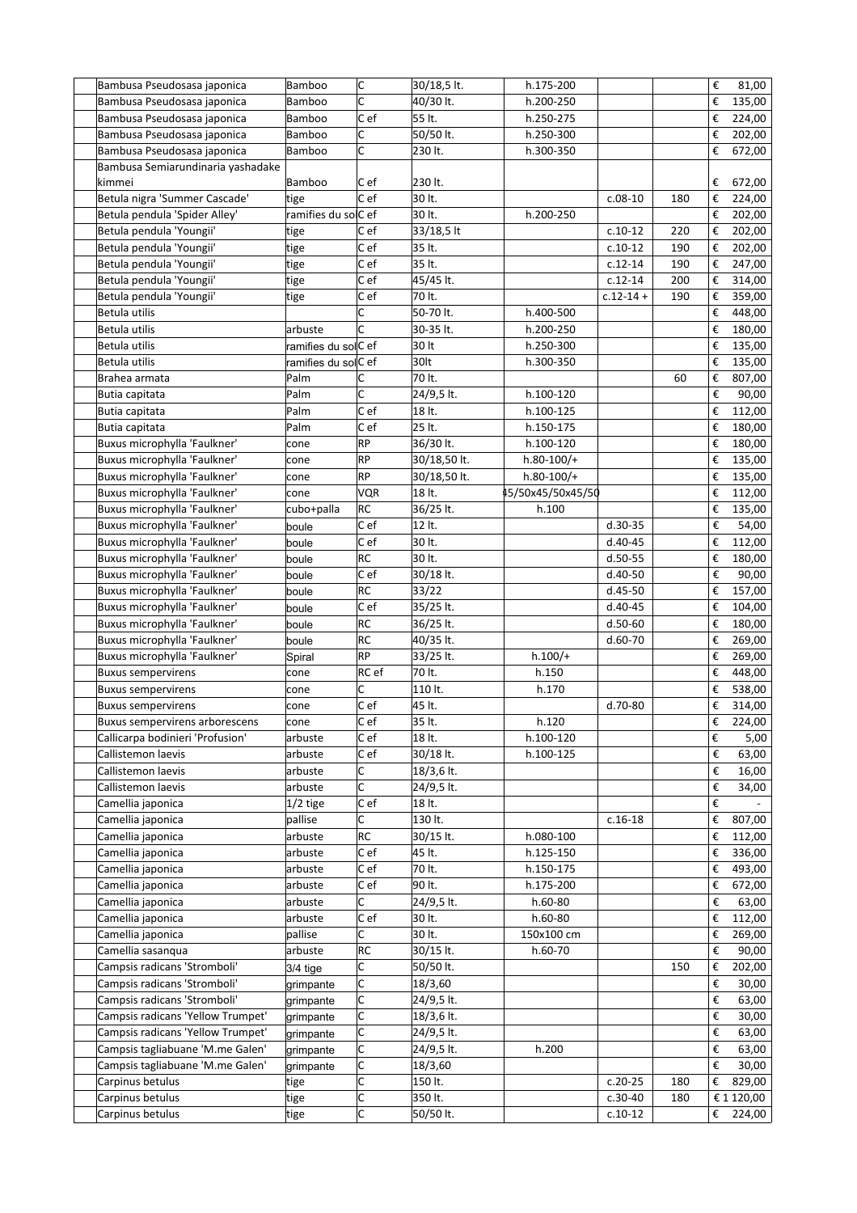| | | | | | | | | |
|---|---|---|---|---|---|---|---|---|
| | Bambusa Pseudosasa japonica | Bamboo | C | 30/18,5 lt. | h.175-200 | | | € 81,00 |
| | Bambusa Pseudosasa japonica | Bamboo | C | 40/30 lt. | h.200-250 | | | € 135,00 |
| | Bambusa Pseudosasa japonica | Bamboo | C ef | 55 lt. | h.250-275 | | | € 224,00 |
| | Bambusa Pseudosasa japonica | Bamboo | C | 50/50 lt. | h.250-300 | | | € 202,00 |
| | Bambusa Pseudosasa japonica | Bamboo | C | 230 lt. | h.300-350 | | | € 672,00 |
| | Bambusa Semiarundinaria yashadake kimmei | Bamboo | C ef | 230 lt. | | | | € 672,00 |
| | Betula nigra 'Summer Cascade' | tige | C ef | 30 lt. | | c.08-10 | 180 | € 224,00 |
| | Betula pendula 'Spider Alley' | ramifies du so | C ef | 30 lt. | h.200-250 | | | € 202,00 |
| | Betula pendula 'Youngii' | tige | C ef | 33/18,5 lt | | c.10-12 | 220 | € 202,00 |
| | Betula pendula 'Youngii' | tige | C ef | 35 lt. | | c.10-12 | 190 | € 202,00 |
| | Betula pendula 'Youngii' | tige | C ef | 35 lt. | | c.12-14 | 190 | € 247,00 |
| | Betula pendula 'Youngii' | tige | C ef | 45/45 lt. | | c.12-14 | 200 | € 314,00 |
| | Betula pendula 'Youngii' | tige | C ef | 70 lt. | | c.12-14 + | 190 | € 359,00 |
| | Betula utilis | | C | 50-70 lt. | h.400-500 | | | € 448,00 |
| | Betula utilis | arbuste | C | 30-35 lt. | h.200-250 | | | € 180,00 |
| | Betula utilis | ramifies du sol | C ef | 30 lt | h.250-300 | | | € 135,00 |
| | Betula utilis | ramifies du sol | C ef | 30lt | h.300-350 | | | € 135,00 |
| | Brahea armata | Palm | C | 70 lt. | | | 60 | € 807,00 |
| | Butia capitata | Palm | C | 24/9,5 lt. | h.100-120 | | | € 90,00 |
| | Butia capitata | Palm | C ef | 18 lt. | h.100-125 | | | € 112,00 |
| | Butia capitata | Palm | C ef | 25 lt. | h.150-175 | | | € 180,00 |
| | Buxus microphylla 'Faulkner' | cone | RP | 36/30 lt. | h.100-120 | | | € 180,00 |
| | Buxus microphylla 'Faulkner' | cone | RP | 30/18,50 lt. | h.80-100/+ | | | € 135,00 |
| | Buxus microphylla 'Faulkner' | cone | RP | 30/18,50 lt. | h.80-100/+ | | | € 135,00 |
| | Buxus microphylla 'Faulkner' | cone | VQR | 18 lt. | 45/50x45/50x45/50 | | | € 112,00 |
| | Buxus microphylla 'Faulkner' | cubo+palla | RC | 36/25 lt. | h.100 | | | € 135,00 |
| | Buxus microphylla 'Faulkner' | boule | C ef | 12 lt. | | d.30-35 | | € 54,00 |
| | Buxus microphylla 'Faulkner' | boule | C ef | 30 lt. | | d.40-45 | | € 112,00 |
| | Buxus microphylla 'Faulkner' | boule | RC | 30 lt. | | d.50-55 | | € 180,00 |
| | Buxus microphylla 'Faulkner' | boule | C ef | 30/18 lt. | | d.40-50 | | € 90,00 |
| | Buxus microphylla 'Faulkner' | boule | RC | 33/22 | | d.45-50 | | € 157,00 |
| | Buxus microphylla 'Faulkner' | boule | C ef | 35/25 lt. | | d.40-45 | | € 104,00 |
| | Buxus microphylla 'Faulkner' | boule | RC | 36/25 lt. | | d.50-60 | | € 180,00 |
| | Buxus microphylla 'Faulkner' | boule | RC | 40/35 lt. | | d.60-70 | | € 269,00 |
| | Buxus microphylla 'Faulkner' | Spiral | RP | 33/25 lt. | h.100/+ | | | € 269,00 |
| | Buxus sempervirens | cone | RC ef | 70 lt. | h.150 | | | € 448,00 |
| | Buxus sempervirens | cone | C | 110 lt. | h.170 | | | € 538,00 |
| | Buxus sempervirens | cone | C ef | 45 lt. | | d.70-80 | | € 314,00 |
| | Buxus sempervirens arborescens | cone | C ef | 35 lt. | h.120 | | | € 224,00 |
| | Callicarpa bodinieri 'Profusion' | arbuste | C ef | 18 lt. | h.100-120 | | | € 5,00 |
| | Callistemon laevis | arbuste | C ef | 30/18 lt. | h.100-125 | | | € 63,00 |
| | Callistemon laevis | arbuste | C | 18/3,6 lt. | | | | € 16,00 |
| | Callistemon laevis | arbuste | C | 24/9,5 lt. | | | | € 34,00 |
| | Camellia japonica | 1/2 tige | C ef | 18 lt. | | | | € - |
| | Camellia japonica | pallise | C | 130 lt. | | c.16-18 | | € 807,00 |
| | Camellia japonica | arbuste | RC | 30/15 lt. | h.080-100 | | | € 112,00 |
| | Camellia japonica | arbuste | C ef | 45 lt. | h.125-150 | | | € 336,00 |
| | Camellia japonica | arbuste | C ef | 70 lt. | h.150-175 | | | € 493,00 |
| | Camellia japonica | arbuste | C ef | 90 lt. | h.175-200 | | | € 672,00 |
| | Camellia japonica | arbuste | C | 24/9,5 lt. | h.60-80 | | | € 63,00 |
| | Camellia japonica | arbuste | C ef | 30 lt. | h.60-80 | | | € 112,00 |
| | Camellia japonica | pallise | C | 30 lt. | 150x100 cm | | | € 269,00 |
| | Camellia sasanqua | arbuste | RC | 30/15 lt. | h.60-70 | | | € 90,00 |
| | Campsis radicans 'Stromboli' | 3/4 tige | C | 50/50 lt. | | | 150 | € 202,00 |
| | Campsis radicans 'Stromboli' | grimpante | C | 18/3,60 | | | | € 30,00 |
| | Campsis radicans 'Stromboli' | grimpante | C | 24/9,5 lt. | | | | € 63,00 |
| | Campsis radicans 'Yellow Trumpet' | grimpante | C | 18/3,6 lt. | | | | € 30,00 |
| | Campsis radicans 'Yellow Trumpet' | grimpante | C | 24/9,5 lt. | | | | € 63,00 |
| | Campsis tagliabuane 'M.me Galen' | grimpante | C | 24/9,5 lt. | h.200 | | | € 63,00 |
| | Campsis tagliabuane 'M.me Galen' | grimpante | C | 18/3,60 | | | | € 30,00 |
| | Carpinus betulus | tige | C | 150 lt. | | c.20-25 | 180 | € 829,00 |
| | Carpinus betulus | tige | C | 350 lt. | | c.30-40 | 180 | € 1 120,00 |
| | Carpinus betulus | tige | C | 50/50 lt. | | c.10-12 | | € 224,00 |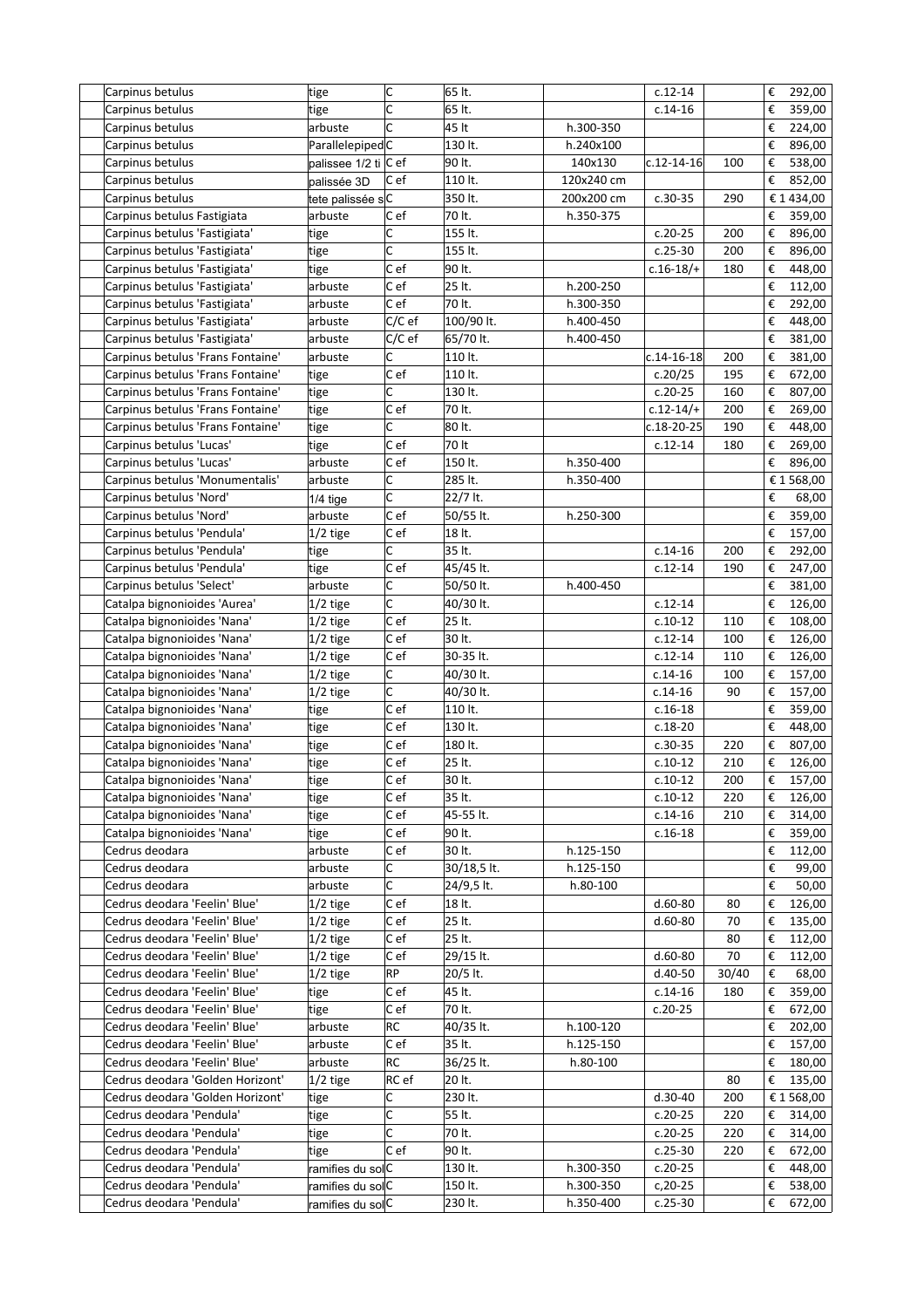| | | | | | | | |
|---|---|---|---|---|---|---|---|
| Carpinus betulus | tige | C | 65 lt. | | c.12-14 | | € 292,00 |
| Carpinus betulus | tige | C | 65 lt. | | c.14-16 | | € 359,00 |
| Carpinus betulus | arbuste | C | 45 lt | h.300-350 | | | € 224,00 |
| Carpinus betulus | Parallelepiped | C | 130 lt. | h.240x100 | | | € 896,00 |
| Carpinus betulus | palissee 1/2 ti | C ef | 90 lt. | 140x130 | c.12-14-16 | 100 | € 538,00 |
| Carpinus betulus | palissée 3D | C ef | 110 lt. | 120x240 cm | | | € 852,00 |
| Carpinus betulus | tete palissée s | C | 350 lt. | 200x200 cm | c.30-35 | 290 | € 1 434,00 |
| Carpinus betulus Fastigiata | arbuste | C ef | 70 lt. | h.350-375 | | | € 359,00 |
| Carpinus betulus 'Fastigiata' | tige | C | 155 lt. | | c.20-25 | 200 | € 896,00 |
| Carpinus betulus 'Fastigiata' | tige | C | 155 lt. | | c.25-30 | 200 | € 896,00 |
| Carpinus betulus 'Fastigiata' | tige | C ef | 90 lt. | | c.16-18/+ | 180 | € 448,00 |
| Carpinus betulus 'Fastigiata' | arbuste | C ef | 25 lt. | h.200-250 | | | € 112,00 |
| Carpinus betulus 'Fastigiata' | arbuste | C ef | 70 lt. | h.300-350 | | | € 292,00 |
| Carpinus betulus 'Fastigiata' | arbuste | C/C ef | 100/90 lt. | h.400-450 | | | € 448,00 |
| Carpinus betulus 'Fastigiata' | arbuste | C/C ef | 65/70 lt. | h.400-450 | | | € 381,00 |
| Carpinus betulus 'Frans Fontaine' | arbuste | C | 110 lt. | | c.14-16-18 | 200 | € 381,00 |
| Carpinus betulus 'Frans Fontaine' | tige | C ef | 110 lt. | | c.20/25 | 195 | € 672,00 |
| Carpinus betulus 'Frans Fontaine' | tige | C | 130 lt. | | c.20-25 | 160 | € 807,00 |
| Carpinus betulus 'Frans Fontaine' | tige | C ef | 70 lt. | | c.12-14/+ | 200 | € 269,00 |
| Carpinus betulus 'Frans Fontaine' | tige | C | 80 lt. | | c.18-20-25 | 190 | € 448,00 |
| Carpinus betulus 'Lucas' | tige | C ef | 70 lt | | c.12-14 | 180 | € 269,00 |
| Carpinus betulus 'Lucas' | arbuste | C ef | 150 lt. | h.350-400 | | | € 896,00 |
| Carpinus betulus 'Monumentalis' | arbuste | C | 285 lt. | h.350-400 | | | € 1 568,00 |
| Carpinus betulus 'Nord' | 1/4 tige | C | 22/7 lt. | | | | € 68,00 |
| Carpinus betulus 'Nord' | arbuste | C ef | 50/55 lt. | h.250-300 | | | € 359,00 |
| Carpinus betulus 'Pendula' | 1/2 tige | C ef | 18 lt. | | | | € 157,00 |
| Carpinus betulus 'Pendula' | tige | C | 35 lt. | | c.14-16 | 200 | € 292,00 |
| Carpinus betulus 'Pendula' | tige | C ef | 45/45 lt. | | c.12-14 | 190 | € 247,00 |
| Carpinus betulus 'Select' | arbuste | C | 50/50 lt. | h.400-450 | | | € 381,00 |
| Catalpa bignonioides 'Aurea' | 1/2 tige | C | 40/30 lt. | | c.12-14 | | € 126,00 |
| Catalpa bignonioides 'Nana' | 1/2 tige | C ef | 25 lt. | | c.10-12 | 110 | € 108,00 |
| Catalpa bignonioides 'Nana' | 1/2 tige | C ef | 30 lt. | | c.12-14 | 100 | € 126,00 |
| Catalpa bignonioides 'Nana' | 1/2 tige | C ef | 30-35 lt. | | c.12-14 | 110 | € 126,00 |
| Catalpa bignonioides 'Nana' | 1/2 tige | C | 40/30 lt. | | c.14-16 | 100 | € 157,00 |
| Catalpa bignonioides 'Nana' | 1/2 tige | C | 40/30 lt. | | c.14-16 | 90 | € 157,00 |
| Catalpa bignonioides 'Nana' | tige | C ef | 110 lt. | | c.16-18 | | € 359,00 |
| Catalpa bignonioides 'Nana' | tige | C ef | 130 lt. | | c.18-20 | | € 448,00 |
| Catalpa bignonioides 'Nana' | tige | C ef | 180 lt. | | c.30-35 | 220 | € 807,00 |
| Catalpa bignonioides 'Nana' | tige | C ef | 25 lt. | | c.10-12 | 210 | € 126,00 |
| Catalpa bignonioides 'Nana' | tige | C ef | 30 lt. | | c.10-12 | 200 | € 157,00 |
| Catalpa bignonioides 'Nana' | tige | C ef | 35 lt. | | c.10-12 | 220 | € 126,00 |
| Catalpa bignonioides 'Nana' | tige | C ef | 45-55 lt. | | c.14-16 | 210 | € 314,00 |
| Catalpa bignonioides 'Nana' | tige | C ef | 90 lt. | | c.16-18 | | € 359,00 |
| Cedrus deodara | arbuste | C ef | 30 lt. | h.125-150 | | | € 112,00 |
| Cedrus deodara | arbuste | C | 30/18,5 lt. | h.125-150 | | | € 99,00 |
| Cedrus deodara | arbuste | C | 24/9,5 lt. | h.80-100 | | | € 50,00 |
| Cedrus deodara 'Feelin' Blue' | 1/2 tige | C ef | 18 lt. | | d.60-80 | 80 | € 126,00 |
| Cedrus deodara 'Feelin' Blue' | 1/2 tige | C ef | 25 lt. | | d.60-80 | 70 | € 135,00 |
| Cedrus deodara 'Feelin' Blue' | 1/2 tige | C ef | 25 lt. | | | 80 | € 112,00 |
| Cedrus deodara 'Feelin' Blue' | 1/2 tige | C ef | 29/15 lt. | | d.60-80 | 70 | € 112,00 |
| Cedrus deodara 'Feelin' Blue' | 1/2 tige | RP | 20/5 lt. | | d.40-50 | 30/40 | € 68,00 |
| Cedrus deodara 'Feelin' Blue' | tige | C ef | 45 lt. | | c.14-16 | 180 | € 359,00 |
| Cedrus deodara 'Feelin' Blue' | tige | C ef | 70 lt. | | c.20-25 | | € 672,00 |
| Cedrus deodara 'Feelin' Blue' | arbuste | RC | 40/35 lt. | h.100-120 | | | € 202,00 |
| Cedrus deodara 'Feelin' Blue' | arbuste | C ef | 35 lt. | h.125-150 | | | € 157,00 |
| Cedrus deodara 'Feelin' Blue' | arbuste | RC | 36/25 lt. | h.80-100 | | | € 180,00 |
| Cedrus deodara 'Golden Horizont' | 1/2 tige | RC ef | 20 lt. | | | 80 | € 135,00 |
| Cedrus deodara 'Golden Horizont' | tige | C | 230 lt. | | d.30-40 | 200 | € 1 568,00 |
| Cedrus deodara 'Pendula' | tige | C | 55 lt. | | c.20-25 | 220 | € 314,00 |
| Cedrus deodara 'Pendula' | tige | C | 70 lt. | | c.20-25 | 220 | € 314,00 |
| Cedrus deodara 'Pendula' | tige | C ef | 90 lt. | | c.25-30 | 220 | € 672,00 |
| Cedrus deodara 'Pendula' | ramifies du sol | C | 130 lt. | h.300-350 | c.20-25 | | € 448,00 |
| Cedrus deodara 'Pendula' | ramifies du sol | C | 150 lt. | h.300-350 | c,20-25 | | € 538,00 |
| Cedrus deodara 'Pendula' | ramifies du sol | C | 230 lt. | h.350-400 | c.25-30 | | € 672,00 |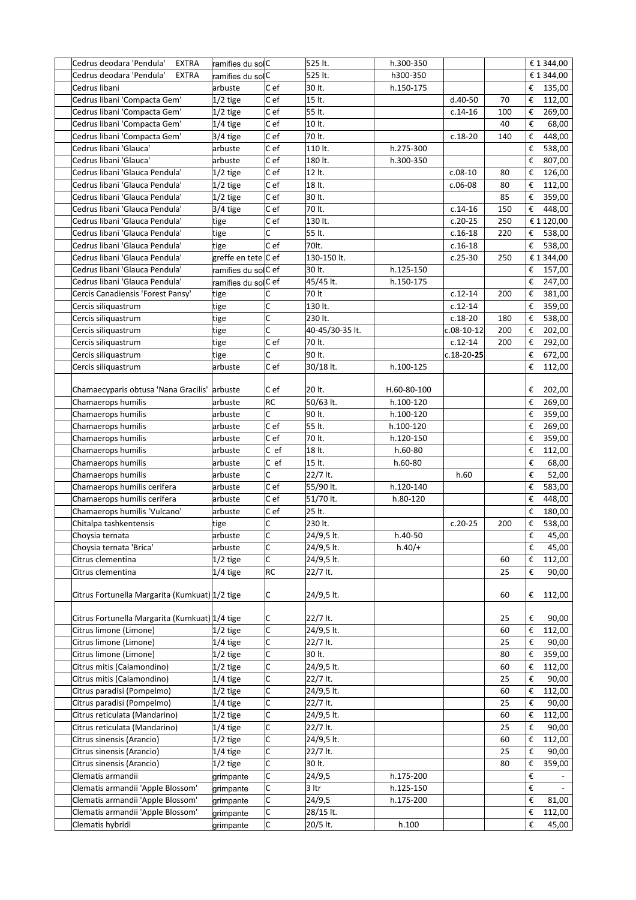| | | | | | | | |
|---|---|---|---|---|---|---|---|
| Cedrus deodara 'Pendula' EXTRA | ramifies du sol | C | 525 lt. | h.300-350 | | | € 1 344,00 |
| Cedrus deodara 'Pendula' EXTRA | ramifies du sol | C | 525 lt. | h300-350 | | | € 1 344,00 |
| Cedrus libani | arbuste | C ef | 30 lt. | h.150-175 | | | € 135,00 |
| Cedrus libani 'Compacta Gem' | 1/2 tige | C ef | 15 lt. | | d.40-50 | 70 | € 112,00 |
| Cedrus libani 'Compacta Gem' | 1/2 tige | C ef | 55 lt. | | c.14-16 | 100 | € 269,00 |
| Cedrus libani 'Compacta Gem' | 1/4 tige | C ef | 10 lt. | | | 40 | € 68,00 |
| Cedrus libani 'Compacta Gem' | 3/4 tige | C ef | 70 lt. | | c.18-20 | 140 | € 448,00 |
| Cedrus libani 'Glauca' | arbuste | C ef | 110 lt. | h.275-300 | | | € 538,00 |
| Cedrus libani 'Glauca' | arbuste | C ef | 180 lt. | h.300-350 | | | € 807,00 |
| Cedrus libani 'Glauca Pendula' | 1/2 tige | C ef | 12 lt. | | c.08-10 | 80 | € 126,00 |
| Cedrus libani 'Glauca Pendula' | 1/2 tige | C ef | 18 lt. | | c.06-08 | 80 | € 112,00 |
| Cedrus libani 'Glauca Pendula' | 1/2 tige | C ef | 30 lt. | | | 85 | € 359,00 |
| Cedrus libani 'Glauca Pendula' | 3/4 tige | C ef | 70 lt. | | c.14-16 | 150 | € 448,00 |
| Cedrus libani 'Glauca Pendula' | tige | C ef | 130 lt. | | c.20-25 | 250 | € 1 120,00 |
| Cedrus libani 'Glauca Pendula' | tige | C | 55 lt. | | c.16-18 | 220 | € 538,00 |
| Cedrus libani 'Glauca Pendula' | tige | C ef | 70lt. | | c.16-18 | | € 538,00 |
| Cedrus libani 'Glauca Pendula' | greffe en tete | C ef | 130-150 lt. | | c.25-30 | 250 | € 1 344,00 |
| Cedrus libani 'Glauca Pendula' | ramifies du sol | C ef | 30 lt. | h.125-150 | | | € 157,00 |
| Cedrus libani 'Glauca Pendula' | ramifies du sol | C ef | 45/45 lt. | h.150-175 | | | € 247,00 |
| Cercis Canadiensis 'Forest Pansy' | tige | C | 70 lt | | c.12-14 | 200 | € 381,00 |
| Cercis siliquastrum | tige | C | 130 lt. | | c.12-14 | | € 359,00 |
| Cercis siliquastrum | tige | C | 230 lt. | | c.18-20 | 180 | € 538,00 |
| Cercis siliquastrum | tige | C | 40-45/30-35 lt. | | c.08-10-12 | 200 | € 202,00 |
| Cercis siliquastrum | tige | C ef | 70 lt. | | c.12-14 | 200 | € 292,00 |
| Cercis siliquastrum | tige | C | 90 lt. | | c.18-20-**25** | | € 672,00 |
| Cercis siliquastrum | arbuste | C ef | 30/18 lt. | h.100-125 | | | € 112,00 |
| Chamaecyparis obtusa 'Nana Gracilis' | arbuste | C ef | 20 lt. | H.60-80-100 | | | € 202,00 |
| Chamaerops humilis | arbuste | RC | 50/63 lt. | h.100-120 | | | € 269,00 |
| Chamaerops humilis | arbuste | C | 90 lt. | h.100-120 | | | € 359,00 |
| Chamaerops humilis | arbuste | C ef | 55 lt. | h.100-120 | | | € 269,00 |
| Chamaerops humilis | arbuste | C ef | 70 lt. | h.120-150 | | | € 359,00 |
| Chamaerops humilis | arbuste | C ef | 18 lt. | h.60-80 | | | € 112,00 |
| Chamaerops humilis | arbuste | C ef | 15 lt. | h.60-80 | | | € 68,00 |
| Chamaerops humilis | arbuste | C | 22/7 lt. | | h.60 | | € 52,00 |
| Chamaerops humilis cerifera | arbuste | C ef | 55/90 lt. | h.120-140 | | | € 583,00 |
| Chamaerops humilis cerifera | arbuste | C ef | 51/70 lt. | h.80-120 | | | € 448,00 |
| Chamaerops humilis 'Vulcano' | arbuste | C ef | 25 lt. | | | | € 180,00 |
| Chitalpa tashkentensis | tige | C | 230 lt. | | c.20-25 | 200 | € 538,00 |
| Choysia ternata | arbuste | C | 24/9,5 lt. | h.40-50 | | | € 45,00 |
| Choysia ternata 'Brica' | arbuste | C | 24/9,5 lt. | h.40/+ | | | € 45,00 |
| Citrus clementina | 1/2 tige | C | 24/9,5 lt. | | | 60 | € 112,00 |
| Citrus clementina | 1/4 tige | RC | 22/7 lt. | | | 25 | € 90,00 |
| Citrus Fortunella Margarita (Kumkuat) | 1/2 tige | C | 24/9,5 lt. | | | 60 | € 112,00 |
| Citrus Fortunella Margarita (Kumkuat) | 1/4 tige | C | 22/7 lt. | | | 25 | € 90,00 |
| Citrus limone (Limone) | 1/2 tige | C | 24/9,5 lt. | | | 60 | € 112,00 |
| Citrus limone (Limone) | 1/4 tige | C | 22/7 lt. | | | 25 | € 90,00 |
| Citrus limone (Limone) | 1/2 tige | C | 30 lt. | | | 80 | € 359,00 |
| Citrus mitis (Calamondino) | 1/2 tige | C | 24/9,5 lt. | | | 60 | € 112,00 |
| Citrus mitis (Calamondino) | 1/4 tige | C | 22/7 lt. | | | 25 | € 90,00 |
| Citrus paradisi (Pompelmo) | 1/2 tige | C | 24/9,5 lt. | | | 60 | € 112,00 |
| Citrus paradisi (Pompelmo) | 1/4 tige | C | 22/7 lt. | | | 25 | € 90,00 |
| Citrus reticulata (Mandarino) | 1/2 tige | C | 24/9,5 lt. | | | 60 | € 112,00 |
| Citrus reticulata (Mandarino) | 1/4 tige | C | 22/7 lt. | | | 25 | € 90,00 |
| Citrus sinensis (Arancio) | 1/2 tige | C | 24/9,5 lt. | | | 60 | € 112,00 |
| Citrus sinensis (Arancio) | 1/4 tige | C | 22/7 lt. | | | 25 | € 90,00 |
| Citrus sinensis (Arancio) | 1/2 tige | C | 30 lt. | | | 80 | € 359,00 |
| Clematis armandii | grimpante | C | 24/9,5 | h.175-200 | | | € - |
| Clematis armandii 'Apple Blossom' | grimpante | C | 3 ltr | h.125-150 | | | € - |
| Clematis armandii 'Apple Blossom' | grimpante | C | 24/9,5 | h.175-200 | | | € 81,00 |
| Clematis armandii 'Apple Blossom' | grimpante | C | 28/15 lt. | | | | € 112,00 |
| Clematis hybridi | grimpante | C | 20/5 lt. | h.100 | | | € 45,00 |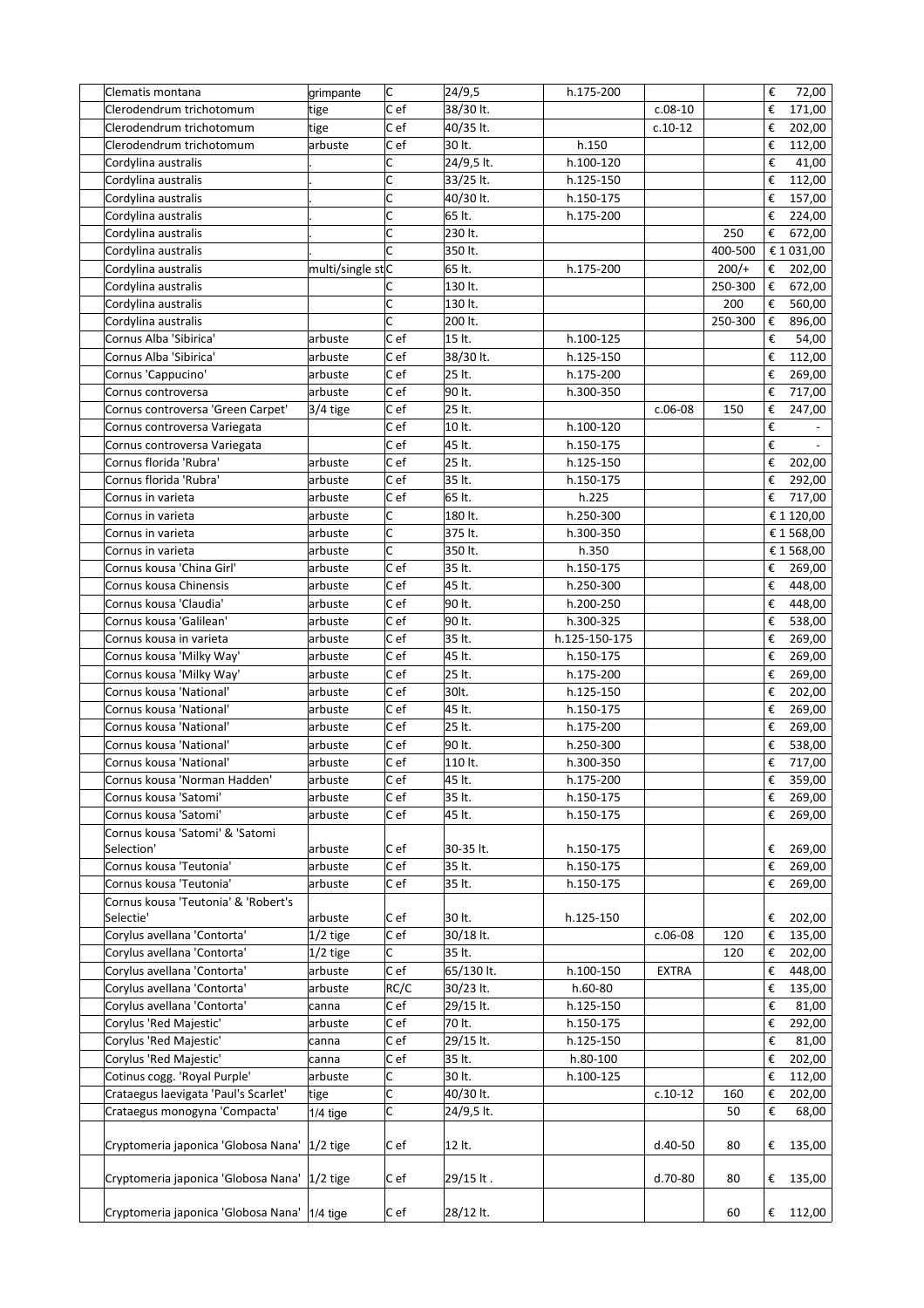| | Name | Form | Type | Container | Height | Size | Width | Price |
|---|---|---|---|---|---|---|---|---|
| | Clematis montana | grimpante | C | 24/9,5 | h.175-200 | | | € 72,00 |
| | Clerodendrum trichotomum | tige | C ef | 38/30 lt. | | c.08-10 | | € 171,00 |
| | Clerodendrum trichotomum | tige | C ef | 40/35 lt. | | c.10-12 | | € 202,00 |
| | Clerodendrum trichotomum | arbuste | C ef | 30 lt. | h.150 | | | € 112,00 |
| | Cordylina australis | . | C | 24/9,5 lt. | h.100-120 | | | € 41,00 |
| | Cordylina australis | . | C | 33/25 lt. | h.125-150 | | | € 112,00 |
| | Cordylina australis | . | C | 40/30 lt. | h.150-175 | | | € 157,00 |
| | Cordylina australis | . | C | 65 lt. | h.175-200 | | | € 224,00 |
| | Cordylina australis | . | C | 230 lt. | | | 250 | € 672,00 |
| | Cordylina australis | . | C | 350 lt. | | | 400-500 | € 1 031,00 |
| | Cordylina australis | multi/single st | C | 65 lt. | h.175-200 | | 200/+ | € 202,00 |
| | Cordylina australis | | C | 130 lt. | | | 250-300 | € 672,00 |
| | Cordylina australis | | C | 130 lt. | | | 200 | € 560,00 |
| | Cordylina australis | | C | 200 lt. | | | 250-300 | € 896,00 |
| | Cornus Alba 'Sibirica' | arbuste | C ef | 15 lt. | h.100-125 | | | € 54,00 |
| | Cornus Alba 'Sibirica' | arbuste | C ef | 38/30 lt. | h.125-150 | | | € 112,00 |
| | Cornus 'Cappucino' | arbuste | C ef | 25 lt. | h.175-200 | | | € 269,00 |
| | Cornus controversa | arbuste | C ef | 90 lt. | h.300-350 | | | € 717,00 |
| | Cornus controversa 'Green Carpet' | 3/4 tige | C ef | 25 lt. | | c.06-08 | 150 | € 247,00 |
| | Cornus controversa Variegata | | C ef | 10 lt. | h.100-120 | | | € - |
| | Cornus controversa Variegata | | C ef | 45 lt. | h.150-175 | | | € - |
| | Cornus florida 'Rubra' | arbuste | C ef | 25 lt. | h.125-150 | | | € 202,00 |
| | Cornus florida 'Rubra' | arbuste | C ef | 35 lt. | h.150-175 | | | € 292,00 |
| | Cornus in varieta | arbuste | C ef | 65 lt. | h.225 | | | € 717,00 |
| | Cornus in varieta | arbuste | C | 180 lt. | h.250-300 | | | € 1 120,00 |
| | Cornus in varieta | arbuste | C | 375 lt. | h.300-350 | | | € 1 568,00 |
| | Cornus in varieta | arbuste | C | 350 lt. | h.350 | | | € 1 568,00 |
| | Cornus kousa 'China Girl' | arbuste | C ef | 35 lt. | h.150-175 | | | € 269,00 |
| | Cornus kousa Chinensis | arbuste | C ef | 45 lt. | h.250-300 | | | € 448,00 |
| | Cornus kousa 'Claudia' | arbuste | C ef | 90 lt. | h.200-250 | | | € 448,00 |
| | Cornus kousa 'Galilean' | arbuste | C ef | 90 lt. | h.300-325 | | | € 538,00 |
| | Cornus kousa in varieta | arbuste | C ef | 35 lt. | h.125-150-175 | | | € 269,00 |
| | Cornus kousa 'Milky Way' | arbuste | C ef | 45 lt. | h.150-175 | | | € 269,00 |
| | Cornus kousa 'Milky Way' | arbuste | C ef | 25 lt. | h.175-200 | | | € 269,00 |
| | Cornus kousa 'National' | arbuste | C ef | 30lt. | h.125-150 | | | € 202,00 |
| | Cornus kousa 'National' | arbuste | C ef | 45 lt. | h.150-175 | | | € 269,00 |
| | Cornus kousa 'National' | arbuste | C ef | 25 lt. | h.175-200 | | | € 269,00 |
| | Cornus kousa 'National' | arbuste | C ef | 90 lt. | h.250-300 | | | € 538,00 |
| | Cornus kousa 'National' | arbuste | C ef | 110 lt. | h.300-350 | | | € 717,00 |
| | Cornus kousa 'Norman Hadden' | arbuste | C ef | 45 lt. | h.175-200 | | | € 359,00 |
| | Cornus kousa 'Satomi' | arbuste | C ef | 35 lt. | h.150-175 | | | € 269,00 |
| | Cornus kousa 'Satomi' | arbuste | C ef | 45 lt. | h.150-175 | | | € 269,00 |
| | Cornus kousa 'Satomi' & 'Satomi Selection' | arbuste | C ef | 30-35 lt. | h.150-175 | | | € 269,00 |
| | Cornus kousa 'Teutonia' | arbuste | C ef | 35 lt. | h.150-175 | | | € 269,00 |
| | Cornus kousa 'Teutonia' | arbuste | C ef | 35 lt. | h.150-175 | | | € 269,00 |
| | Cornus kousa 'Teutonia' & 'Robert's Selectie' | arbuste | C ef | 30 lt. | h.125-150 | | | € 202,00 |
| | Corylus avellana 'Contorta' | 1/2 tige | C ef | 30/18 lt. | | c.06-08 | 120 | € 135,00 |
| | Corylus avellana 'Contorta' | 1/2 tige | C | 35 lt. | | | 120 | € 202,00 |
| | Corylus avellana 'Contorta' | arbuste | C ef | 65/130 lt. | h.100-150 | EXTRA | | € 448,00 |
| | Corylus avellana 'Contorta' | arbuste | RC/C | 30/23 lt. | h.60-80 | | | € 135,00 |
| | Corylus avellana 'Contorta' | canna | C ef | 29/15 lt. | h.125-150 | | | € 81,00 |
| | Corylus 'Red Majestic' | arbuste | C ef | 70 lt. | h.150-175 | | | € 292,00 |
| | Corylus 'Red Majestic' | canna | C ef | 29/15 lt. | h.125-150 | | | € 81,00 |
| | Corylus 'Red Majestic' | canna | C ef | 35 lt. | h.80-100 | | | € 202,00 |
| | Cotinus cogg. 'Royal Purple' | arbuste | C | 30 lt. | h.100-125 | | | € 112,00 |
| | Crataegus laevigata 'Paul's Scarlet' | tige | C | 40/30 lt. | | c.10-12 | 160 | € 202,00 |
| | Crataegus monogyna 'Compacta' | 1/4 tige | C | 24/9,5 lt. | | | 50 | € 68,00 |
| | Cryptomeria japonica 'Globosa Nana' | 1/2 tige | C ef | 12 lt. | | d.40-50 | 80 | € 135,00 |
| | Cryptomeria japonica 'Globosa Nana' | 1/2 tige | C ef | 29/15 lt . | | d.70-80 | 80 | € 135,00 |
| | Cryptomeria japonica 'Globosa Nana' | 1/4 tige | C ef | 28/12 lt. | | | 60 | € 112,00 |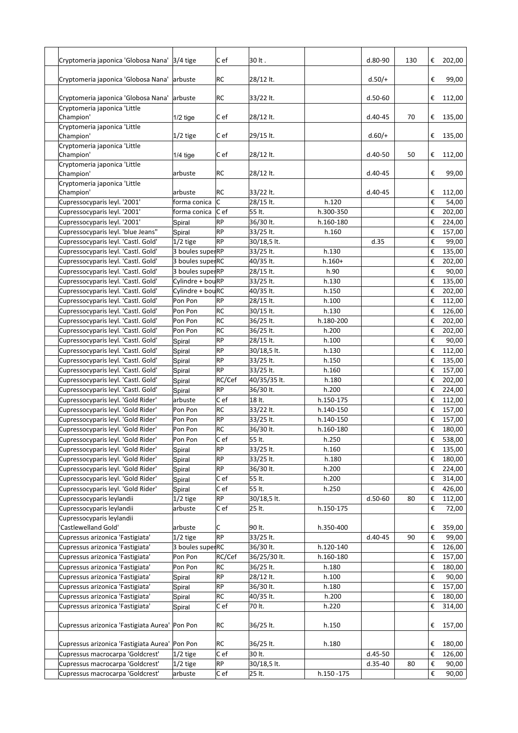| | | | | | | | |
|---|---|---|---|---|---|---|---|
| Cryptomeria japonica 'Globosa Nana' | 3/4 tige | C ef | 30 lt . | | d.80-90 | 130 | € 202,00 |
| Cryptomeria japonica 'Globosa Nana' | arbuste | RC | 28/12 lt. | | d.50/+ | | € 99,00 |
| Cryptomeria japonica 'Globosa Nana' | arbuste | RC | 33/22 lt. | | d.50-60 | | € 112,00 |
| Cryptomeria japonica 'Little Champion' | 1/2 tige | C ef | 28/12 lt. | | d.40-45 | 70 | € 135,00 |
| Cryptomeria japonica 'Little Champion' | 1/2 tige | C ef | 29/15 lt. | | d.60/+ | | € 135,00 |
| Cryptomeria japonica 'Little Champion' | 1/4 tige | C ef | 28/12 lt. | | d.40-50 | 50 | € 112,00 |
| Cryptomeria japonica 'Little Champion' | arbuste | RC | 28/12 lt. | | d.40-45 | | € 99,00 |
| Cryptomeria japonica 'Little Champion' | arbuste | RC | 33/22 lt. | | d.40-45 | | € 112,00 |
| Cupressocyparis leyl. '2001' | forma conica | C | 28/15 lt. | h.120 | | | € 54,00 |
| Cupressocyparis leyl. '2001' | forma conica | C ef | 55 lt. | h.300-350 | | | € 202,00 |
| Cupressocyparis leyl. '2001' | Spiral | RP | 36/30 lt. | h.160-180 | | | € 224,00 |
| Cupressocyparis leyl. 'blue Jeans" | Spiral | RP | 33/25 lt. | h.160 | | | € 157,00 |
| Cupressocyparis leyl. 'Castl. Gold' | 1/2 tige | RP | 30/18,5 lt. | | d.35 | | € 99,00 |
| Cupressocyparis leyl. 'Castl. Gold' | 3 boules super | RP | 33/25 lt. | h.130 | | | € 135,00 |
| Cupressocyparis leyl. 'Castl. Gold' | 3 boules super | RC | 40/35 lt. | h.160+ | | | € 202,00 |
| Cupressocyparis leyl. 'Castl. Gold' | 3 boules super | RP | 28/15 lt. | h.90 | | | € 90,00 |
| Cupressocyparis leyl. 'Castl. Gold' | Cylindre + bou | RP | 33/25 lt. | h.130 | | | € 135,00 |
| Cupressocyparis leyl. 'Castl. Gold' | Cylindre + bou | RC | 40/35 lt. | h.150 | | | € 202,00 |
| Cupressocyparis leyl. 'Castl. Gold' | Pon Pon | RP | 28/15 lt. | h.100 | | | € 112,00 |
| Cupressocyparis leyl. 'Castl. Gold' | Pon Pon | RC | 30/15 lt. | h.130 | | | € 126,00 |
| Cupressocyparis leyl. 'Castl. Gold' | Pon Pon | RC | 36/25 lt. | h.180-200 | | | € 202,00 |
| Cupressocyparis leyl. 'Castl. Gold' | Pon Pon | RC | 36/25 lt. | h.200 | | | € 202,00 |
| Cupressocyparis leyl. 'Castl. Gold' | Spiral | RP | 28/15 lt. | h.100 | | | € 90,00 |
| Cupressocyparis leyl. 'Castl. Gold' | Spiral | RP | 30/18,5 lt. | h.130 | | | € 112,00 |
| Cupressocyparis leyl. 'Castl. Gold' | Spiral | RP | 33/25 lt. | h.150 | | | € 135,00 |
| Cupressocyparis leyl. 'Castl. Gold' | Spiral | RP | 33/25 lt. | h.160 | | | € 157,00 |
| Cupressocyparis leyl. 'Castl. Gold' | Spiral | RC/Cef | 40/35/35 lt. | h.180 | | | € 202,00 |
| Cupressocyparis leyl. 'Castl. Gold' | Spiral | RP | 36/30 lt. | h.200 | | | € 224,00 |
| Cupressocyparis leyl. 'Gold Rider' | arbuste | C ef | 18 lt. | h.150-175 | | | € 112,00 |
| Cupressocyparis leyl. 'Gold Rider' | Pon Pon | RC | 33/22 lt. | h.140-150 | | | € 157,00 |
| Cupressocyparis leyl. 'Gold Rider' | Pon Pon | RP | 33/25 lt. | h.140-150 | | | € 157,00 |
| Cupressocyparis leyl. 'Gold Rider' | Pon Pon | RC | 36/30 lt. | h.160-180 | | | € 180,00 |
| Cupressocyparis leyl. 'Gold Rider' | Pon Pon | C ef | 55 lt. | h.250 | | | € 538,00 |
| Cupressocyparis leyl. 'Gold Rider' | Spiral | RP | 33/25 lt. | h.160 | | | € 135,00 |
| Cupressocyparis leyl. 'Gold Rider' | Spiral | RP | 33/25 lt. | h.180 | | | € 180,00 |
| Cupressocyparis leyl. 'Gold Rider' | Spiral | RP | 36/30 lt. | h.200 | | | € 224,00 |
| Cupressocyparis leyl. 'Gold Rider' | Spiral | C ef | 55 lt. | h.200 | | | € 314,00 |
| Cupressocyparis leyl. 'Gold Rider' | Spiral | C ef | 55 lt. | h.250 | | | € 426,00 |
| Cupressocyparis leylandii | 1/2 tige | RP | 30/18,5 lt. | | d.50-60 | 80 | € 112,00 |
| Cupressocyparis leylandii | arbuste | C ef | 25 lt. | h.150-175 | | | € 72,00 |
| Cupressocyparis leylandii 'Castlewelland Gold' | arbuste | C | 90 lt. | h.350-400 | | | € 359,00 |
| Cupressus arizonica 'Fastigiata' | 1/2 tige | RP | 33/25 lt. | | d.40-45 | 90 | € 99,00 |
| Cupressus arizonica 'Fastigiata' | 3 boules super | RC | 36/30 lt. | h.120-140 | | | € 126,00 |
| Cupressus arizonica 'Fastigiata' | Pon Pon | RC/Cef | 36/25/30 lt. | h.160-180 | | | € 157,00 |
| Cupressus arizonica 'Fastigiata' | Pon Pon | RC | 36/25 lt. | h.180 | | | € 180,00 |
| Cupressus arizonica 'Fastigiata' | Spiral | RP | 28/12 lt. | h.100 | | | € 90,00 |
| Cupressus arizonica 'Fastigiata' | Spiral | RP | 36/30 lt. | h.180 | | | € 157,00 |
| Cupressus arizonica 'Fastigiata' | Spiral | RC | 40/35 lt. | h.200 | | | € 180,00 |
| Cupressus arizonica 'Fastigiata' | Spiral | C ef | 70 lt. | h.220 | | | € 314,00 |
| Cupressus arizonica 'Fastigiata Aurea' | Pon Pon | RC | 36/25 lt. | h.150 | | | € 157,00 |
| Cupressus arizonica 'Fastigiata Aurea' | Pon Pon | RC | 36/25 lt. | h.180 | | | € 180,00 |
| Cupressus macrocarpa 'Goldcrest' | 1/2 tige | C ef | 30 lt. | | d.45-50 | | € 126,00 |
| Cupressus macrocarpa 'Goldcrest' | 1/2 tige | RP | 30/18,5 lt. | | d.35-40 | 80 | € 90,00 |
| Cupressus macrocarpa 'Goldcrest' | arbuste | C ef | 25 lt. | h.150 -175 | | | € 90,00 |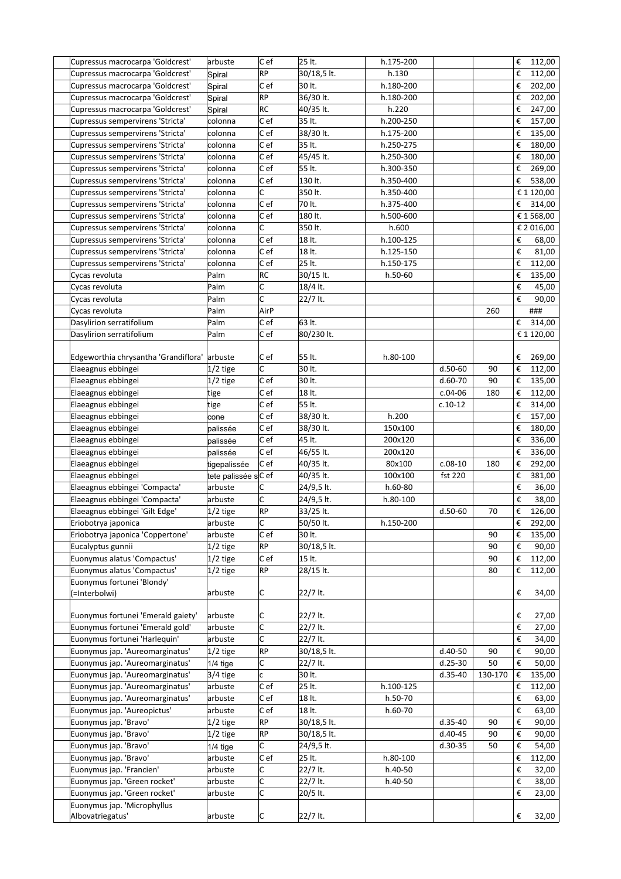| | Name | Form | Type | Container | Height | Girth/Stem | Stem height | Price |
|---|---|---|---|---|---|---|---|---|
| | Cupressus macrocarpa 'Goldcrest' | arbuste | C ef | 25 lt. | h.175-200 | | | € 112,00 |
| | Cupressus macrocarpa 'Goldcrest' | Spiral | RP | 30/18,5 lt. | h.130 | | | € 112,00 |
| | Cupressus macrocarpa 'Goldcrest' | Spiral | C ef | 30 lt. | h.180-200 | | | € 202,00 |
| | Cupressus macrocarpa 'Goldcrest' | Spiral | RP | 36/30 lt. | h.180-200 | | | € 202,00 |
| | Cupressus macrocarpa 'Goldcrest' | Spiral | RC | 40/35 lt. | h.220 | | | € 247,00 |
| | Cupressus sempervirens 'Stricta' | colonna | C ef | 35 lt. | h.200-250 | | | € 157,00 |
| | Cupressus sempervirens 'Stricta' | colonna | C ef | 38/30 lt. | h.175-200 | | | € 135,00 |
| | Cupressus sempervirens 'Stricta' | colonna | C ef | 35 lt. | h.250-275 | | | € 180,00 |
| | Cupressus sempervirens 'Stricta' | colonna | C ef | 45/45 lt. | h.250-300 | | | € 180,00 |
| | Cupressus sempervirens 'Stricta' | colonna | C ef | 55 lt. | h.300-350 | | | € 269,00 |
| | Cupressus sempervirens 'Stricta' | colonna | C ef | 130 lt. | h.350-400 | | | € 538,00 |
| | Cupressus sempervirens 'Stricta' | colonna | C | 350 lt. | h.350-400 | | | € 1 120,00 |
| | Cupressus sempervirens 'Stricta' | colonna | C ef | 70 lt. | h.375-400 | | | € 314,00 |
| | Cupressus sempervirens 'Stricta' | colonna | C ef | 180 lt. | h.500-600 | | | € 1 568,00 |
| | Cupressus sempervirens 'Stricta' | colonna | C | 350 lt. | h.600 | | | € 2 016,00 |
| | Cupressus sempervirens 'Stricta' | colonna | C ef | 18 lt. | h.100-125 | | | € 68,00 |
| | Cupressus sempervirens 'Stricta' | colonna | C ef | 18 lt. | h.125-150 | | | € 81,00 |
| | Cupressus sempervirens 'Stricta' | colonna | C ef | 25 lt. | h.150-175 | | | € 112,00 |
| | Cycas revoluta | Palm | RC | 30/15 lt. | h.50-60 | | | € 135,00 |
| | Cycas revoluta | Palm | C | 18/4 lt. | | | | € 45,00 |
| | Cycas revoluta | Palm | C | 22/7 lt. | | | | € 90,00 |
| | Cycas revoluta | Palm | AirP | | | | 260 | ### |
| | Dasylirion serratifolium | Palm | C ef | 63 lt. | | | | € 314,00 |
| | Dasylirion serratifolium | Palm | C ef | 80/230 lt. | | | | € 1 120,00 |
| | Edgeworthia chrysantha 'Grandiflora' | arbuste | C ef | 55 lt. | h.80-100 | | | € 269,00 |
| | Elaeagnus ebbingei | 1/2 tige | C | 30 lt. | | d.50-60 | 90 | € 112,00 |
| | Elaeagnus ebbingei | 1/2 tige | C ef | 30 lt. | | d.60-70 | 90 | € 135,00 |
| | Elaeagnus ebbingei | tige | C ef | 18 lt. | | c.04-06 | 180 | € 112,00 |
| | Elaeagnus ebbingei | tige | C ef | 55 lt. | | c.10-12 | | € 314,00 |
| | Elaeagnus ebbingei | cone | C ef | 38/30 lt. | h.200 | | | € 157,00 |
| | Elaeagnus ebbingei | palissée | C ef | 38/30 lt. | 150x100 | | | € 180,00 |
| | Elaeagnus ebbingei | palissée | C ef | 45 lt. | 200x120 | | | € 336,00 |
| | Elaeagnus ebbingei | palissée | C ef | 46/55 lt. | 200x120 | | | € 336,00 |
| | Elaeagnus ebbingei | tigepalissée | C ef | 40/35 lt. | 80x100 | c.08-10 | 180 | € 292,00 |
| | Elaeagnus ebbingei | tete palissée s | C ef | 40/35 lt. | 100x100 | fst 220 | | € 381,00 |
| | Elaeagnus ebbingei 'Compacta' | arbuste | C | 24/9,5 lt. | h.60-80 | | | € 36,00 |
| | Elaeagnus ebbingei 'Compacta' | arbuste | C | 24/9,5 lt. | h.80-100 | | | € 38,00 |
| | Elaeagnus ebbingei 'Gilt Edge' | 1/2 tige | RP | 33/25 lt. | | d.50-60 | 70 | € 126,00 |
| | Eriobotrya japonica | arbuste | C | 50/50 lt. | h.150-200 | | | € 292,00 |
| | Eriobotrya japonica 'Coppertone' | arbuste | C ef | 30 lt. | | | 90 | € 135,00 |
| | Eucalyptus gunnii | 1/2 tige | RP | 30/18,5 lt. | | | 90 | € 90,00 |
| | Euonymus alatus 'Compactus' | 1/2 tige | C ef | 15 lt. | | | 90 | € 112,00 |
| | Euonymus alatus 'Compactus' | 1/2 tige | RP | 28/15 lt. | | | 80 | € 112,00 |
| | Euonymus fortunei 'Blondy' (=Interbolwi) | arbuste | C | 22/7 lt. | | | | € 34,00 |
| | Euonymus fortunei 'Emerald gaiety' | arbuste | C | 22/7 lt. | | | | € 27,00 |
| | Euonymus fortunei 'Emerald gold' | arbuste | C | 22/7 lt. | | | | € 27,00 |
| | Euonymus fortunei 'Harlequin' | arbuste | C | 22/7 lt. | | | | € 34,00 |
| | Euonymus jap. 'Aureomarginatus' | 1/2 tige | RP | 30/18,5 lt. | | d.40-50 | 90 | € 90,00 |
| | Euonymus jap. 'Aureomarginatus' | 1/4 tige | C | 22/7 lt. | | d.25-30 | 50 | € 50,00 |
| | Euonymus jap. 'Aureomarginatus' | 3/4 tige | c | 30 lt. | | d.35-40 | 130-170 | € 135,00 |
| | Euonymus jap. 'Aureomarginatus' | arbuste | C ef | 25 lt. | h.100-125 | | | € 112,00 |
| | Euonymus jap. 'Aureomarginatus' | arbuste | C ef | 18 lt. | h.50-70 | | | € 63,00 |
| | Euonymus jap. 'Aureopictus' | arbuste | C ef | 18 lt. | h.60-70 | | | € 63,00 |
| | Euonymus jap. 'Bravo' | 1/2 tige | RP | 30/18,5 lt. | | d.35-40 | 90 | € 90,00 |
| | Euonymus jap. 'Bravo' | 1/2 tige | RP | 30/18,5 lt. | | d.40-45 | 90 | € 90,00 |
| | Euonymus jap. 'Bravo' | 1/4 tige | C | 24/9,5 lt. | | d.30-35 | 50 | € 54,00 |
| | Euonymus jap. 'Bravo' | arbuste | C ef | 25 lt. | h.80-100 | | | € 112,00 |
| | Euonymus jap. 'Francien' | arbuste | C | 22/7 lt. | h.40-50 | | | € 32,00 |
| | Euonymus jap. 'Green rocket' | arbuste | C | 22/7 lt. | h.40-50 | | | € 38,00 |
| | Euonymus jap. 'Green rocket' | arbuste | C | 20/5 lt. | | | | € 23,00 |
| | Euonymus jap. 'Microphyllus Albovatriegatus' | arbuste | C | 22/7 lt. | | | | € 32,00 |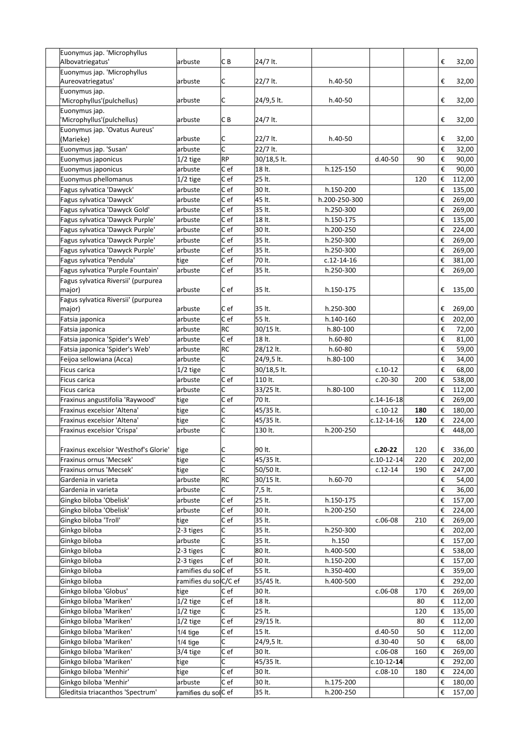| Name | Form | Type | Container | Height | Circumference | Stem | Price |
|---|---|---|---|---|---|---|---|
| Euonymus jap. 'Microphyllus Albovatriegatus' | arbuste | C B | 24/7 lt. | | | | € 32,00 |
| Euonymus jap. 'Microphyllus Aureovatriegatus' | arbuste | C | 22/7 lt. | h.40-50 | | | € 32,00 |
| Euonymus jap. 'Microphyllus'(pulchellus) | arbuste | C | 24/9,5 lt. | h.40-50 | | | € 32,00 |
| Euonymus jap. 'Microphyllus'(pulchellus) | arbuste | C B | 24/7 lt. | | | | € 32,00 |
| Euonymus jap. 'Ovatus Aureus' (Marieke) | arbuste | C | 22/7 lt. | h.40-50 | | | € 32,00 |
| Euonymus jap. 'Susan' | arbuste | C | 22/7 lt. | | | | € 32,00 |
| Euonymus japonicus | 1/2 tige | RP | 30/18,5 lt. | | d.40-50 | 90 | € 90,00 |
| Euonymus japonicus | arbuste | C ef | 18 lt. | h.125-150 | | | € 90,00 |
| Euonymus phellomanus | 1/2 tige | C ef | 25 lt. | | | 120 | € 112,00 |
| Fagus sylvatica 'Dawyck' | arbuste | C ef | 30 lt. | h.150-200 | | | € 135,00 |
| Fagus sylvatica 'Dawyck' | arbuste | C ef | 45 lt. | h.200-250-300 | | | € 269,00 |
| Fagus sylvatica 'Dawyck Gold' | arbuste | C ef | 35 lt. | h.250-300 | | | € 269,00 |
| Fagus sylvatica 'Dawyck Purple' | arbuste | C ef | 18 lt. | h.150-175 | | | € 135,00 |
| Fagus sylvatica 'Dawyck Purple' | arbuste | C ef | 30 lt. | h.200-250 | | | € 224,00 |
| Fagus sylvatica 'Dawyck Purple' | arbuste | C ef | 35 lt. | h.250-300 | | | € 269,00 |
| Fagus sylvatica 'Dawyck Purple' | arbuste | C ef | 35 lt. | h.250-300 | | | € 269,00 |
| Fagus sylvatica 'Pendula' | tige | C ef | 70 lt. | c.12-14-16 | | | € 381,00 |
| Fagus sylvatica 'Purple Fountain' | arbuste | C ef | 35 lt. | h.250-300 | | | € 269,00 |
| Fagus sylvatica Riversii' (purpurea major) | arbuste | C ef | 35 lt. | h.150-175 | | | € 135,00 |
| Fagus sylvatica Riversii' (purpurea major) | arbuste | C ef | 35 lt. | h.250-300 | | | € 269,00 |
| Fatsia japonica | arbuste | C ef | 55 lt. | h.140-160 | | | € 202,00 |
| Fatsia japonica | arbuste | RC | 30/15 lt. | h.80-100 | | | € 72,00 |
| Fatsia japonica 'Spider's Web' | arbuste | C ef | 18 lt. | h.60-80 | | | € 81,00 |
| Fatsia japonica 'Spider's Web' | arbuste | RC | 28/12 lt. | h.60-80 | | | € 59,00 |
| Feijoa sellowiana (Acca) | arbuste | C | 24/9,5 lt. | h.80-100 | | | € 34,00 |
| Ficus carica | 1/2 tige | C | 30/18,5 lt. | | c.10-12 | | € 68,00 |
| Ficus carica | arbuste | C ef | 110 lt. | | c.20-30 | 200 | € 538,00 |
| Ficus carica | arbuste | C | 33/25 lt. | h.80-100 | | | € 112,00 |
| Fraxinus angustifolia 'Raywood' | tige | C ef | 70 lt. | | c.14-16-18 | | € 269,00 |
| Fraxinus excelsior 'Altena' | tige | C | 45/35 lt. | | c.10-12 | **180** | € 180,00 |
| Fraxinus excelsior 'Altena' | tige | C | 45/35 lt. | | c.12-14-16 | **120** | € 224,00 |
| Fraxinus excelsior 'Crispa' | arbuste | C | 130 lt. | h.200-250 | | | € 448,00 |
| Fraxinus excelsior 'Westhof's Glorie' | tige | C | 90 lt. | | **c.20-22** | 120 | € 336,00 |
| Fraxinus ornus 'Mecsek' | tige | C | 45/35 lt. | | c.10-12-14 | 220 | € 202,00 |
| Fraxinus ornus 'Mecsek' | tige | C | 50/50 lt. | | c.12-14 | 190 | € 247,00 |
| Gardenia in varieta | arbuste | RC | 30/15 lt. | h.60-70 | | | € 54,00 |
| Gardenia in varieta | arbuste | C | 7,5 lt. | | | | € 36,00 |
| Gingko biloba 'Obelisk' | arbuste | C ef | 25 lt. | h.150-175 | | | € 157,00 |
| Gingko biloba 'Obelisk' | arbuste | C ef | 30 lt. | h.200-250 | | | € 224,00 |
| Gingko biloba 'Troll' | tige | C ef | 35 lt. | | c.06-08 | 210 | € 269,00 |
| Ginkgo biloba | 2-3 tiges | C | 35 lt. | h.250-300 | | | € 202,00 |
| Ginkgo biloba | arbuste | C | 35 lt. | h.150 | | | € 157,00 |
| Ginkgo biloba | 2-3 tiges | C | 80 lt. | h.400-500 | | | € 538,00 |
| Ginkgo biloba | 2-3 tiges | C ef | 30 lt. | h.150-200 | | | € 157,00 |
| Ginkgo biloba | ramifies du sol | C ef | 55 lt. | h.350-400 | | | € 359,00 |
| Ginkgo biloba | ramifies du sol | C/C ef | 35/45 lt. | h.400-500 | | | € 292,00 |
| Ginkgo biloba 'Globus' | tige | C ef | 30 lt. | | c.06-08 | 170 | € 269,00 |
| Ginkgo biloba 'Mariken' | 1/2 tige | C ef | 18 lt. | | | 80 | € 112,00 |
| Ginkgo biloba 'Mariken' | 1/2 tige | C | 25 lt. | | | 120 | € 135,00 |
| Ginkgo biloba 'Mariken' | 1/2 tige | C ef | 29/15 lt. | | | 80 | € 112,00 |
| Ginkgo biloba 'Mariken' | 1/4 tige | C ef | 15 lt. | | d.40-50 | 50 | € 112,00 |
| Ginkgo biloba 'Mariken' | 1/4 tige | C | 24/9,5 lt. | | d.30-40 | 50 | € 68,00 |
| Ginkgo biloba 'Mariken' | 3/4 tige | C ef | 30 lt. | | c.06-08 | 160 | € 269,00 |
| Ginkgo biloba 'Mariken' | tige | C | 45/35 lt. | | c.10-12-**14** | | € 292,00 |
| Ginkgo biloba 'Menhir' | tige | C ef | 30 lt. | | c.08-10 | 180 | € 224,00 |
| Ginkgo biloba 'Menhir' | arbuste | C ef | 30 lt. | h.175-200 | | | € 180,00 |
| Gleditsia triacanthos 'Spectrum' | ramifies du sol | C ef | 35 lt. | h.200-250 | | | € 157,00 |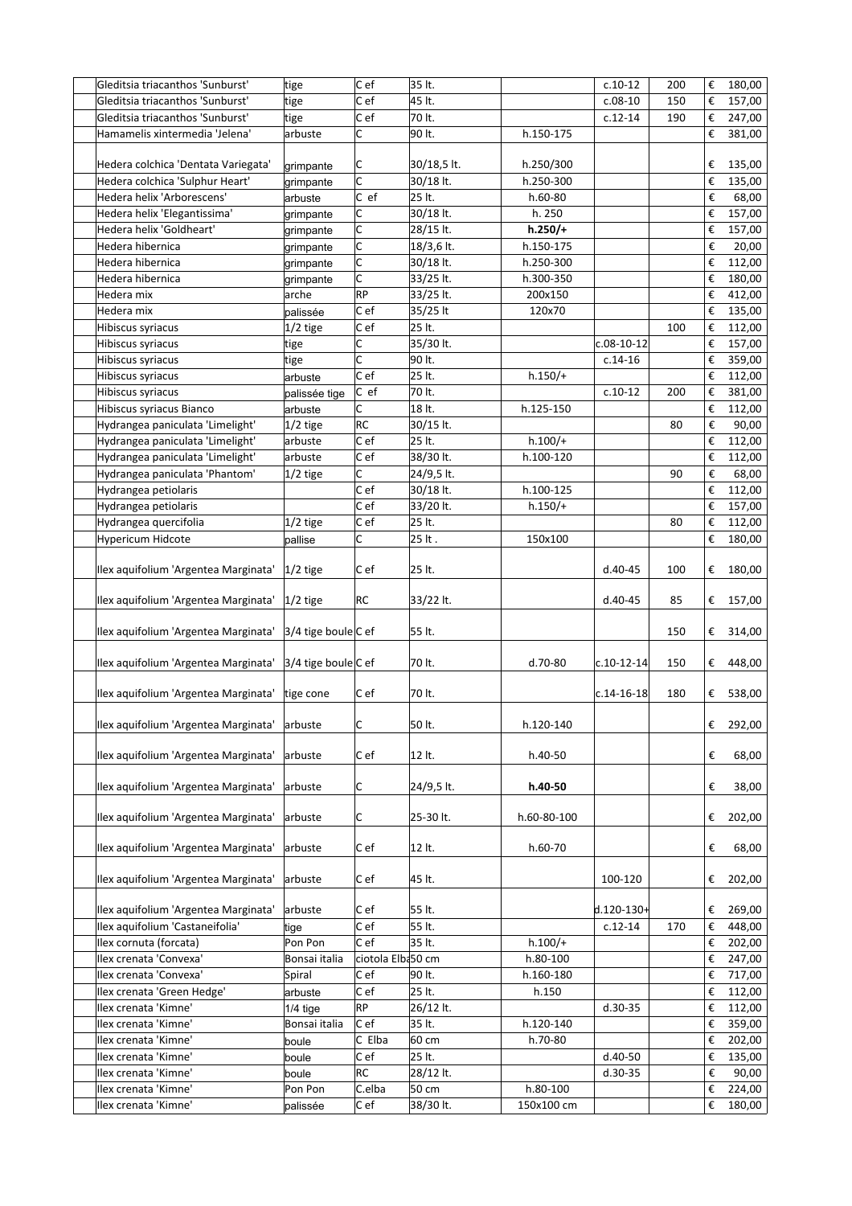| Gleditsia triacanthos 'Sunburst' | tige | C ef | 35 lt. | | c.10-12 | 200 | € | 180,00 |
|---|---|---|---|---|---|---|---|---|
| Gleditsia triacanthos 'Sunburst' | tige | C ef | 45 lt. | | c.08-10 | 150 | € | 157,00 |
| Gleditsia triacanthos 'Sunburst' | tige | C ef | 70 lt. | | c.12-14 | 190 | € | 247,00 |
| Hamamelis xintermedia 'Jelena' | arbuste | C | 90 lt. | h.150-175 | | | € | 381,00 |
| Hedera colchica 'Dentata Variegata' | grimpante | C | 30/18,5 lt. | h.250/300 | | | € | 135,00 |
| Hedera colchica 'Sulphur Heart' | grimpante | C | 30/18 lt. | h.250-300 | | | € | 135,00 |
| Hedera helix 'Arborescens' | arbuste | C ef | 25 lt. | h.60-80 | | | € | 68,00 |
| Hedera helix 'Elegantissima' | grimpante | C | 30/18 lt. | h. 250 | | | € | 157,00 |
| Hedera helix 'Goldheart' | grimpante | C | 28/15 lt. | **h.250/+** | | | € | 157,00 |
| Hedera hibernica | grimpante | C | 18/3,6 lt. | h.150-175 | | | € | 20,00 |
| Hedera hibernica | grimpante | C | 30/18 lt. | h.250-300 | | | € | 112,00 |
| Hedera hibernica | grimpante | C | 33/25 lt. | h.300-350 | | | € | 180,00 |
| Hedera mix | arche | RP | 33/25 lt. | 200x150 | | | € | 412,00 |
| Hedera mix | palissée | C ef | 35/25 lt | 120x70 | | | € | 135,00 |
| Hibiscus syriacus | 1/2 tige | C ef | 25 lt. | | | 100 | € | 112,00 |
| Hibiscus syriacus | tige | C | 35/30 lt. | | c.08-10-12 | | € | 157,00 |
| Hibiscus syriacus | tige | C | 90 lt. | | c.14-16 | | € | 359,00 |
| Hibiscus syriacus | arbuste | C ef | 25 lt. | h.150/+ | | | € | 112,00 |
| Hibiscus syriacus | palissée tige | C ef | 70 lt. | | c.10-12 | 200 | € | 381,00 |
| Hibiscus syriacus Bianco | arbuste | C | 18 lt. | h.125-150 | | | € | 112,00 |
| Hydrangea paniculata 'Limelight' | 1/2 tige | RC | 30/15 lt. | | | 80 | € | 90,00 |
| Hydrangea paniculata 'Limelight' | arbuste | C ef | 25 lt. | h.100/+ | | | € | 112,00 |
| Hydrangea paniculata 'Limelight' | arbuste | C ef | 38/30 lt. | h.100-120 | | | € | 112,00 |
| Hydrangea paniculata 'Phantom' | 1/2 tige | C | 24/9,5 lt. | | | 90 | € | 68,00 |
| Hydrangea petiolaris | | C ef | 30/18 lt. | h.100-125 | | | € | 112,00 |
| Hydrangea petiolaris | | C ef | 33/20 lt. | h.150/+ | | | € | 157,00 |
| Hydrangea quercifolia | 1/2 tige | C ef | 25 lt. | | | 80 | € | 112,00 |
| Hypericum Hidcote | pallise | C | 25 lt . | 150x100 | | | € | 180,00 |
| Ilex aquifolium 'Argentea Marginata' | 1/2 tige | C ef | 25 lt. | | d.40-45 | 100 | € | 180,00 |
| Ilex aquifolium 'Argentea Marginata' | 1/2 tige | RC | 33/22 lt. | | d.40-45 | 85 | € | 157,00 |
| Ilex aquifolium 'Argentea Marginata' | 3/4 tige boule | C ef | 55 lt. | | | 150 | € | 314,00 |
| Ilex aquifolium 'Argentea Marginata' | 3/4 tige boule | C ef | 70 lt. | d.70-80 | c.10-12-14 | 150 | € | 448,00 |
| Ilex aquifolium 'Argentea Marginata' | tige cone | C ef | 70 lt. | | c.14-16-18 | 180 | € | 538,00 |
| Ilex aquifolium 'Argentea Marginata' | arbuste | C | 50 lt. | h.120-140 | | | € | 292,00 |
| Ilex aquifolium 'Argentea Marginata' | arbuste | C ef | 12 lt. | h.40-50 | | | € | 68,00 |
| Ilex aquifolium 'Argentea Marginata' | arbuste | C | 24/9,5 lt. | **h.40-50** | | | € | 38,00 |
| Ilex aquifolium 'Argentea Marginata' | arbuste | C | 25-30 lt. | h.60-80-100 | | | € | 202,00 |
| Ilex aquifolium 'Argentea Marginata' | arbuste | C ef | 12 lt. | h.60-70 | | | € | 68,00 |
| Ilex aquifolium 'Argentea Marginata' | arbuste | C ef | 45 lt. | | 100-120 | | € | 202,00 |
| Ilex aquifolium 'Argentea Marginata' | arbuste | C ef | 55 lt. | | d.120-130+ | | € | 269,00 |
| Ilex aquifolium 'Castaneifolia' | tige | C ef | 55 lt. | | c.12-14 | 170 | € | 448,00 |
| Ilex cornuta (forcata) | Pon Pon | C ef | 35 lt. | h.100/+ | | | € | 202,00 |
| Ilex crenata 'Convexa' | Bonsai italia | ciotola Elba | 50 cm | h.80-100 | | | € | 247,00 |
| Ilex crenata 'Convexa' | Spiral | C ef | 90 lt. | h.160-180 | | | € | 717,00 |
| Ilex crenata 'Green Hedge' | arbuste | C ef | 25 lt. | h.150 | | | € | 112,00 |
| Ilex crenata 'Kimne' | 1/4 tige | RP | 26/12 lt. | | d.30-35 | | € | 112,00 |
| Ilex crenata 'Kimne' | Bonsai italia | C ef | 35 lt. | h.120-140 | | | € | 359,00 |
| Ilex crenata 'Kimne' | boule | C Elba | 60 cm | h.70-80 | | | € | 202,00 |
| Ilex crenata 'Kimne' | boule | C ef | 25 lt. | | d.40-50 | | € | 135,00 |
| Ilex crenata 'Kimne' | boule | RC | 28/12 lt. | | d.30-35 | | € | 90,00 |
| Ilex crenata 'Kimne' | Pon Pon | C.elba | 50 cm | h.80-100 | | | € | 224,00 |
| Ilex crenata 'Kimne' | palissée | C ef | 38/30 lt. | 150x100 cm | | | € | 180,00 |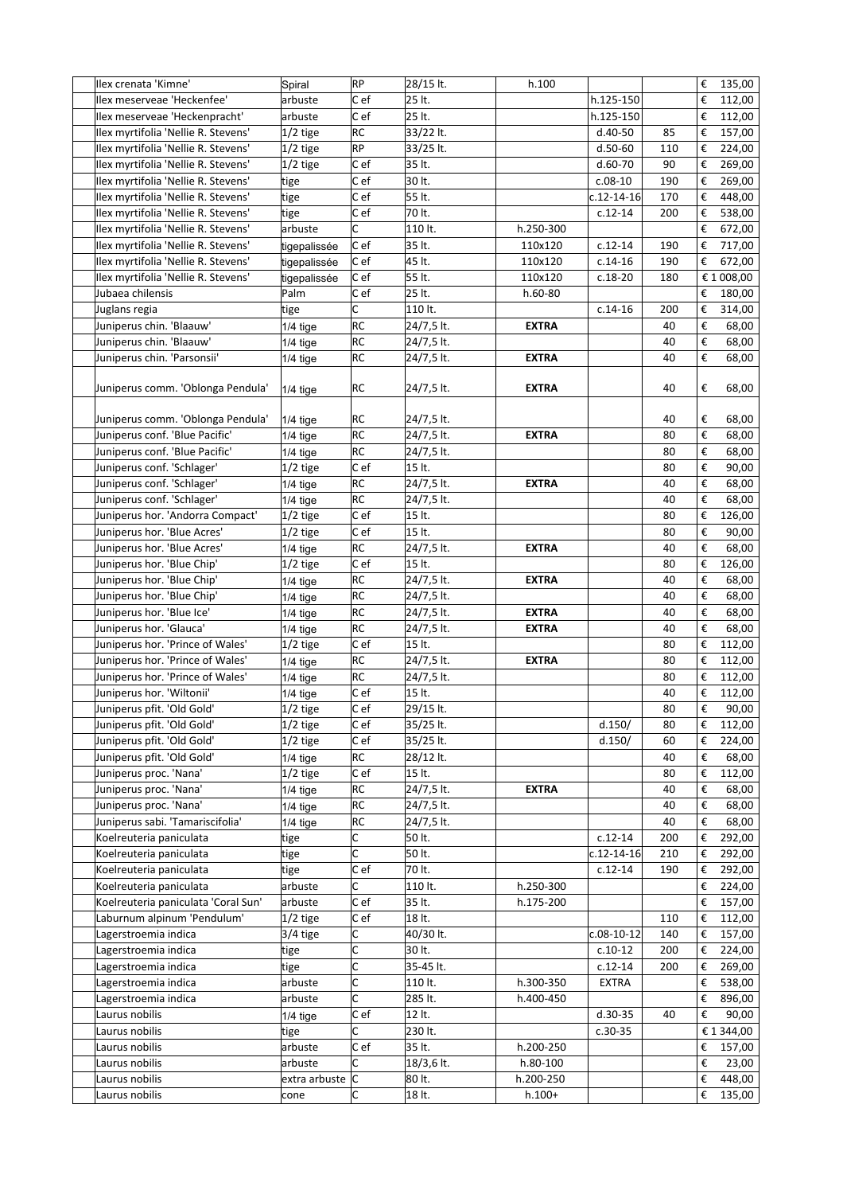| | Name | Form | Type | Container | Height/Size | Circ./Dia. | Stem | Price |
|---|---|---|---|---|---|---|---|---|
| | Ilex crenata 'Kimne' | Spiral | RP | 28/15 lt. | h.100 | | | € 135,00 |
| | Ilex meserveae 'Heckenfee' | arbuste | C ef | 25 lt. | | h.125-150 | | € 112,00 |
| | Ilex meserveae 'Heckenpracht' | arbuste | C ef | 25 lt. | | h.125-150 | | € 112,00 |
| | Ilex myrtifolia 'Nellie R. Stevens' | 1/2 tige | RC | 33/22 lt. | | d.40-50 | 85 | € 157,00 |
| | Ilex myrtifolia 'Nellie R. Stevens' | 1/2 tige | RP | 33/25 lt. | | d.50-60 | 110 | € 224,00 |
| | Ilex myrtifolia 'Nellie R. Stevens' | 1/2 tige | C ef | 35 lt. | | d.60-70 | 90 | € 269,00 |
| | Ilex myrtifolia 'Nellie R. Stevens' | tige | C ef | 30 lt. | | c.08-10 | 190 | € 269,00 |
| | Ilex myrtifolia 'Nellie R. Stevens' | tige | C ef | 55 lt. | | c.12-14-16 | 170 | € 448,00 |
| | Ilex myrtifolia 'Nellie R. Stevens' | tige | C ef | 70 lt. | | c.12-14 | 200 | € 538,00 |
| | Ilex myrtifolia 'Nellie R. Stevens' | arbuste | C | 110 lt. | h.250-300 | | | € 672,00 |
| | Ilex myrtifolia 'Nellie R. Stevens' | tigepalissée | C ef | 35 lt. | 110x120 | c.12-14 | 190 | € 717,00 |
| | Ilex myrtifolia 'Nellie R. Stevens' | tigepalissée | C ef | 45 lt. | 110x120 | c.14-16 | 190 | € 672,00 |
| | Ilex myrtifolia 'Nellie R. Stevens' | tigepalissée | C ef | 55 lt. | 110x120 | c.18-20 | 180 | € 1 008,00 |
| | Jubaea chilensis | Palm | C ef | 25 lt. | h.60-80 | | | € 180,00 |
| | Juglans regia | tige | C | 110 lt. | | c.14-16 | 200 | € 314,00 |
| | Juniperus chin. 'Blaauw' | 1/4 tige | RC | 24/7,5 lt. | **EXTRA** | | 40 | € 68,00 |
| | Juniperus chin. 'Blaauw' | 1/4 tige | RC | 24/7,5 lt. | | | 40 | € 68,00 |
| | Juniperus chin. 'Parsonsii' | 1/4 tige | RC | 24/7,5 lt. | **EXTRA** | | 40 | € 68,00 |
| | Juniperus comm. 'Oblonga Pendula' | 1/4 tige | RC | 24/7,5 lt. | **EXTRA** | | 40 | € 68,00 |
| | Juniperus comm. 'Oblonga Pendula' | 1/4 tige | RC | 24/7,5 lt. | | | 40 | € 68,00 |
| | Juniperus conf. 'Blue Pacific' | 1/4 tige | RC | 24/7,5 lt. | **EXTRA** | | 80 | € 68,00 |
| | Juniperus conf. 'Blue Pacific' | 1/4 tige | RC | 24/7,5 lt. | | | 80 | € 68,00 |
| | Juniperus conf. 'Schlager' | 1/2 tige | C ef | 15 lt. | | | 80 | € 90,00 |
| | Juniperus conf. 'Schlager' | 1/4 tige | RC | 24/7,5 lt. | **EXTRA** | | 40 | € 68,00 |
| | Juniperus conf. 'Schlager' | 1/4 tige | RC | 24/7,5 lt. | | | 40 | € 68,00 |
| | Juniperus hor. 'Andorra Compact' | 1/2 tige | C ef | 15 lt. | | | 80 | € 126,00 |
| | Juniperus hor. 'Blue Acres' | 1/2 tige | C ef | 15 lt. | | | 80 | € 90,00 |
| | Juniperus hor. 'Blue Acres' | 1/4 tige | RC | 24/7,5 lt. | **EXTRA** | | 40 | € 68,00 |
| | Juniperus hor. 'Blue Chip' | 1/2 tige | C ef | 15 lt. | | | 80 | € 126,00 |
| | Juniperus hor. 'Blue Chip' | 1/4 tige | RC | 24/7,5 lt. | **EXTRA** | | 40 | € 68,00 |
| | Juniperus hor. 'Blue Chip' | 1/4 tige | RC | 24/7,5 lt. | | | 40 | € 68,00 |
| | Juniperus hor. 'Blue Ice' | 1/4 tige | RC | 24/7,5 lt. | **EXTRA** | | 40 | € 68,00 |
| | Juniperus hor. 'Glauca' | 1/4 tige | RC | 24/7,5 lt. | **EXTRA** | | 40 | € 68,00 |
| | Juniperus hor. 'Prince of Wales' | 1/2 tige | C ef | 15 lt. | | | 80 | € 112,00 |
| | Juniperus hor. 'Prince of Wales' | 1/4 tige | RC | 24/7,5 lt. | **EXTRA** | | 80 | € 112,00 |
| | Juniperus hor. 'Prince of Wales' | 1/4 tige | RC | 24/7,5 lt. | | | 80 | € 112,00 |
| | Juniperus hor. 'Wiltonii' | 1/4 tige | C ef | 15 lt. | | | 40 | € 112,00 |
| | Juniperus pfit. 'Old Gold' | 1/2 tige | C ef | 29/15 lt. | | | 80 | € 90,00 |
| | Juniperus pfit. 'Old Gold' | 1/2 tige | C ef | 35/25 lt. | | d.150/ | 80 | € 112,00 |
| | Juniperus pfit. 'Old Gold' | 1/2 tige | C ef | 35/25 lt. | | d.150/ | 60 | € 224,00 |
| | Juniperus pfit. 'Old Gold' | 1/4 tige | RC | 28/12 lt. | | | 40 | € 68,00 |
| | Juniperus proc. 'Nana' | 1/2 tige | C ef | 15 lt. | | | 80 | € 112,00 |
| | Juniperus proc. 'Nana' | 1/4 tige | RC | 24/7,5 lt. | **EXTRA** | | 40 | € 68,00 |
| | Juniperus proc. 'Nana' | 1/4 tige | RC | 24/7,5 lt. | | | 40 | € 68,00 |
| | Juniperus sabi. 'Tamariscifolia' | 1/4 tige | RC | 24/7,5 lt. | | | 40 | € 68,00 |
| | Koelreuteria paniculata | tige | C | 50 lt. | | c.12-14 | 200 | € 292,00 |
| | Koelreuteria paniculata | tige | C | 50 lt. | | c.12-14-16 | 210 | € 292,00 |
| | Koelreuteria paniculata | tige | C ef | 70 lt. | | c.12-14 | 190 | € 292,00 |
| | Koelreuteria paniculata | arbuste | C | 110 lt. | h.250-300 | | | € 224,00 |
| | Koelreuteria paniculata 'Coral Sun' | arbuste | C ef | 35 lt. | h.175-200 | | | € 157,00 |
| | Laburnum alpinum 'Pendulum' | 1/2 tige | C ef | 18 lt. | | | 110 | € 112,00 |
| | Lagerstroemia indica | 3/4 tige | C | 40/30 lt. | | c.08-10-12 | 140 | € 157,00 |
| | Lagerstroemia indica | tige | C | 30 lt. | | c.10-12 | 200 | € 224,00 |
| | Lagerstroemia indica | tige | C | 35-45 lt. | | c.12-14 | 200 | € 269,00 |
| | Lagerstroemia indica | arbuste | C | 110 lt. | h.300-350 | EXTRA | | € 538,00 |
| | Lagerstroemia indica | arbuste | C | 285 lt. | h.400-450 | | | € 896,00 |
| | Laurus nobilis | 1/4 tige | C ef | 12 lt. | | d.30-35 | 40 | € 90,00 |
| | Laurus nobilis | tige | C | 230 lt. | | c.30-35 | | € 1 344,00 |
| | Laurus nobilis | arbuste | C ef | 35 lt. | h.200-250 | | | € 157,00 |
| | Laurus nobilis | arbuste | C | 18/3,6 lt. | h.80-100 | | | € 23,00 |
| | Laurus nobilis | extra arbuste | C | 80 lt. | h.200-250 | | | € 448,00 |
| | Laurus nobilis | cone | C | 18 lt. | h.100+ | | | € 135,00 |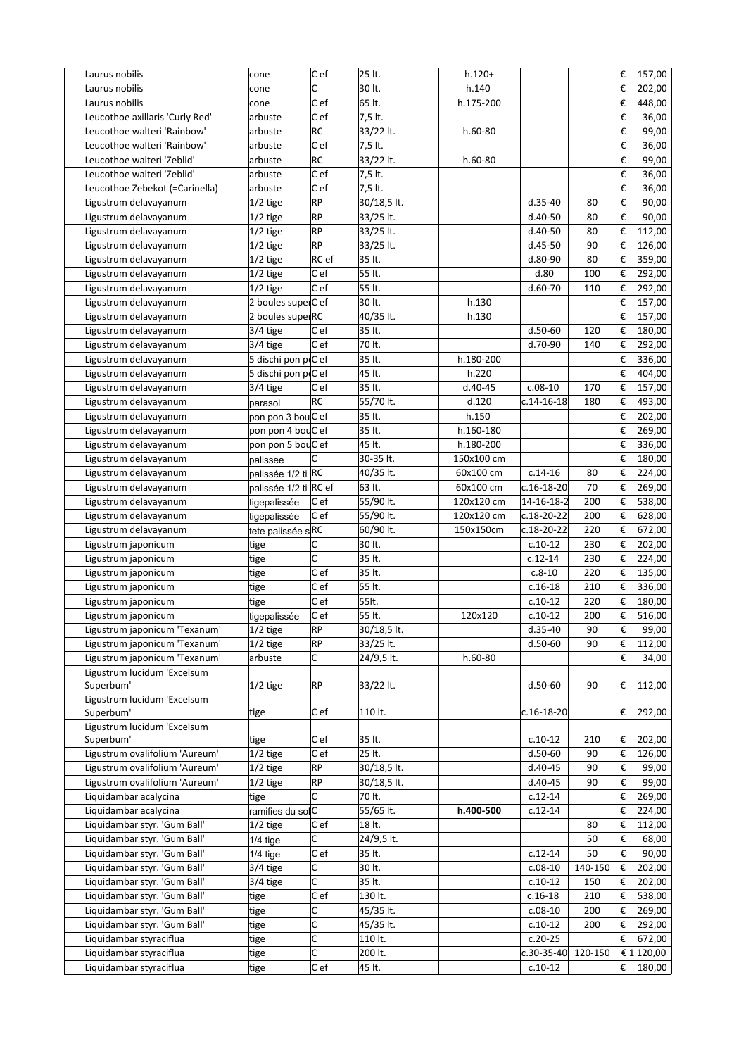| | | | | | | | |
|---|---|---|---|---|---|---|---|
| Laurus nobilis | cone | C ef | 25 lt. | h.120+ | | | € 157,00 |
| Laurus nobilis | cone | C | 30 lt. | h.140 | | | € 202,00 |
| Laurus nobilis | cone | C ef | 65 lt. | h.175-200 | | | € 448,00 |
| Leucothoe axillaris 'Curly Red' | arbuste | C ef | 7,5 lt. | | | | € 36,00 |
| Leucothoe walteri 'Rainbow' | arbuste | RC | 33/22 lt. | h.60-80 | | | € 99,00 |
| Leucothoe walteri 'Rainbow' | arbuste | C ef | 7,5 lt. | | | | € 36,00 |
| Leucothoe walteri 'Zeblid' | arbuste | RC | 33/22 lt. | h.60-80 | | | € 99,00 |
| Leucothoe walteri 'Zeblid' | arbuste | C ef | 7,5 lt. | | | | € 36,00 |
| Leucothoe Zebekot (=Carinella) | arbuste | C ef | 7,5 lt. | | | | € 36,00 |
| Ligustrum delavayanum | 1/2 tige | RP | 30/18,5 lt. | | d.35-40 | 80 | € 90,00 |
| Ligustrum delavayanum | 1/2 tige | RP | 33/25 lt. | | d.40-50 | 80 | € 90,00 |
| Ligustrum delavayanum | 1/2 tige | RP | 33/25 lt. | | d.40-50 | 80 | € 112,00 |
| Ligustrum delavayanum | 1/2 tige | RP | 33/25 lt. | | d.45-50 | 90 | € 126,00 |
| Ligustrum delavayanum | 1/2 tige | RC ef | 35 lt. | | d.80-90 | 80 | € 359,00 |
| Ligustrum delavayanum | 1/2 tige | C ef | 55 lt. | | d.80 | 100 | € 292,00 |
| Ligustrum delavayanum | 1/2 tige | C ef | 55 lt. | | d.60-70 | 110 | € 292,00 |
| Ligustrum delavayanum | 2 boules super | C ef | 30 lt. | h.130 | | | € 157,00 |
| Ligustrum delavayanum | 2 boules super | RC | 40/35 lt. | h.130 | | | € 157,00 |
| Ligustrum delavayanum | 3/4 tige | C ef | 35 lt. | | d.50-60 | 120 | € 180,00 |
| Ligustrum delavayanum | 3/4 tige | C ef | 70 lt. | | d.70-90 | 140 | € 292,00 |
| Ligustrum delavayanum | 5 dischi pon po | C ef | 35 lt. | h.180-200 | | | € 336,00 |
| Ligustrum delavayanum | 5 dischi pon po | C ef | 45 lt. | h.220 | | | € 404,00 |
| Ligustrum delavayanum | 3/4 tige | C ef | 35 lt. | d.40-45 | c.08-10 | 170 | € 157,00 |
| Ligustrum delavayanum | parasol | RC | 55/70 lt. | d.120 | c.14-16-18 | 180 | € 493,00 |
| Ligustrum delavayanum | pon pon 3 bou | C ef | 35 lt. | h.150 | | | € 202,00 |
| Ligustrum delavayanum | pon pon 4 bou | C ef | 35 lt. | h.160-180 | | | € 269,00 |
| Ligustrum delavayanum | pon pon 5 bou | C ef | 45 lt. | h.180-200 | | | € 336,00 |
| Ligustrum delavayanum | palissee | C | 30-35 lt. | 150x100 cm | | | € 180,00 |
| Ligustrum delavayanum | palissée 1/2 ti | RC | 40/35 lt. | 60x100 cm | c.14-16 | 80 | € 224,00 |
| Ligustrum delavayanum | palissée 1/2 ti | RC ef | 63 lt. | 60x100 cm | c.16-18-20 | 70 | € 269,00 |
| Ligustrum delavayanum | tigepalissée | C ef | 55/90 lt. | 120x120 cm | 14-16-18-2 | 200 | € 538,00 |
| Ligustrum delavayanum | tigepalissée | C ef | 55/90 lt. | 120x120 cm | c.18-20-22 | 200 | € 628,00 |
| Ligustrum delavayanum | tete palissée s | RC | 60/90 lt. | 150x150cm | c.18-20-22 | 220 | € 672,00 |
| Ligustrum japonicum | tige | C | 30 lt. | | c.10-12 | 230 | € 202,00 |
| Ligustrum japonicum | tige | C | 35 lt. | | c.12-14 | 230 | € 224,00 |
| Ligustrum japonicum | tige | C ef | 35 lt. | | c.8-10 | 220 | € 135,00 |
| Ligustrum japonicum | tige | C ef | 55 lt. | | c.16-18 | 210 | € 336,00 |
| Ligustrum japonicum | tige | C ef | 55lt. | | c.10-12 | 220 | € 180,00 |
| Ligustrum japonicum | tigepalissée | C ef | 55 lt. | 120x120 | c.10-12 | 200 | € 516,00 |
| Ligustrum japonicum 'Texanum' | 1/2 tige | RP | 30/18,5 lt. | | d.35-40 | 90 | € 99,00 |
| Ligustrum japonicum 'Texanum' | 1/2 tige | RP | 33/25 lt. | | d.50-60 | 90 | € 112,00 |
| Ligustrum japonicum 'Texanum' | arbuste | C | 24/9,5 lt. | h.60-80 | | | € 34,00 |
| Ligustrum lucidum 'Excelsum Superbum' | 1/2 tige | RP | 33/22 lt. | | d.50-60 | 90 | € 112,00 |
| Ligustrum lucidum 'Excelsum Superbum' | tige | C ef | 110 lt. | | c.16-18-20 | | € 292,00 |
| Ligustrum lucidum 'Excelsum Superbum' | tige | C ef | 35 lt. | | c.10-12 | 210 | € 202,00 |
| Ligustrum ovalifolium 'Aureum' | 1/2 tige | C ef | 25 lt. | | d.50-60 | 90 | € 126,00 |
| Ligustrum ovalifolium 'Aureum' | 1/2 tige | RP | 30/18,5 lt. | | d.40-45 | 90 | € 99,00 |
| Ligustrum ovalifolium 'Aureum' | 1/2 tige | RP | 30/18,5 lt. | | d.40-45 | 90 | € 99,00 |
| Liquidambar acalycina | tige | C | 70 lt. | | c.12-14 | | € 269,00 |
| Liquidambar acalycina | ramifies du sol | C | 55/65 lt. | **h.400-500** | c.12-14 | | € 224,00 |
| Liquidambar styr. 'Gum Ball' | 1/2 tige | C ef | 18 lt. | | | 80 | € 112,00 |
| Liquidambar styr. 'Gum Ball' | 1/4 tige | C | 24/9,5 lt. | | | 50 | € 68,00 |
| Liquidambar styr. 'Gum Ball' | 1/4 tige | C ef | 35 lt. | | c.12-14 | 50 | € 90,00 |
| Liquidambar styr. 'Gum Ball' | 3/4 tige | C | 30 lt. | | c.08-10 | 140-150 | € 202,00 |
| Liquidambar styr. 'Gum Ball' | 3/4 tige | C | 35 lt. | | c.10-12 | 150 | € 202,00 |
| Liquidambar styr. 'Gum Ball' | tige | C ef | 130 lt. | | c.16-18 | 210 | € 538,00 |
| Liquidambar styr. 'Gum Ball' | tige | C | 45/35 lt. | | c.08-10 | 200 | € 269,00 |
| Liquidambar styr. 'Gum Ball' | tige | C | 45/35 lt. | | c.10-12 | 200 | € 292,00 |
| Liquidambar styraciflua | tige | C | 110 lt. | | c.20-25 | | € 672,00 |
| Liquidambar styraciflua | tige | C | 200 lt. | | c.30-35-40 | 120-150 | € 1 120,00 |
| Liquidambar styraciflua | tige | C ef | 45 lt. | | c.10-12 | | € 180,00 |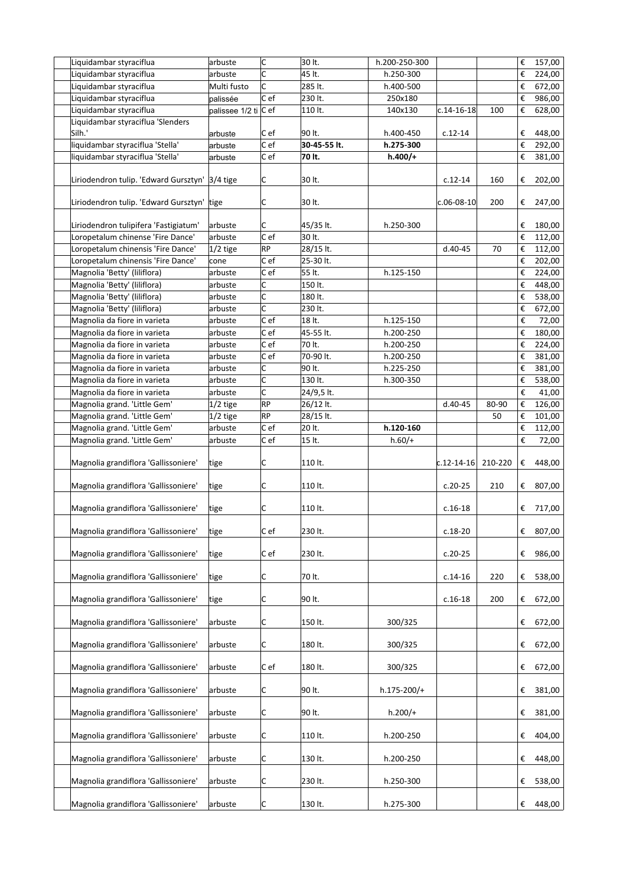| | Name | Form | Type | Container | Height | Circ. | Stem | Price |
|---|---|---|---|---|---|---|---|---|
| | Liquidambar styraciflua | arbuste | C | 30 lt. | h.200-250-300 | | | € 157,00 |
| | Liquidambar styraciflua | arbuste | C | 45 lt. | h.250-300 | | | € 224,00 |
| | Liquidambar styraciflua | Multi fusto | C | 285 lt. | h.400-500 | | | € 672,00 |
| | Liquidambar styraciflua | palissée | C ef | 230 lt. | 250x180 | | | € 986,00 |
| | Liquidambar styraciflua | palissee 1/2 ti | C ef | 110 lt. | 140x130 | c.14-16-18 | 100 | € 628,00 |
| | Liquidambar styraciflua 'Slenders Silh.' | arbuste | C ef | 90 lt. | h.400-450 | c.12-14 | | € 448,00 |
| | liquidambar styraciflua 'Stella' | arbuste | C ef | **30-45-55 lt.** | **h.275-300** | | | € 292,00 |
| | liquidambar styraciflua 'Stella' | arbuste | C ef | **70 lt.** | **h.400/+** | | | € 381,00 |
| | Liriodendron tulip. 'Edward Gursztyn' | 3/4 tige | C | 30 lt. | | c.12-14 | 160 | € 202,00 |
| | Liriodendron tulip. 'Edward Gursztyn' | tige | C | 30 lt. | | c.06-08-10 | 200 | € 247,00 |
| | Liriodendron tulipifera 'Fastigiatum' | arbuste | C | 45/35 lt. | h.250-300 | | | € 180,00 |
| | Loropetalum chinense 'Fire Dance' | arbuste | C ef | 30 lt. | | | | € 112,00 |
| | Loropetalum chinensis 'Fire Dance' | 1/2 tige | RP | 28/15 lt. | | d.40-45 | 70 | € 112,00 |
| | Loropetalum chinensis 'Fire Dance' | cone | C ef | 25-30 lt. | | | | € 202,00 |
| | Magnolia 'Betty' (liliflora) | arbuste | C ef | 55 lt. | h.125-150 | | | € 224,00 |
| | Magnolia 'Betty' (liliflora) | arbuste | C | 150 lt. | | | | € 448,00 |
| | Magnolia 'Betty' (liliflora) | arbuste | C | 180 lt. | | | | € 538,00 |
| | Magnolia 'Betty' (liliflora) | arbuste | C | 230 lt. | | | | € 672,00 |
| | Magnolia da fiore in varieta | arbuste | C ef | 18 lt. | h.125-150 | | | € 72,00 |
| | Magnolia da fiore in varieta | arbuste | C ef | 45-55 lt. | h.200-250 | | | € 180,00 |
| | Magnolia da fiore in varieta | arbuste | C ef | 70 lt. | h.200-250 | | | € 224,00 |
| | Magnolia da fiore in varieta | arbuste | C ef | 70-90 lt. | h.200-250 | | | € 381,00 |
| | Magnolia da fiore in varieta | arbuste | C | 90 lt. | h.225-250 | | | € 381,00 |
| | Magnolia da fiore in varieta | arbuste | C | 130 lt. | h.300-350 | | | € 538,00 |
| | Magnolia da fiore in varieta | arbuste | C | 24/9,5 lt. | | | | € 41,00 |
| | Magnolia grand. 'Little Gem' | 1/2 tige | RP | 26/12 lt. | | d.40-45 | 80-90 | € 126,00 |
| | Magnolia grand. 'Little Gem' | 1/2 tige | RP | 28/15 lt. | | | 50 | € 101,00 |
| | Magnolia grand. 'Little Gem' | arbuste | C ef | 20 lt. | **h.120-160** | | | € 112,00 |
| | Magnolia grand. 'Little Gem' | arbuste | C ef | 15 lt. | h.60/+ | | | € 72,00 |
| | Magnolia grandiflora 'Gallissoniere' | tige | C | 110 lt. | | c.12-14-16 | 210-220 | € 448,00 |
| | Magnolia grandiflora 'Gallissoniere' | tige | C | 110 lt. | | c.20-25 | 210 | € 807,00 |
| | Magnolia grandiflora 'Gallissoniere' | tige | C | 110 lt. | | c.16-18 | | € 717,00 |
| | Magnolia grandiflora 'Gallissoniere' | tige | C ef | 230 lt. | | c.18-20 | | € 807,00 |
| | Magnolia grandiflora 'Gallissoniere' | tige | C ef | 230 lt. | | c.20-25 | | € 986,00 |
| | Magnolia grandiflora 'Gallissoniere' | tige | C | 70 lt. | | c.14-16 | 220 | € 538,00 |
| | Magnolia grandiflora 'Gallissoniere' | tige | C | 90 lt. | | c.16-18 | 200 | € 672,00 |
| | Magnolia grandiflora 'Gallissoniere' | arbuste | C | 150 lt. | 300/325 | | | € 672,00 |
| | Magnolia grandiflora 'Gallissoniere' | arbuste | C | 180 lt. | 300/325 | | | € 672,00 |
| | Magnolia grandiflora 'Gallissoniere' | arbuste | C ef | 180 lt. | 300/325 | | | € 672,00 |
| | Magnolia grandiflora 'Gallissoniere' | arbuste | C | 90 lt. | h.175-200/+ | | | € 381,00 |
| | Magnolia grandiflora 'Gallissoniere' | arbuste | C | 90 lt. | h.200/+ | | | € 381,00 |
| | Magnolia grandiflora 'Gallissoniere' | arbuste | C | 110 lt. | h.200-250 | | | € 404,00 |
| | Magnolia grandiflora 'Gallissoniere' | arbuste | C | 130 lt. | h.200-250 | | | € 448,00 |
| | Magnolia grandiflora 'Gallissoniere' | arbuste | C | 230 lt. | h.250-300 | | | € 538,00 |
| | Magnolia grandiflora 'Gallissoniere' | arbuste | C | 130 lt. | h.275-300 | | | € 448,00 |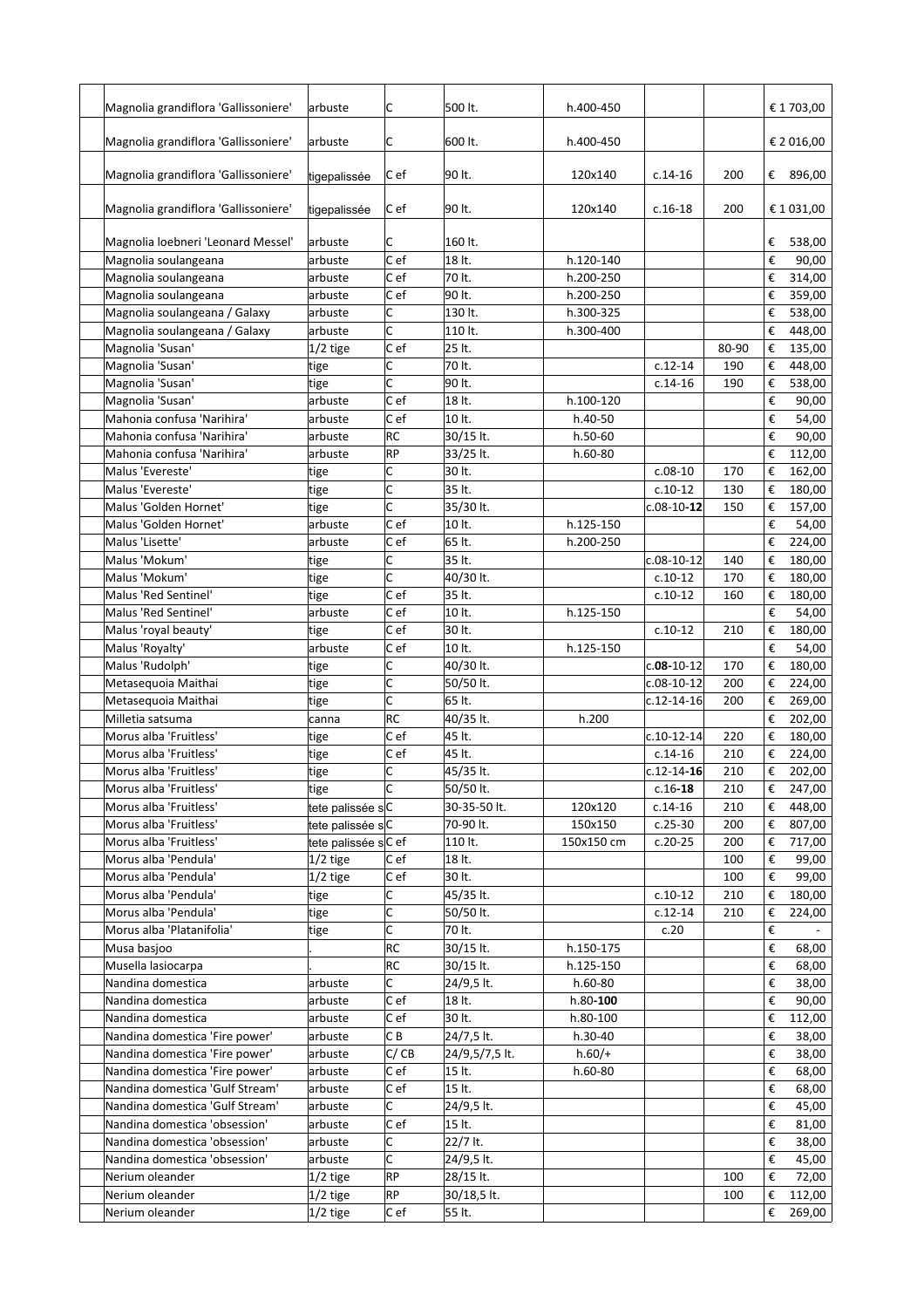| | | | | | | | |
|---|---|---|---|---|---|---|---|
| Magnolia grandiflora 'Gallissoniere' | arbuste | C | 500 lt. | h.400-450 | | | € 1 703,00 |
| Magnolia grandiflora 'Gallissoniere' | arbuste | C | 600 lt. | h.400-450 | | | € 2 016,00 |
| Magnolia grandiflora 'Gallissoniere' | tigepalissée | C ef | 90 lt. | 120x140 | c.14-16 | 200 | € 896,00 |
| Magnolia grandiflora 'Gallissoniere' | tigepalissée | C ef | 90 lt. | 120x140 | c.16-18 | 200 | € 1 031,00 |
| Magnolia loebneri 'Leonard Messel' | arbuste | C | 160 lt. | | | | € 538,00 |
| Magnolia soulangeana | arbuste | C ef | 18 lt. | h.120-140 | | | € 90,00 |
| Magnolia soulangeana | arbuste | C ef | 70 lt. | h.200-250 | | | € 314,00 |
| Magnolia soulangeana | arbuste | C ef | 90 lt. | h.200-250 | | | € 359,00 |
| Magnolia soulangeana / Galaxy | arbuste | C | 130 lt. | h.300-325 | | | € 538,00 |
| Magnolia soulangeana / Galaxy | arbuste | C | 110 lt. | h.300-400 | | | € 448,00 |
| Magnolia 'Susan' | 1/2 tige | C ef | 25 lt. | | | 80-90 | € 135,00 |
| Magnolia 'Susan' | tige | C | 70 lt. | | c.12-14 | 190 | € 448,00 |
| Magnolia 'Susan' | tige | C | 90 lt. | | c.14-16 | 190 | € 538,00 |
| Magnolia 'Susan' | arbuste | C ef | 18 lt. | h.100-120 | | | € 90,00 |
| Mahonia confusa 'Narihira' | arbuste | C ef | 10 lt. | h.40-50 | | | € 54,00 |
| Mahonia confusa 'Narihira' | arbuste | RC | 30/15 lt. | h.50-60 | | | € 90,00 |
| Mahonia confusa 'Narihira' | arbuste | RP | 33/25 lt. | h.60-80 | | | € 112,00 |
| Malus 'Evereste' | tige | C | 30 lt. | | c.08-10 | 170 | € 162,00 |
| Malus 'Evereste' | tige | C | 35 lt. | | c.10-12 | 130 | € 180,00 |
| Malus 'Golden Hornet' | tige | C | 35/30 lt. | | c.08-10-**12** | 150 | € 157,00 |
| Malus 'Golden Hornet' | arbuste | C ef | 10 lt. | h.125-150 | | | € 54,00 |
| Malus 'Lisette' | arbuste | C ef | 65 lt. | h.200-250 | | | € 224,00 |
| Malus 'Mokum' | tige | C | 35 lt. | | c.08-10-12 | 140 | € 180,00 |
| Malus 'Mokum' | tige | C | 40/30 lt. | | c.10-12 | 170 | € 180,00 |
| Malus 'Red Sentinel' | tige | C ef | 35 lt. | | c.10-12 | 160 | € 180,00 |
| Malus 'Red Sentinel' | arbuste | C ef | 10 lt. | h.125-150 | | | € 54,00 |
| Malus 'royal beauty' | tige | C ef | 30 lt. | | c.10-12 | 210 | € 180,00 |
| Malus 'Royalty' | arbuste | C ef | 10 lt. | h.125-150 | | | € 54,00 |
| Malus 'Rudolph' | tige | C | 40/30 lt. | | c.**08**-10-12 | 170 | € 180,00 |
| Metasequoia Maithai | tige | C | 50/50 lt. | | c.08-10-12 | 200 | € 224,00 |
| Metasequoia Maithai | tige | C | 65 lt. | | c.12-14-16 | 200 | € 269,00 |
| Milletia satsuma | canna | RC | 40/35 lt. | h.200 | | | € 202,00 |
| Morus alba 'Fruitless' | tige | C ef | 45 lt. | | c.10-12-14 | 220 | € 180,00 |
| Morus alba 'Fruitless' | tige | C ef | 45 lt. | | c.14-16 | 210 | € 224,00 |
| Morus alba 'Fruitless' | tige | C | 45/35 lt. | | c.12-14-**16** | 210 | € 202,00 |
| Morus alba 'Fruitless' | tige | C | 50/50 lt. | | c.16-**18** | 210 | € 247,00 |
| Morus alba 'Fruitless' | tete palissée s | C | 30-35-50 lt. | 120x120 | c.14-16 | 210 | € 448,00 |
| Morus alba 'Fruitless' | tete palissée s | C | 70-90 lt. | 150x150 | c.25-30 | 200 | € 807,00 |
| Morus alba 'Fruitless' | tete palissée s | C ef | 110 lt. | 150x150 cm | c.20-25 | 200 | € 717,00 |
| Morus alba 'Pendula' | 1/2 tige | C ef | 18 lt. | | | 100 | € 99,00 |
| Morus alba 'Pendula' | 1/2 tige | C ef | 30 lt. | | | 100 | € 99,00 |
| Morus alba 'Pendula' | tige | C | 45/35 lt. | | c.10-12 | 210 | € 180,00 |
| Morus alba 'Pendula' | tige | C | 50/50 lt. | | c.12-14 | 210 | € 224,00 |
| Morus alba 'Platanifolia' | tige | C | 70 lt. | | c.20 | | € - |
| Musa basjoo | . | RC | 30/15 lt. | h.150-175 | | | € 68,00 |
| Musella lasiocarpa | . | RC | 30/15 lt. | h.125-150 | | | € 68,00 |
| Nandina domestica | arbuste | C | 24/9,5 lt. | h.60-80 | | | € 38,00 |
| Nandina domestica | arbuste | C ef | 18 lt. | h.80-**100** | | | € 90,00 |
| Nandina domestica | arbuste | C ef | 30 lt. | h.80-100 | | | € 112,00 |
| Nandina domestica 'Fire power' | arbuste | C B | 24/7,5 lt. | h.30-40 | | | € 38,00 |
| Nandina domestica 'Fire power' | arbuste | C/ CB | 24/9,5/7,5 lt. | h.60/+ | | | € 38,00 |
| Nandina domestica 'Fire power' | arbuste | C ef | 15 lt. | h.60-80 | | | € 68,00 |
| Nandina domestica 'Gulf Stream' | arbuste | C ef | 15 lt. | | | | € 68,00 |
| Nandina domestica 'Gulf Stream' | arbuste | C | 24/9,5 lt. | | | | € 45,00 |
| Nandina domestica 'obsession' | arbuste | C ef | 15 lt. | | | | € 81,00 |
| Nandina domestica 'obsession' | arbuste | C | 22/7 lt. | | | | € 38,00 |
| Nandina domestica 'obsession' | arbuste | C | 24/9,5 lt. | | | | € 45,00 |
| Nerium oleander | 1/2 tige | RP | 28/15 lt. | | | 100 | € 72,00 |
| Nerium oleander | 1/2 tige | RP | 30/18,5 lt. | | | 100 | € 112,00 |
| Nerium oleander | 1/2 tige | C ef | 55 lt. | | | | € 269,00 |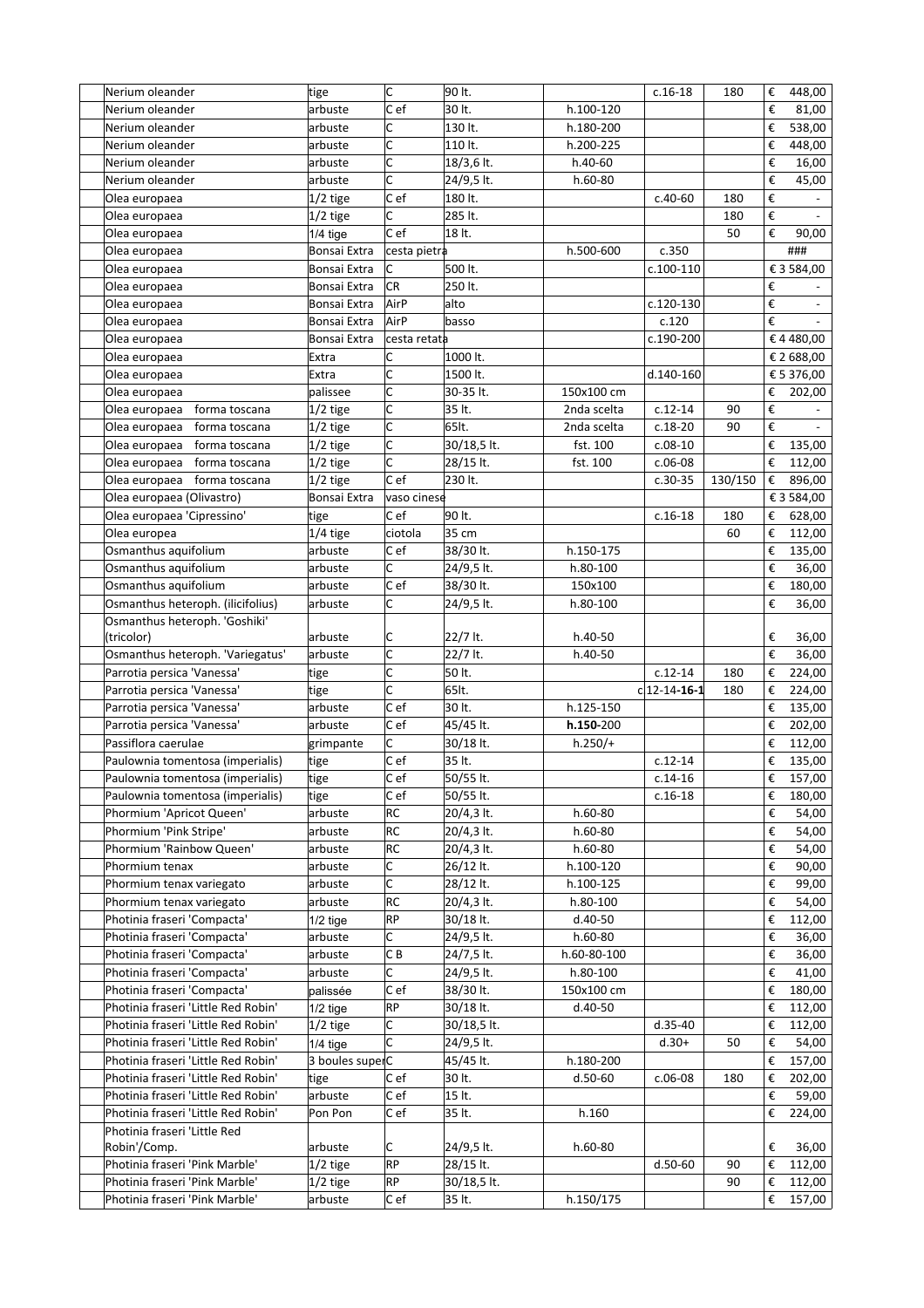| | | | | | | | |
|---|---|---|---|---|---|---|---|
| Nerium oleander | tige | C | 90 lt. | | c.16-18 | 180 | € 448,00 |
| Nerium oleander | arbuste | C ef | 30 lt. | h.100-120 | | | € 81,00 |
| Nerium oleander | arbuste | C | 130 lt. | h.180-200 | | | € 538,00 |
| Nerium oleander | arbuste | C | 110 lt. | h.200-225 | | | € 448,00 |
| Nerium oleander | arbuste | C | 18/3,6 lt. | h.40-60 | | | € 16,00 |
| Nerium oleander | arbuste | C | 24/9,5 lt. | h.60-80 | | | € 45,00 |
| Olea europaea | 1/2 tige | C ef | 180 lt. | | c.40-60 | 180 | € - |
| Olea europaea | 1/2 tige | C | 285 lt. | | | 180 | € - |
| Olea europaea | 1/4 tige | C ef | 18 lt. | | | 50 | € 90,00 |
| Olea europaea | Bonsai Extra | cesta pietra | | h.500-600 | c.350 | | ### |
| Olea europaea | Bonsai Extra | C | 500 lt. | | c.100-110 | | € 3 584,00 |
| Olea europaea | Bonsai Extra | CR | 250 lt. | | | | € - |
| Olea europaea | Bonsai Extra | AirP | alto | | c.120-130 | | € - |
| Olea europaea | Bonsai Extra | AirP | basso | | c.120 | | € - |
| Olea europaea | Bonsai Extra | cesta retata | | | c.190-200 | | € 4 480,00 |
| Olea europaea | Extra | C | 1000 lt. | | | | € 2 688,00 |
| Olea europaea | Extra | C | 1500 lt. | | d.140-160 | | € 5 376,00 |
| Olea europaea | palissee | C | 30-35 lt. | 150x100 cm | | | € 202,00 |
| Olea europaea forma toscana | 1/2 tige | C | 35 lt. | 2nda scelta | c.12-14 | 90 | € - |
| Olea europaea forma toscana | 1/2 tige | C | 65lt. | 2nda scelta | c.18-20 | 90 | € - |
| Olea europaea forma toscana | 1/2 tige | C | 30/18,5 lt. | fst. 100 | c.08-10 | | € 135,00 |
| Olea europaea forma toscana | 1/2 tige | C | 28/15 lt. | fst. 100 | c.06-08 | | € 112,00 |
| Olea europaea forma toscana | 1/2 tige | C ef | 230 lt. | | c.30-35 | 130/150 | € 896,00 |
| Olea europaea (Olivastro) | Bonsai Extra | vaso cinese | | | | | € 3 584,00 |
| Olea europaea 'Cipressino' | tige | C ef | 90 lt. | | c.16-18 | 180 | € 628,00 |
| Olea europea | 1/4 tige | ciotola | 35 cm | | | 60 | € 112,00 |
| Osmanthus aquifolium | arbuste | C ef | 38/30 lt. | h.150-175 | | | € 135,00 |
| Osmanthus aquifolium | arbuste | C | 24/9,5 lt. | h.80-100 | | | € 36,00 |
| Osmanthus aquifolium | arbuste | C ef | 38/30 lt. | 150x100 | | | € 180,00 |
| Osmanthus heteroph. (ilicifolius) | arbuste | C | 24/9,5 lt. | h.80-100 | | | € 36,00 |
| Osmanthus heteroph. 'Goshiki' (tricolor) | arbuste | C | 22/7 lt. | h.40-50 | | | € 36,00 |
| Osmanthus heteroph. 'Variegatus' | arbuste | C | 22/7 lt. | h.40-50 | | | € 36,00 |
| Parrotia persica 'Vanessa' | tige | C | 50 lt. | | c.12-14 | 180 | € 224,00 |
| Parrotia persica 'Vanessa' | tige | C | 65lt. | | c.12-14-**16-1** | 180 | € 224,00 |
| Parrotia persica 'Vanessa' | arbuste | C ef | 30 lt. | h.125-150 | | | € 135,00 |
| Parrotia persica 'Vanessa' | arbuste | C ef | 45/45 lt. | **h.150**-200 | | | € 202,00 |
| Passiflora caerulae | grimpante | C | 30/18 lt. | h.250/+ | | | € 112,00 |
| Paulownia tomentosa (imperialis) | tige | C ef | 35 lt. | | c.12-14 | | € 135,00 |
| Paulownia tomentosa (imperialis) | tige | C ef | 50/55 lt. | | c.14-16 | | € 157,00 |
| Paulownia tomentosa (imperialis) | tige | C ef | 50/55 lt. | | c.16-18 | | € 180,00 |
| Phormium 'Apricot Queen' | arbuste | RC | 20/4,3 lt. | h.60-80 | | | € 54,00 |
| Phormium 'Pink Stripe' | arbuste | RC | 20/4,3 lt. | h.60-80 | | | € 54,00 |
| Phormium 'Rainbow Queen' | arbuste | RC | 20/4,3 lt. | h.60-80 | | | € 54,00 |
| Phormium tenax | arbuste | C | 26/12 lt. | h.100-120 | | | € 90,00 |
| Phormium tenax variegato | arbuste | C | 28/12 lt. | h.100-125 | | | € 99,00 |
| Phormium tenax variegato | arbuste | RC | 20/4,3 lt. | h.80-100 | | | € 54,00 |
| Photinia fraseri 'Compacta' | 1/2 tige | RP | 30/18 lt. | d.40-50 | | | € 112,00 |
| Photinia fraseri 'Compacta' | arbuste | C | 24/9,5 lt. | h.60-80 | | | € 36,00 |
| Photinia fraseri 'Compacta' | arbuste | C B | 24/7,5 lt. | h.60-80-100 | | | € 36,00 |
| Photinia fraseri 'Compacta' | arbuste | C | 24/9,5 lt. | h.80-100 | | | € 41,00 |
| Photinia fraseri 'Compacta' | palissée | C ef | 38/30 lt. | 150x100 cm | | | € 180,00 |
| Photinia fraseri 'Little Red Robin' | 1/2 tige | RP | 30/18 lt. | d.40-50 | | | € 112,00 |
| Photinia fraseri 'Little Red Robin' | 1/2 tige | C | 30/18,5 lt. | | d.35-40 | | € 112,00 |
| Photinia fraseri 'Little Red Robin' | 1/4 tige | C | 24/9,5 lt. | | d.30+ | 50 | € 54,00 |
| Photinia fraseri 'Little Red Robin' | 3 boules super | C | 45/45 lt. | h.180-200 | | | € 157,00 |
| Photinia fraseri 'Little Red Robin' | tige | C ef | 30 lt. | d.50-60 | c.06-08 | 180 | € 202,00 |
| Photinia fraseri 'Little Red Robin' | arbuste | C ef | 15 lt. | | | | € 59,00 |
| Photinia fraseri 'Little Red Robin' | Pon Pon | C ef | 35 lt. | h.160 | | | € 224,00 |
| Photinia fraseri 'Little Red Robin'/Comp. | arbuste | C | 24/9,5 lt. | h.60-80 | | | € 36,00 |
| Photinia fraseri 'Pink Marble' | 1/2 tige | RP | 28/15 lt. | | d.50-60 | 90 | € 112,00 |
| Photinia fraseri 'Pink Marble' | 1/2 tige | RP | 30/18,5 lt. | | | 90 | € 112,00 |
| Photinia fraseri 'Pink Marble' | arbuste | C ef | 35 lt. | h.150/175 | | | € 157,00 |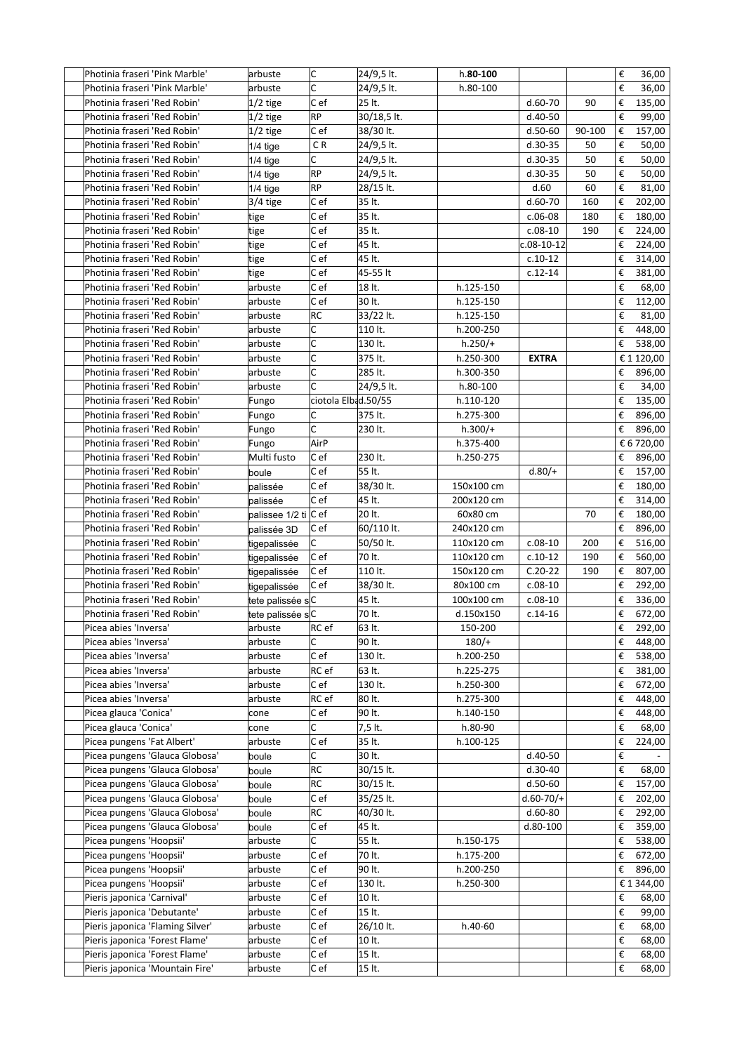| | | | | | | | |
|---|---|---|---|---|---|---|---|
| Photinia fraseri 'Pink Marble' | arbuste | C | 24/9,5 lt. | h.**80-100** | | | € 36,00 |
| Photinia fraseri 'Pink Marble' | arbuste | C | 24/9,5 lt. | h.80-100 | | | € 36,00 |
| Photinia fraseri 'Red Robin' | 1/2 tige | C ef | 25 lt. | | d.60-70 | 90 | € 135,00 |
| Photinia fraseri 'Red Robin' | 1/2 tige | RP | 30/18,5 lt. | | d.40-50 | | € 99,00 |
| Photinia fraseri 'Red Robin' | 1/2 tige | C ef | 38/30 lt. | | d.50-60 | 90-100 | € 157,00 |
| Photinia fraseri 'Red Robin' | 1/4 tige | C R | 24/9,5 lt. | | d.30-35 | 50 | € 50,00 |
| Photinia fraseri 'Red Robin' | 1/4 tige | C | 24/9,5 lt. | | d.30-35 | 50 | € 50,00 |
| Photinia fraseri 'Red Robin' | 1/4 tige | RP | 24/9,5 lt. | | d.30-35 | 50 | € 50,00 |
| Photinia fraseri 'Red Robin' | 1/4 tige | RP | 28/15 lt. | | d.60 | 60 | € 81,00 |
| Photinia fraseri 'Red Robin' | 3/4 tige | C ef | 35 lt. | | d.60-70 | 160 | € 202,00 |
| Photinia fraseri 'Red Robin' | tige | C ef | 35 lt. | | c.06-08 | 180 | € 180,00 |
| Photinia fraseri 'Red Robin' | tige | C ef | 35 lt. | | c.08-10 | 190 | € 224,00 |
| Photinia fraseri 'Red Robin' | tige | C ef | 45 lt. | | c.08-10-12 | | € 224,00 |
| Photinia fraseri 'Red Robin' | tige | C ef | 45 lt. | | c.10-12 | | € 314,00 |
| Photinia fraseri 'Red Robin' | tige | C ef | 45-55 lt | | c.12-14 | | € 381,00 |
| Photinia fraseri 'Red Robin' | arbuste | C ef | 18 lt. | h.125-150 | | | € 68,00 |
| Photinia fraseri 'Red Robin' | arbuste | C ef | 30 lt. | h.125-150 | | | € 112,00 |
| Photinia fraseri 'Red Robin' | arbuste | RC | 33/22 lt. | h.125-150 | | | € 81,00 |
| Photinia fraseri 'Red Robin' | arbuste | C | 110 lt. | h.200-250 | | | € 448,00 |
| Photinia fraseri 'Red Robin' | arbuste | C | 130 lt. | h.250/+ | | | € 538,00 |
| Photinia fraseri 'Red Robin' | arbuste | C | 375 lt. | h.250-300 | **EXTRA** | | € 1 120,00 |
| Photinia fraseri 'Red Robin' | arbuste | C | 285 lt. | h.300-350 | | | € 896,00 |
| Photinia fraseri 'Red Robin' | arbuste | C | 24/9,5 lt. | h.80-100 | | | € 34,00 |
| Photinia fraseri 'Red Robin' | Fungo | ciotola Elba | d.50/55 | h.110-120 | | | € 135,00 |
| Photinia fraseri 'Red Robin' | Fungo | C | 375 lt. | h.275-300 | | | € 896,00 |
| Photinia fraseri 'Red Robin' | Fungo | C | 230 lt. | h.300/+ | | | € 896,00 |
| Photinia fraseri 'Red Robin' | Fungo | AirP | | h.375-400 | | | € 6 720,00 |
| Photinia fraseri 'Red Robin' | Multi fusto | C ef | 230 lt. | h.250-275 | | | € 896,00 |
| Photinia fraseri 'Red Robin' | boule | C ef | 55 lt. | | d.80/+ | | € 157,00 |
| Photinia fraseri 'Red Robin' | palissée | C ef | 38/30 lt. | 150x100 cm | | | € 180,00 |
| Photinia fraseri 'Red Robin' | palissée | C ef | 45 lt. | 200x120 cm | | | € 314,00 |
| Photinia fraseri 'Red Robin' | palissee 1/2 ti | C ef | 20 lt. | 60x80 cm | | 70 | € 180,00 |
| Photinia fraseri 'Red Robin' | palissée 3D | C ef | 60/110 lt. | 240x120 cm | | | € 896,00 |
| Photinia fraseri 'Red Robin' | tigepalissée | C | 50/50 lt. | 110x120 cm | c.08-10 | 200 | € 516,00 |
| Photinia fraseri 'Red Robin' | tigepalissée | C ef | 70 lt. | 110x120 cm | c.10-12 | 190 | € 560,00 |
| Photinia fraseri 'Red Robin' | tigepalissée | C ef | 110 lt. | 150x120 cm | C.20-22 | 190 | € 807,00 |
| Photinia fraseri 'Red Robin' | tigepalissée | C ef | 38/30 lt. | 80x100 cm | c.08-10 | | € 292,00 |
| Photinia fraseri 'Red Robin' | tete palissée s | C | 45 lt. | 100x100 cm | c.08-10 | | € 336,00 |
| Photinia fraseri 'Red Robin' | tete palissée s | C | 70 lt. | d.150x150 | c.14-16 | | € 672,00 |
| Picea abies 'Inversa' | arbuste | RC ef | 63 lt. | 150-200 | | | € 292,00 |
| Picea abies 'Inversa' | arbuste | C | 90 lt. | 180/+ | | | € 448,00 |
| Picea abies 'Inversa' | arbuste | C ef | 130 lt. | h.200-250 | | | € 538,00 |
| Picea abies 'Inversa' | arbuste | RC ef | 63 lt. | h.225-275 | | | € 381,00 |
| Picea abies 'Inversa' | arbuste | C ef | 130 lt. | h.250-300 | | | € 672,00 |
| Picea abies 'Inversa' | arbuste | RC ef | 80 lt. | h.275-300 | | | € 448,00 |
| Picea glauca 'Conica' | cone | C ef | 90 lt. | h.140-150 | | | € 448,00 |
| Picea glauca 'Conica' | cone | C | 7,5 lt. | h.80-90 | | | € 68,00 |
| Picea pungens 'Fat Albert' | arbuste | C ef | 35 lt. | h.100-125 | | | € 224,00 |
| Picea pungens 'Glauca Globosa' | boule | C | 30 lt. | | d.40-50 | | € - |
| Picea pungens 'Glauca Globosa' | boule | RC | 30/15 lt. | | d.30-40 | | € 68,00 |
| Picea pungens 'Glauca Globosa' | boule | RC | 30/15 lt. | | d.50-60 | | € 157,00 |
| Picea pungens 'Glauca Globosa' | boule | C ef | 35/25 lt. | | d.60-70/+ | | € 202,00 |
| Picea pungens 'Glauca Globosa' | boule | RC | 40/30 lt. | | d.60-80 | | € 292,00 |
| Picea pungens 'Glauca Globosa' | boule | C ef | 45 lt. | | d.80-100 | | € 359,00 |
| Picea pungens 'Hoopsii' | arbuste | C | 55 lt. | h.150-175 | | | € 538,00 |
| Picea pungens 'Hoopsii' | arbuste | C ef | 70 lt. | h.175-200 | | | € 672,00 |
| Picea pungens 'Hoopsii' | arbuste | C ef | 90 lt. | h.200-250 | | | € 896,00 |
| Picea pungens 'Hoopsii' | arbuste | C ef | 130 lt. | h.250-300 | | | € 1 344,00 |
| Pieris japonica 'Carnival' | arbuste | C ef | 10 lt. | | | | € 68,00 |
| Pieris japonica 'Debutante' | arbuste | C ef | 15 lt. | | | | € 99,00 |
| Pieris japonica 'Flaming Silver' | arbuste | C ef | 26/10 lt. | h.40-60 | | | € 68,00 |
| Pieris japonica 'Forest Flame' | arbuste | C ef | 10 lt. | | | | € 68,00 |
| Pieris japonica 'Forest Flame' | arbuste | C ef | 15 lt. | | | | € 68,00 |
| Pieris japonica 'Mountain Fire' | arbuste | C ef | 15 lt. | | | | € 68,00 |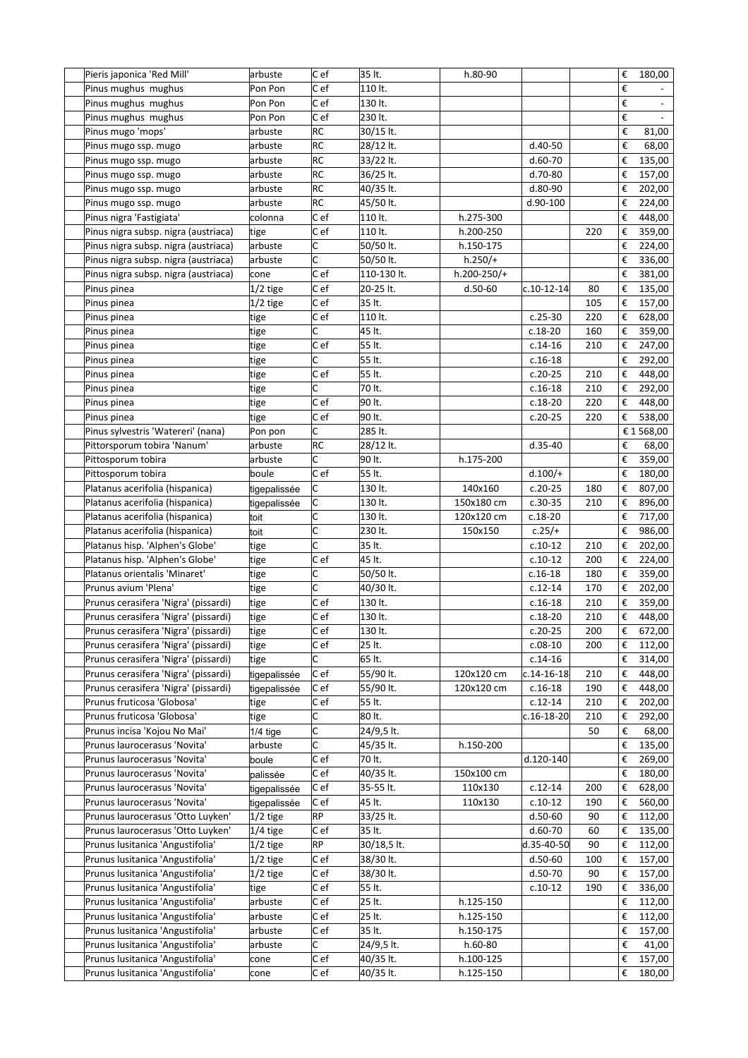| | | | | | | | |
|---|---|---|---|---|---|---|---|
| Pieris japonica 'Red Mill' | arbuste | C ef | 35 lt. | h.80-90 | | | € 180,00 |
| Pinus mughus mughus | Pon Pon | C ef | 110 lt. | | | | € - |
| Pinus mughus mughus | Pon Pon | C ef | 130 lt. | | | | € - |
| Pinus mughus mughus | Pon Pon | C ef | 230 lt. | | | | € - |
| Pinus mugo 'mops' | arbuste | RC | 30/15 lt. | | | | € 81,00 |
| Pinus mugo ssp. mugo | arbuste | RC | 28/12 lt. | | d.40-50 | | € 68,00 |
| Pinus mugo ssp. mugo | arbuste | RC | 33/22 lt. | | d.60-70 | | € 135,00 |
| Pinus mugo ssp. mugo | arbuste | RC | 36/25 lt. | | d.70-80 | | € 157,00 |
| Pinus mugo ssp. mugo | arbuste | RC | 40/35 lt. | | d.80-90 | | € 202,00 |
| Pinus mugo ssp. mugo | arbuste | RC | 45/50 lt. | | d.90-100 | | € 224,00 |
| Pinus nigra 'Fastigiata' | colonna | C ef | 110 lt. | h.275-300 | | | € 448,00 |
| Pinus nigra subsp. nigra (austriaca) | tige | C ef | 110 lt. | h.200-250 | | 220 | € 359,00 |
| Pinus nigra subsp. nigra (austriaca) | arbuste | C | 50/50 lt. | h.150-175 | | | € 224,00 |
| Pinus nigra subsp. nigra (austriaca) | arbuste | C | 50/50 lt. | h.250/+ | | | € 336,00 |
| Pinus nigra subsp. nigra (austriaca) | cone | C ef | 110-130 lt. | h.200-250/+ | | | € 381,00 |
| Pinus pinea | 1/2 tige | C ef | 20-25 lt. | d.50-60 | c.10-12-14 | 80 | € 135,00 |
| Pinus pinea | 1/2 tige | C ef | 35 lt. | | | 105 | € 157,00 |
| Pinus pinea | tige | C ef | 110 lt. | | c.25-30 | 220 | € 628,00 |
| Pinus pinea | tige | C | 45 lt. | | c.18-20 | 160 | € 359,00 |
| Pinus pinea | tige | C ef | 55 lt. | | c.14-16 | 210 | € 247,00 |
| Pinus pinea | tige | C | 55 lt. | | c.16-18 | | € 292,00 |
| Pinus pinea | tige | C ef | 55 lt. | | c.20-25 | 210 | € 448,00 |
| Pinus pinea | tige | C | 70 lt. | | c.16-18 | 210 | € 292,00 |
| Pinus pinea | tige | C ef | 90 lt. | | c.18-20 | 220 | € 448,00 |
| Pinus pinea | tige | C ef | 90 lt. | | c.20-25 | 220 | € 538,00 |
| Pinus sylvestris 'Watereri' (nana) | Pon pon | C | 285 lt. | | | | € 1 568,00 |
| Pittorsporum tobira 'Nanum' | arbuste | RC | 28/12 lt. | | d.35-40 | | € 68,00 |
| Pittosporum tobira | arbuste | C | 90 lt. | h.175-200 | | | € 359,00 |
| Pittosporum tobira | boule | C ef | 55 lt. | | d.100/+ | | € 180,00 |
| Platanus acerifolia (hispanica) | tigepalissée | C | 130 lt. | 140x160 | c.20-25 | 180 | € 807,00 |
| Platanus acerifolia (hispanica) | tigepalissée | C | 130 lt. | 150x180 cm | c.30-35 | 210 | € 896,00 |
| Platanus acerifolia (hispanica) | toit | C | 130 lt. | 120x120 cm | c.18-20 | | € 717,00 |
| Platanus acerifolia (hispanica) | toit | C | 230 lt. | 150x150 | c.25/+ | | € 986,00 |
| Platanus hisp. 'Alphen's Globe' | tige | C | 35 lt. | | c.10-12 | 210 | € 202,00 |
| Platanus hisp. 'Alphen's Globe' | tige | C ef | 45 lt. | | c.10-12 | 200 | € 224,00 |
| Platanus orientalis 'Minaret' | tige | C | 50/50 lt. | | c.16-18 | 180 | € 359,00 |
| Prunus avium 'Plena' | tige | C | 40/30 lt. | | c.12-14 | 170 | € 202,00 |
| Prunus cerasifera 'Nigra' (pissardi) | tige | C ef | 130 lt. | | c.16-18 | 210 | € 359,00 |
| Prunus cerasifera 'Nigra' (pissardi) | tige | C ef | 130 lt. | | c.18-20 | 210 | € 448,00 |
| Prunus cerasifera 'Nigra' (pissardi) | tige | C ef | 130 lt. | | c.20-25 | 200 | € 672,00 |
| Prunus cerasifera 'Nigra' (pissardi) | tige | C ef | 25 lt. | | c.08-10 | 200 | € 112,00 |
| Prunus cerasifera 'Nigra' (pissardi) | tige | C | 65 lt. | | c.14-16 | | € 314,00 |
| Prunus cerasifera 'Nigra' (pissardi) | tigepalissée | C ef | 55/90 lt. | 120x120 cm | c.14-16-18 | 210 | € 448,00 |
| Prunus cerasifera 'Nigra' (pissardi) | tigepalissée | C ef | 55/90 lt. | 120x120 cm | c.16-18 | 190 | € 448,00 |
| Prunus fruticosa 'Globosa' | tige | C ef | 55 lt. | | c.12-14 | 210 | € 202,00 |
| Prunus fruticosa 'Globosa' | tige | C | 80 lt. | | c.16-18-20 | 210 | € 292,00 |
| Prunus incisa 'Kojou No Mai' | 1/4 tige | C | 24/9,5 lt. | | | 50 | € 68,00 |
| Prunus laurocerasus 'Novita' | arbuste | C | 45/35 lt. | h.150-200 | | | € 135,00 |
| Prunus laurocerasus 'Novita' | boule | C ef | 70 lt. | | d.120-140 | | € 269,00 |
| Prunus laurocerasus 'Novita' | palissée | C ef | 40/35 lt. | 150x100 cm | | | € 180,00 |
| Prunus laurocerasus 'Novita' | tigepalissée | C ef | 35-55 lt. | 110x130 | c.12-14 | 200 | € 628,00 |
| Prunus laurocerasus 'Novita' | tigepalissée | C ef | 45 lt. | 110x130 | c.10-12 | 190 | € 560,00 |
| Prunus laurocerasus 'Otto Luyken' | 1/2 tige | RP | 33/25 lt. | | d.50-60 | 90 | € 112,00 |
| Prunus laurocerasus 'Otto Luyken' | 1/4 tige | C ef | 35 lt. | | d.60-70 | 60 | € 135,00 |
| Prunus lusitanica 'Angustifolia' | 1/2 tige | RP | 30/18,5 lt. | | d.35-40-50 | 90 | € 112,00 |
| Prunus lusitanica 'Angustifolia' | 1/2 tige | C ef | 38/30 lt. | | d.50-60 | 100 | € 157,00 |
| Prunus lusitanica 'Angustifolia' | 1/2 tige | C ef | 38/30 lt. | | d.50-70 | 90 | € 157,00 |
| Prunus lusitanica 'Angustifolia' | tige | C ef | 55 lt. | | c.10-12 | 190 | € 336,00 |
| Prunus lusitanica 'Angustifolia' | arbuste | C ef | 25 lt. | h.125-150 | | | € 112,00 |
| Prunus lusitanica 'Angustifolia' | arbuste | C ef | 25 lt. | h.125-150 | | | € 112,00 |
| Prunus lusitanica 'Angustifolia' | arbuste | C ef | 35 lt. | h.150-175 | | | € 157,00 |
| Prunus lusitanica 'Angustifolia' | arbuste | C | 24/9,5 lt. | h.60-80 | | | € 41,00 |
| Prunus lusitanica 'Angustifolia' | cone | C ef | 40/35 lt. | h.100-125 | | | € 157,00 |
| Prunus lusitanica 'Angustifolia' | cone | C ef | 40/35 lt. | h.125-150 | | | € 180,00 |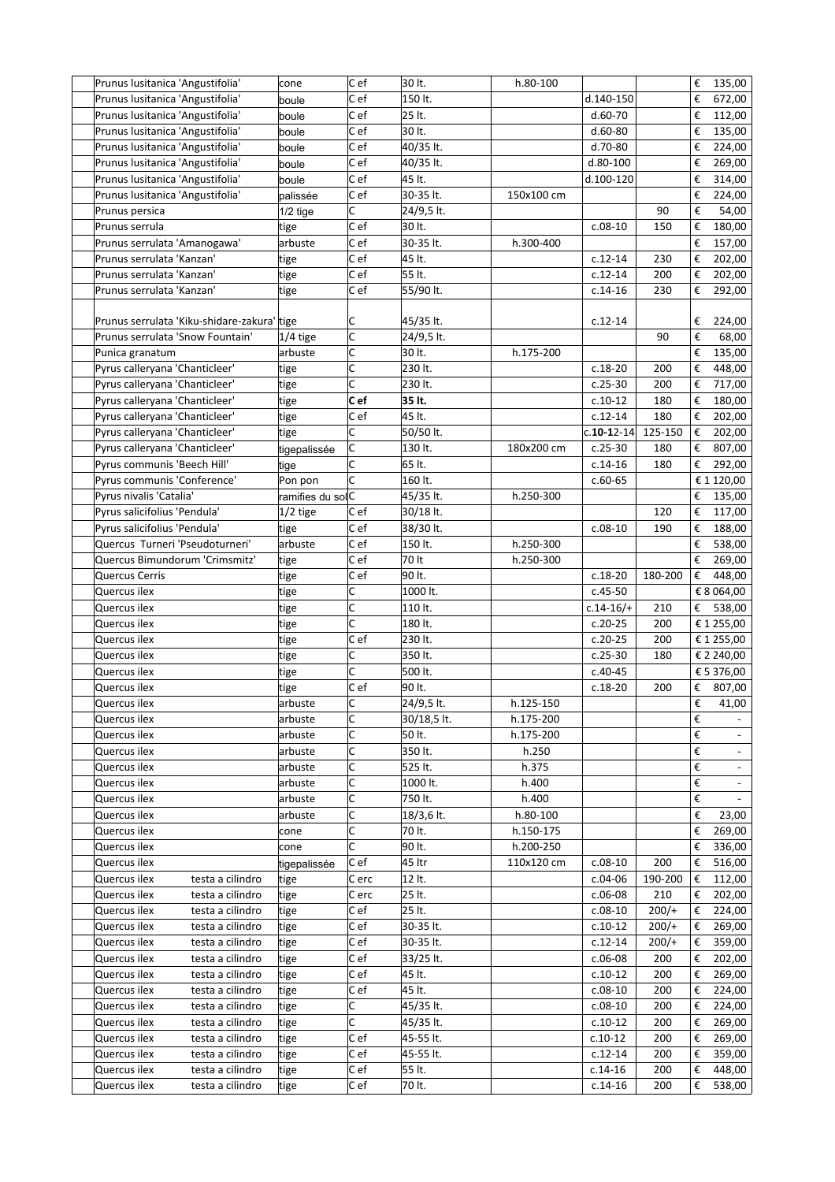| | | | | | | | | |
|---|---|---|---|---|---|---|---|---|
| | Prunus lusitanica 'Angustifolia' | cone | C ef | 30 lt. | h.80-100 | | | € 135,00 |
| | Prunus lusitanica 'Angustifolia' | boule | C ef | 150 lt. | | d.140-150 | | € 672,00 |
| | Prunus lusitanica 'Angustifolia' | boule | C ef | 25 lt. | | d.60-70 | | € 112,00 |
| | Prunus lusitanica 'Angustifolia' | boule | C ef | 30 lt. | | d.60-80 | | € 135,00 |
| | Prunus lusitanica 'Angustifolia' | boule | C ef | 40/35 lt. | | d.70-80 | | € 224,00 |
| | Prunus lusitanica 'Angustifolia' | boule | C ef | 40/35 lt. | | d.80-100 | | € 269,00 |
| | Prunus lusitanica 'Angustifolia' | boule | C ef | 45 lt. | | d.100-120 | | € 314,00 |
| | Prunus lusitanica 'Angustifolia' | palissée | C ef | 30-35 lt. | 150x100 cm | | | € 224,00 |
| | Prunus persica | 1/2 tige | C | 24/9,5 lt. | | | 90 | € 54,00 |
| | Prunus serrula | tige | C ef | 30 lt. | | c.08-10 | 150 | € 180,00 |
| | Prunus serrulata 'Amanogawa' | arbuste | C ef | 30-35 lt. | h.300-400 | | | € 157,00 |
| | Prunus serrulata 'Kanzan' | tige | C ef | 45 lt. | | c.12-14 | 230 | € 202,00 |
| | Prunus serrulata 'Kanzan' | tige | C ef | 55 lt. | | c.12-14 | 200 | € 202,00 |
| | Prunus serrulata 'Kanzan' | tige | C ef | 55/90 lt. | | c.14-16 | 230 | € 292,00 |
| | Prunus serrulata 'Kiku-shidare-zakura' | tige | C | 45/35 lt. | | c.12-14 | | € 224,00 |
| | Prunus serrulata 'Snow Fountain' | 1/4 tige | C | 24/9,5 lt. | | | 90 | € 68,00 |
| | Punica granatum | arbuste | C | 30 lt. | h.175-200 | | | € 135,00 |
| | Pyrus calleryana 'Chanticleer' | tige | C | 230 lt. | | c.18-20 | 200 | € 448,00 |
| | Pyrus calleryana 'Chanticleer' | tige | C | 230 lt. | | c.25-30 | 200 | € 717,00 |
| | Pyrus calleryana 'Chanticleer' | tige | **C ef** | **35 lt.** | | c.10-12 | 180 | € 180,00 |
| | Pyrus calleryana 'Chanticleer' | tige | C ef | 45 lt. | | c.12-14 | 180 | € 202,00 |
| | Pyrus calleryana 'Chanticleer' | tige | C | 50/50 lt. | | c.**10-1**2-14 | 125-150 | € 202,00 |
| | Pyrus calleryana 'Chanticleer' | tigepalissée | C | 130 lt. | 180x200 cm | c.25-30 | 180 | € 807,00 |
| | Pyrus communis 'Beech Hill' | tige | C | 65 lt. | | c.14-16 | 180 | € 292,00 |
| | Pyrus communis 'Conference' | Pon pon | C | 160 lt. | | c.60-65 | | € 1 120,00 |
| | Pyrus nivalis 'Catalia' | ramifies du sol | C | 45/35 lt. | h.250-300 | | | € 135,00 |
| | Pyrus salicifolius 'Pendula' | 1/2 tige | C ef | 30/18 lt. | | | 120 | € 117,00 |
| | Pyrus salicifolius 'Pendula' | tige | C ef | 38/30 lt. | | c.08-10 | 190 | € 188,00 |
| | Quercus Turneri 'Pseudoturneri' | arbuste | C ef | 150 lt. | h.250-300 | | | € 538,00 |
| | Quercus Bimundorum 'Crimsmitz' | tige | C ef | 70 lt | h.250-300 | | | € 269,00 |
| | Quercus Cerris | tige | C ef | 90 lt. | | c.18-20 | 180-200 | € 448,00 |
| | Quercus ilex | tige | C | 1000 lt. | | c.45-50 | | € 8 064,00 |
| | Quercus ilex | tige | C | 110 lt. | | c.14-16/+ | 210 | € 538,00 |
| | Quercus ilex | tige | C | 180 lt. | | c.20-25 | 200 | € 1 255,00 |
| | Quercus ilex | tige | C ef | 230 lt. | | c.20-25 | 200 | € 1 255,00 |
| | Quercus ilex | tige | C | 350 lt. | | c.25-30 | 180 | € 2 240,00 |
| | Quercus ilex | tige | C | 500 lt. | | c.40-45 | | € 5 376,00 |
| | Quercus ilex | tige | C ef | 90 lt. | | c.18-20 | 200 | € 807,00 |
| | Quercus ilex | arbuste | C | 24/9,5 lt. | h.125-150 | | | € 41,00 |
| | Quercus ilex | arbuste | C | 30/18,5 lt. | h.175-200 | | | € - |
| | Quercus ilex | arbuste | C | 50 lt. | h.175-200 | | | € - |
| | Quercus ilex | arbuste | C | 350 lt. | h.250 | | | € - |
| | Quercus ilex | arbuste | C | 525 lt. | h.375 | | | € - |
| | Quercus ilex | arbuste | C | 1000 lt. | h.400 | | | € - |
| | Quercus ilex | arbuste | C | 750 lt. | h.400 | | | € - |
| | Quercus ilex | arbuste | C | 18/3,6 lt. | h.80-100 | | | € 23,00 |
| | Quercus ilex | cone | C | 70 lt. | h.150-175 | | | € 269,00 |
| | Quercus ilex | cone | C | 90 lt. | h.200-250 | | | € 336,00 |
| | Quercus ilex | tigepalissée | C ef | 45 ltr | 110x120 cm | c.08-10 | 200 | € 516,00 |
| | Quercus ilex testa a cilindro | tige | C erc | 12 lt. | | c.04-06 | 190-200 | € 112,00 |
| | Quercus ilex testa a cilindro | tige | C erc | 25 lt. | | c.06-08 | 210 | € 202,00 |
| | Quercus ilex testa a cilindro | tige | C ef | 25 lt. | | c.08-10 | 200/+ | € 224,00 |
| | Quercus ilex testa a cilindro | tige | C ef | 30-35 lt. | | c.10-12 | 200/+ | € 269,00 |
| | Quercus ilex testa a cilindro | tige | C ef | 30-35 lt. | | c.12-14 | 200/+ | € 359,00 |
| | Quercus ilex testa a cilindro | tige | C ef | 33/25 lt. | | c.06-08 | 200 | € 202,00 |
| | Quercus ilex testa a cilindro | tige | C ef | 45 lt. | | c.10-12 | 200 | € 269,00 |
| | Quercus ilex testa a cilindro | tige | C ef | 45 lt. | | c.08-10 | 200 | € 224,00 |
| | Quercus ilex testa a cilindro | tige | C | 45/35 lt. | | c.08-10 | 200 | € 224,00 |
| | Quercus ilex testa a cilindro | tige | C | 45/35 lt. | | c.10-12 | 200 | € 269,00 |
| | Quercus ilex testa a cilindro | tige | C ef | 45-55 lt. | | c.10-12 | 200 | € 269,00 |
| | Quercus ilex testa a cilindro | tige | C ef | 45-55 lt. | | c.12-14 | 200 | € 359,00 |
| | Quercus ilex testa a cilindro | tige | C ef | 55 lt. | | c.14-16 | 200 | € 448,00 |
| | Quercus ilex testa a cilindro | tige | C ef | 70 lt. | | c.14-16 | 200 | € 538,00 |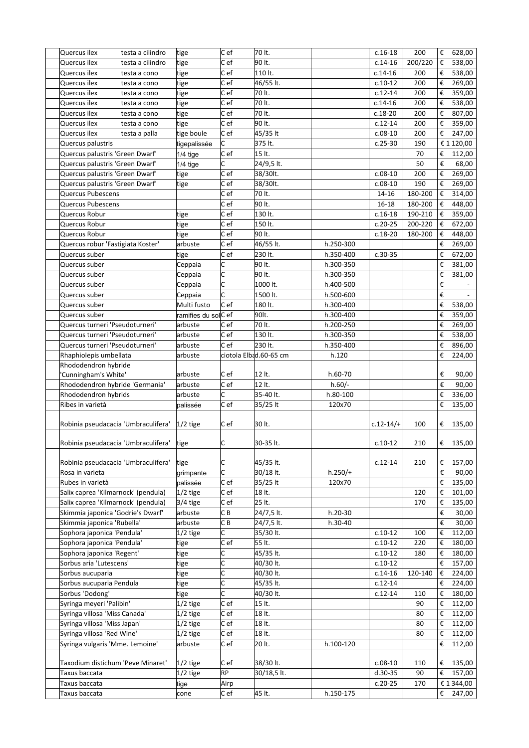| | | | | | | | | |
|---|---|---|---|---|---|---|---|---|
| Quercus ilex testa a cilindro | tige | C ef | 70 lt. | | c.16-18 | 200 | € | 628,00 |
| Quercus ilex testa a cilindro | tige | C ef | 90 lt. | | c.14-16 | 200/220 | € | 538,00 |
| Quercus ilex testa a cono | tige | C ef | 110 lt. | | c.14-16 | 200 | € | 538,00 |
| Quercus ilex testa a cono | tige | C ef | 46/55 lt. | | c.10-12 | 200 | € | 269,00 |
| Quercus ilex testa a cono | tige | C ef | 70 lt. | | c.12-14 | 200 | € | 359,00 |
| Quercus ilex testa a cono | tige | C ef | 70 lt. | | c.14-16 | 200 | € | 538,00 |
| Quercus ilex testa a cono | tige | C ef | 70 lt. | | c.18-20 | 200 | € | 807,00 |
| Quercus ilex testa a cono | tige | C ef | 90 lt. | | c.12-14 | 200 | € | 359,00 |
| Quercus ilex testa a palla | tige boule | C ef | 45/35 lt | | c.08-10 | 200 | € | 247,00 |
| Quercus palustris | tigepalissée | C | 375 lt. | | c.25-30 | 190 | € | 1 120,00 |
| Quercus palustris 'Green Dwarf' | 1/4 tige | C ef | 15 lt. | | | 70 | € | 112,00 |
| Quercus palustris 'Green Dwarf' | 1/4 tige | C | 24/9,5 lt. | | | 50 | € | 68,00 |
| Quercus palustris 'Green Dwarf' | tige | C ef | 38/30lt. | | c.08-10 | 200 | € | 269,00 |
| Quercus palustris 'Green Dwarf' | tige | C ef | 38/30lt. | | c.08-10 | 190 | € | 269,00 |
| Quercus Pubescens | | C ef | 70 lt. | | 14-16 | 180-200 | € | 314,00 |
| Quercus Pubescens | | C ef | 90 lt. | | 16-18 | 180-200 | € | 448,00 |
| Quercus Robur | tige | C ef | 130 lt. | | c.16-18 | 190-210 | € | 359,00 |
| Quercus Robur | tige | C ef | 150 lt. | | c.20-25 | 200-220 | € | 672,00 |
| Quercus Robur | tige | C ef | 90 lt. | | c.18-20 | 180-200 | € | 448,00 |
| Quercus robur 'Fastigiata Koster' | arbuste | C ef | 46/55 lt. | h.250-300 | | | € | 269,00 |
| Quercus suber | tige | C ef | 230 lt. | h.350-400 | c.30-35 | | € | 672,00 |
| Quercus suber | Ceppaia | C | 90 lt. | h.300-350 | | | € | 381,00 |
| Quercus suber | Ceppaia | C | 90 lt. | h.300-350 | | | € | 381,00 |
| Quercus suber | Ceppaia | C | 1000 lt. | h.400-500 | | | € | - |
| Quercus suber | Ceppaia | C | 1500 lt. | h.500-600 | | | € | - |
| Quercus suber | Multi fusto | C ef | 180 lt. | h.300-400 | | | € | 538,00 |
| Quercus suber | ramifies du sol | C ef | 90lt. | h.300-400 | | | € | 359,00 |
| Quercus turneri 'Pseudoturneri' | arbuste | C ef | 70 lt. | h.200-250 | | | € | 269,00 |
| Quercus turneri 'Pseudoturneri' | arbuste | C ef | 130 lt. | h.300-350 | | | € | 538,00 |
| Quercus turneri 'Pseudoturneri' | arbuste | C ef | 230 lt. | h.350-400 | | | € | 896,00 |
| Rhaphiolepis umbellata | arbuste | ciotola El | bd.60-65 cm | h.120 | | | € | 224,00 |
| Rhododendron hybride 'Cunningham's White' | arbuste | C ef | 12 lt. | h.60-70 | | | € | 90,00 |
| Rhododendron hybride 'Germania' | arbuste | C ef | 12 lt. | h.60/- | | | € | 90,00 |
| Rhododendron hybrids | arbuste | C | 35-40 lt. | h.80-100 | | | € | 336,00 |
| Ribes in varietà | palissée | C ef | 35/25 lt | 120x70 | | | € | 135,00 |
| Robinia pseudacacia 'Umbraculifera' | 1/2 tige | C ef | 30 lt. | | c.12-14/+ | 100 | € | 135,00 |
| Robinia pseudacacia 'Umbraculifera' | tige | C | 30-35 lt. | | c.10-12 | 210 | € | 135,00 |
| Robinia pseudacacia 'Umbraculifera' | tige | C | 45/35 lt. | | c.12-14 | 210 | € | 157,00 |
| Rosa in varieta | grimpante | C | 30/18 lt. | h.250/+ | | | € | 90,00 |
| Rubes in varietà | palissée | C ef | 35/25 lt | 120x70 | | | € | 135,00 |
| Salix caprea 'Kilmarnock' (pendula) | 1/2 tige | C ef | 18 lt. | | | 120 | € | 101,00 |
| Salix caprea 'Kilmarnock' (pendula) | 3/4 tige | C ef | 25 lt. | | | 170 | € | 135,00 |
| Skimmia japonica 'Godrie's Dwarf' | arbuste | C B | 24/7,5 lt. | h.20-30 | | | € | 30,00 |
| Skimmia japonica 'Rubella' | arbuste | C B | 24/7,5 lt. | h.30-40 | | | € | 30,00 |
| Sophora japonica 'Pendula' | 1/2 tige | C | 35/30 lt. | | c.10-12 | 100 | € | 112,00 |
| Sophora japonica 'Pendula' | tige | C ef | 55 lt. | | c.10-12 | 220 | € | 180,00 |
| Sophora japonica 'Regent' | tige | C | 45/35 lt. | | c.10-12 | 180 | € | 180,00 |
| Sorbus aria 'Lutescens' | tige | C | 40/30 lt. | | c.10-12 | | € | 157,00 |
| Sorbus aucuparia | tige | C | 40/30 lt. | | c.14-16 | 120-140 | € | 224,00 |
| Sorbus aucuparia Pendula | tige | C | 45/35 lt. | | c.12-14 | | € | 224,00 |
| Sorbus 'Dodong' | tige | C | 40/30 lt. | | c.12-14 | 110 | € | 180,00 |
| Syringa meyeri 'Palibin' | 1/2 tige | C ef | 15 lt. | | | 90 | € | 112,00 |
| Syringa villosa 'Miss Canada' | 1/2 tige | C ef | 18 lt. | | | 80 | € | 112,00 |
| Syringa villosa 'Miss Japan' | 1/2 tige | C ef | 18 lt. | | | 80 | € | 112,00 |
| Syringa villosa 'Red Wine' | 1/2 tige | C ef | 18 lt. | | | 80 | € | 112,00 |
| Syringa vulgaris 'Mme. Lemoine' | arbuste | C ef | 20 lt. | h.100-120 | | | € | 112,00 |
| Taxodium distichum 'Peve Minaret' | 1/2 tige | C ef | 38/30 lt. | | c.08-10 | 110 | € | 135,00 |
| Taxus baccata | 1/2 tige | RP | 30/18,5 lt. | | d.30-35 | 90 | € | 157,00 |
| Taxus baccata | tige | Airp | | | c.20-25 | 170 | € | 1 344,00 |
| Taxus baccata | cone | C ef | 45 lt. | h.150-175 | | | € | 247,00 |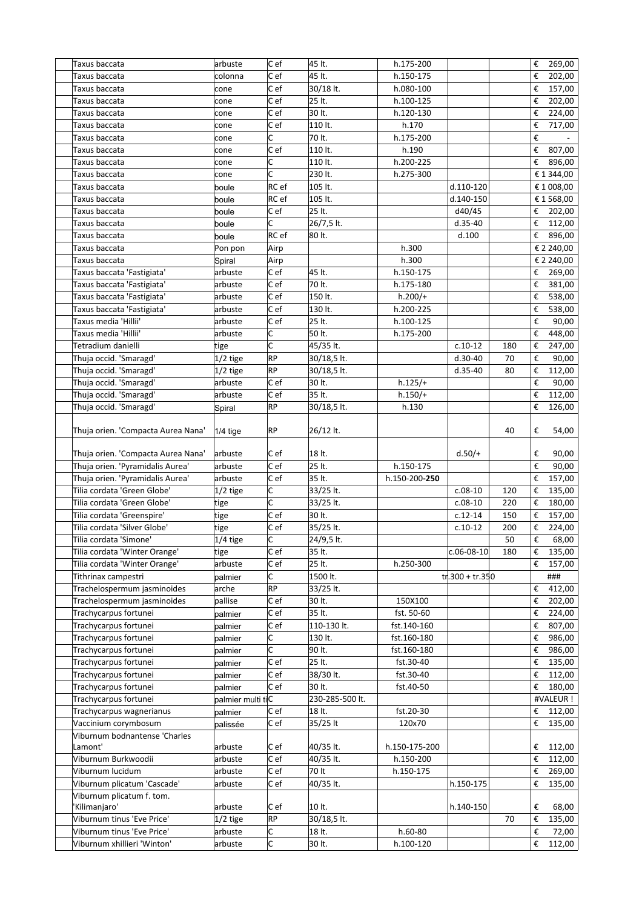| | | | | | | | |
|---|---|---|---|---|---|---|---|
| Taxus baccata | arbuste | C ef | 45 lt. | h.175-200 | | | € 269,00 |
| Taxus baccata | colonna | C ef | 45 lt. | h.150-175 | | | € 202,00 |
| Taxus baccata | cone | C ef | 30/18 lt. | h.080-100 | | | € 157,00 |
| Taxus baccata | cone | C ef | 25 lt. | h.100-125 | | | € 202,00 |
| Taxus baccata | cone | C ef | 30 lt. | h.120-130 | | | € 224,00 |
| Taxus baccata | cone | C ef | 110 lt. | h.170 | | | € 717,00 |
| Taxus baccata | cone | C | 70 lt. | h.175-200 | | | € - |
| Taxus baccata | cone | C ef | 110 lt. | h.190 | | | € 807,00 |
| Taxus baccata | cone | C | 110 lt. | h.200-225 | | | € 896,00 |
| Taxus baccata | cone | C | 230 lt. | h.275-300 | | | € 1 344,00 |
| Taxus baccata | boule | RC ef | 105 lt. | | d.110-120 | | € 1 008,00 |
| Taxus baccata | boule | RC ef | 105 lt. | | d.140-150 | | € 1 568,00 |
| Taxus baccata | boule | C ef | 25 lt. | | d40/45 | | € 202,00 |
| Taxus baccata | boule | C | 26/7,5 lt. | | d.35-40 | | € 112,00 |
| Taxus baccata | boule | RC ef | 80 lt. | | d.100 | | € 896,00 |
| Taxus baccata | Pon pon | Airp | | h.300 | | | € 2 240,00 |
| Taxus baccata | Spiral | Airp | | h.300 | | | € 2 240,00 |
| Taxus baccata 'Fastigiata' | arbuste | C ef | 45 lt. | h.150-175 | | | € 269,00 |
| Taxus baccata 'Fastigiata' | arbuste | C ef | 70 lt. | h.175-180 | | | € 381,00 |
| Taxus baccata 'Fastigiata' | arbuste | C ef | 150 lt. | h.200/+ | | | € 538,00 |
| Taxus baccata 'Fastigiata' | arbuste | C ef | 130 lt. | h.200-225 | | | € 538,00 |
| Taxus media 'Hillii' | arbuste | C ef | 25 lt. | h.100-125 | | | € 90,00 |
| Taxus media 'Hillii' | arbuste | C | 50 lt. | h.175-200 | | | € 448,00 |
| Tetradium danielli | tige | C | 45/35 lt. | | c.10-12 | 180 | € 247,00 |
| Thuja occid. 'Smaragd' | 1/2 tige | RP | 30/18,5 lt. | | d.30-40 | 70 | € 90,00 |
| Thuja occid. 'Smaragd' | 1/2 tige | RP | 30/18,5 lt. | | d.35-40 | 80 | € 112,00 |
| Thuja occid. 'Smaragd' | arbuste | C ef | 30 lt. | h.125/+ | | | € 90,00 |
| Thuja occid. 'Smaragd' | arbuste | C ef | 35 lt. | h.150/+ | | | € 112,00 |
| Thuja occid. 'Smaragd' | Spiral | RP | 30/18,5 lt. | h.130 | | | € 126,00 |
| Thuja orien. 'Compacta Aurea Nana' | 1/4 tige | RP | 26/12 lt. | | | 40 | € 54,00 |
| Thuja orien. 'Compacta Aurea Nana' | arbuste | C ef | 18 lt. | | d.50/+ | | € 90,00 |
| Thuja orien. 'Pyramidalis Aurea' | arbuste | C ef | 25 lt. | h.150-175 | | | € 90,00 |
| Thuja orien. 'Pyramidalis Aurea' | arbuste | C ef | 35 lt. | h.150-200-**250** | | | € 157,00 |
| Tilia cordata 'Green Globe' | 1/2 tige | C | 33/25 lt. | | c.08-10 | 120 | € 135,00 |
| Tilia cordata 'Green Globe' | tige | C | 33/25 lt. | | c.08-10 | 220 | € 180,00 |
| Tilia cordata 'Greenspire' | tige | C ef | 30 lt. | | c.12-14 | 150 | € 157,00 |
| Tilia cordata 'Silver Globe' | tige | C ef | 35/25 lt. | | c.10-12 | 200 | € 224,00 |
| Tilia cordata 'Simone' | 1/4 tige | C | 24/9,5 lt. | | | 50 | € 68,00 |
| Tilia cordata 'Winter Orange' | tige | C ef | 35 lt. | | c.06-08-10 | 180 | € 135,00 |
| Tilia cordata 'Winter Orange' | arbuste | C ef | 25 lt. | h.250-300 | | | € 157,00 |
| Tithrinax campestri | palmier | C | 1500 lt. | | tr.300 + tr.350 | | ### |
| Trachelospermum jasminoides | arche | RP | 33/25 lt. | | | | € 412,00 |
| Trachelospermum jasminoides | pallise | C ef | 30 lt. | 150X100 | | | € 202,00 |
| Trachycarpus fortunei | palmier | C ef | 35 lt. | fst. 50-60 | | | € 224,00 |
| Trachycarpus fortunei | palmier | C ef | 110-130 lt. | fst.140-160 | | | € 807,00 |
| Trachycarpus fortunei | palmier | C | 130 lt. | fst.160-180 | | | € 986,00 |
| Trachycarpus fortunei | palmier | C | 90 lt. | fst.160-180 | | | € 986,00 |
| Trachycarpus fortunei | palmier | C ef | 25 lt. | fst.30-40 | | | € 135,00 |
| Trachycarpus fortunei | palmier | C ef | 38/30 lt. | fst.30-40 | | | € 112,00 |
| Trachycarpus fortunei | palmier | C ef | 30 lt. | fst.40-50 | | | € 180,00 |
| Trachycarpus fortunei | palmier multi ti | C | 230-285-500 lt. | | | | #VALEUR ! |
| Trachycarpus wagnerianus | palmier | C ef | 18 lt. | fst.20-30 | | | € 112,00 |
| Vaccinium corymbosum | palissée | C ef | 35/25 lt | 120x70 | | | € 135,00 |
| Viburnum bodnantense 'Charles Lamont' | arbuste | C ef | 40/35 lt. | h.150-175-200 | | | € 112,00 |
| Viburnum Burkwoodii | arbuste | C ef | 40/35 lt. | h.150-200 | | | € 112,00 |
| Viburnum lucidum | arbuste | C ef | 70 lt | h.150-175 | | | € 269,00 |
| Viburnum plicatum 'Cascade' | arbuste | C ef | 40/35 lt. | | h.150-175 | | € 135,00 |
| Viburnum plicatum f. tom. 'Kilimanjaro' | arbuste | C ef | 10 lt. | | h.140-150 | | € 68,00 |
| Viburnum tinus 'Eve Price' | 1/2 tige | RP | 30/18,5 lt. | | | 70 | € 135,00 |
| Viburnum tinus 'Eve Price' | arbuste | C | 18 lt. | h.60-80 | | | € 72,00 |
| Viburnum xhillieri 'Winton' | arbuste | C | 30 lt. | h.100-120 | | | € 112,00 |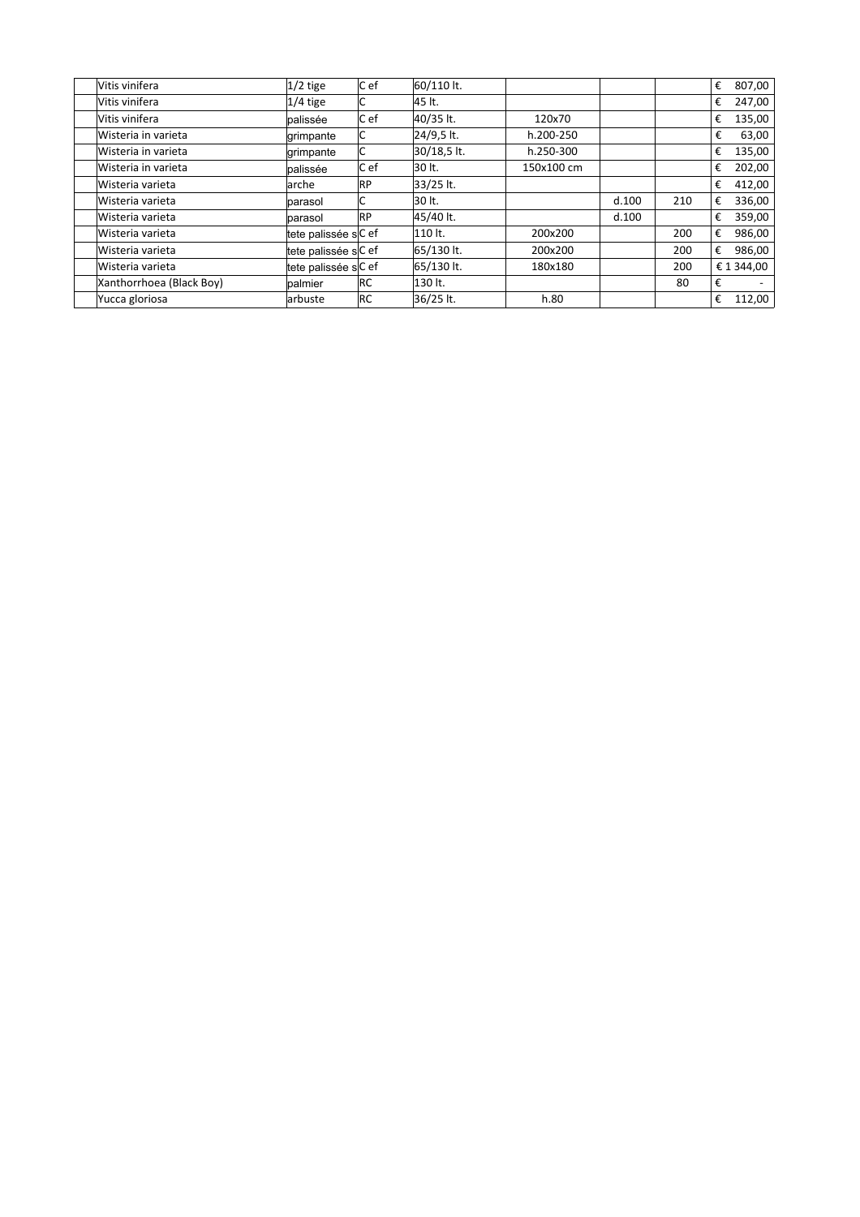| | | | | | | | | |
|---|---|---|---|---|---|---|---|---|
| | Vitis vinifera | 1/2 tige | C ef | 60/110 lt. | | | | € 807,00 |
| | Vitis vinifera | 1/4 tige | C | 45 lt. | | | | € 247,00 |
| | Vitis vinifera | palissée | C ef | 40/35 lt. | 120x70 | | | € 135,00 |
| | Wisteria in varieta | grimpante | C | 24/9,5 lt. | h.200-250 | | | € 63,00 |
| | Wisteria in varieta | grimpante | C | 30/18,5 lt. | h.250-300 | | | € 135,00 |
| | Wisteria in varieta | palissée | C ef | 30 lt. | 150x100 cm | | | € 202,00 |
| | Wisteria varieta | arche | RP | 33/25 lt. | | | | € 412,00 |
| | Wisteria varieta | parasol | C | 30 lt. | | d.100 | 210 | € 336,00 |
| | Wisteria varieta | parasol | RP | 45/40 lt. | | d.100 | | € 359,00 |
| | Wisteria varieta | tete palissée s | C ef | 110 lt. | 200x200 | | 200 | € 986,00 |
| | Wisteria varieta | tete palissée s | C ef | 65/130 lt. | 200x200 | | 200 | € 986,00 |
| | Wisteria varieta | tete palissée s | C ef | 65/130 lt. | 180x180 | | 200 | € 1 344,00 |
| | Xanthorrhoea (Black Boy) | palmier | RC | 130 lt. | | | 80 | € - |
| | Yucca gloriosa | arbuste | RC | 36/25 lt. | h.80 | | | € 112,00 |